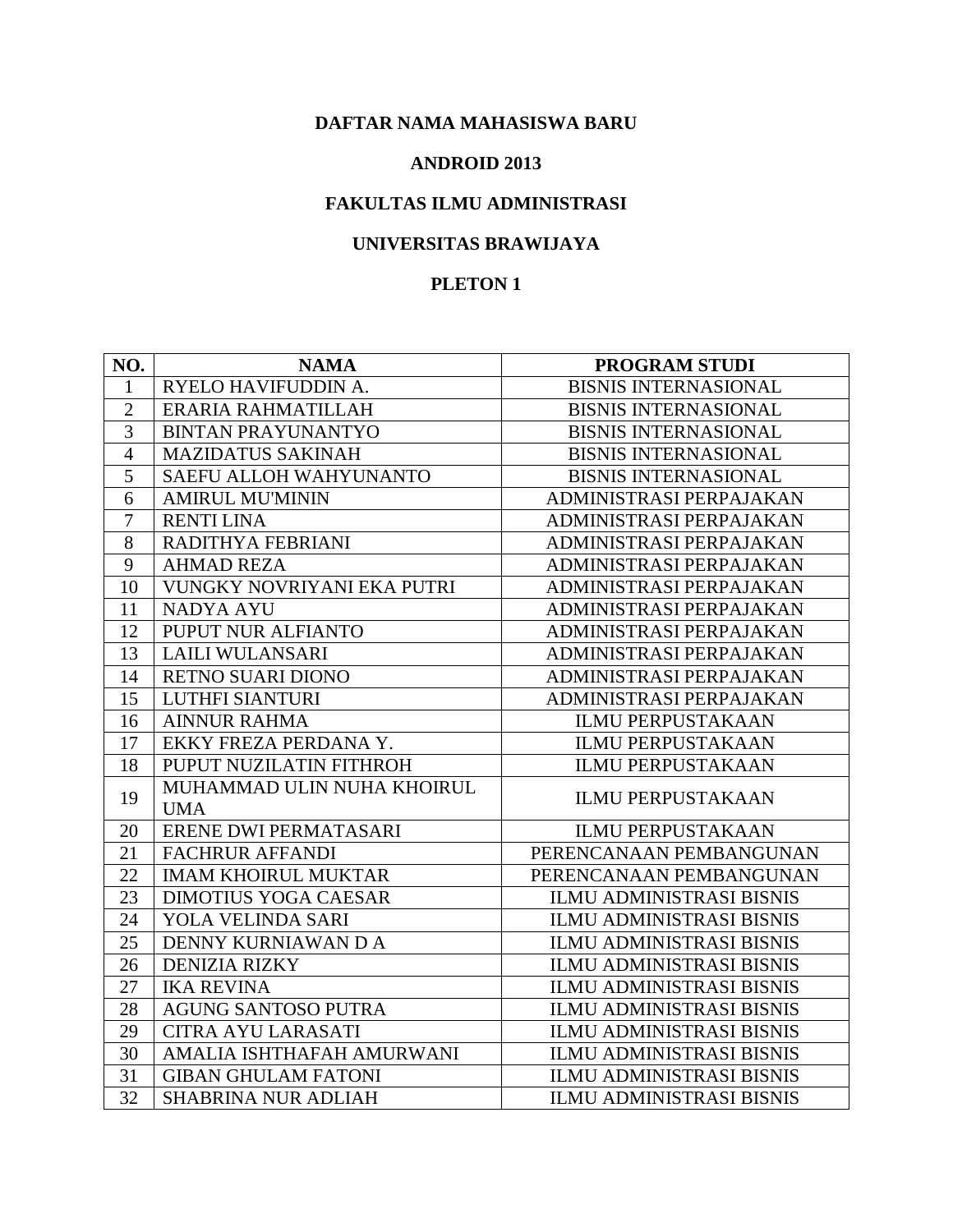**DAFTAR NAMA MAHASISWA BARU**

**ANDROID 2013**

**FAKULTAS ILMU ADMINISTRASI**

**UNIVERSITAS BRAWIJAYA**

**PLETON 1**

| NO. | NAMA | PROGRAM STUDI |
|---|---|---|
| 1 | RYELO HAVIFUDDIN A. | BISNIS INTERNASIONAL |
| 2 | ERARIA RAHMATILLAH | BISNIS INTERNASIONAL |
| 3 | BINTAN PRAYUNANTYO | BISNIS INTERNASIONAL |
| 4 | MAZIDATUS SAKINAH | BISNIS INTERNASIONAL |
| 5 | SAEFU ALLOH WAHYUNANTO | BISNIS INTERNASIONAL |
| 6 | AMIRUL MU'MININ | ADMINISTRASI PERPAJAKAN |
| 7 | RENTI LINA | ADMINISTRASI PERPAJAKAN |
| 8 | RADITHYA FEBRIANI | ADMINISTRASI PERPAJAKAN |
| 9 | AHMAD REZA | ADMINISTRASI PERPAJAKAN |
| 10 | VUNGKY NOVRIYANI EKA PUTRI | ADMINISTRASI PERPAJAKAN |
| 11 | NADYA AYU | ADMINISTRASI PERPAJAKAN |
| 12 | PUPUT NUR ALFIANTO | ADMINISTRASI PERPAJAKAN |
| 13 | LAILI WULANSARI | ADMINISTRASI PERPAJAKAN |
| 14 | RETNO SUARI DIONO | ADMINISTRASI PERPAJAKAN |
| 15 | LUTHFI SIANTURI | ADMINISTRASI PERPAJAKAN |
| 16 | AINNUR RAHMA | ILMU PERPUSTAKAAN |
| 17 | EKKY FREZA PERDANA Y. | ILMU PERPUSTAKAAN |
| 18 | PUPUT NUZILATIN FITHROH | ILMU PERPUSTAKAAN |
| 19 | MUHAMMAD ULIN NUHA KHOIRUL UMA | ILMU PERPUSTAKAAN |
| 20 | ERENE DWI PERMATASARI | ILMU PERPUSTAKAAN |
| 21 | FACHRUR AFFANDI | PERENCANAAN PEMBANGUNAN |
| 22 | IMAM KHOIRUL MUKTAR | PERENCANAAN PEMBANGUNAN |
| 23 | DIMOTIUS YOGA CAESAR | ILMU ADMINISTRASI BISNIS |
| 24 | YOLA VELINDA SARI | ILMU ADMINISTRASI BISNIS |
| 25 | DENNY KURNIAWAN D A | ILMU ADMINISTRASI BISNIS |
| 26 | DENIZIA RIZKY | ILMU ADMINISTRASI BISNIS |
| 27 | IKA REVINA | ILMU ADMINISTRASI BISNIS |
| 28 | AGUNG SANTOSO PUTRA | ILMU ADMINISTRASI BISNIS |
| 29 | CITRA AYU LARASATI | ILMU ADMINISTRASI BISNIS |
| 30 | AMALIA ISHTHAFAH AMURWANI | ILMU ADMINISTRASI BISNIS |
| 31 | GIBAN GHULAM FATONI | ILMU ADMINISTRASI BISNIS |
| 32 | SHABRINA NUR ADLIAH | ILMU ADMINISTRASI BISNIS |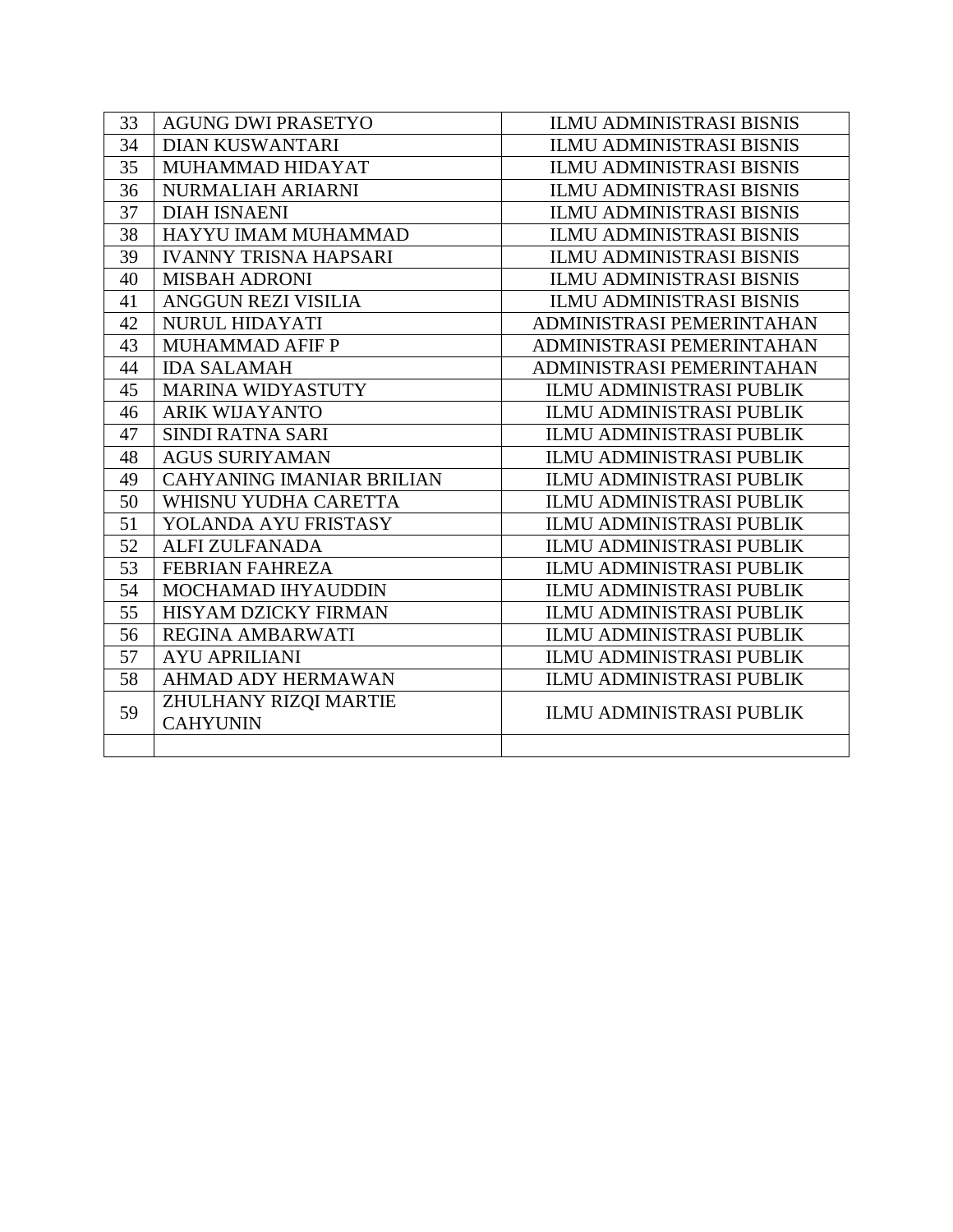| 33 | AGUNG DWI PRASETYO | ILMU ADMINISTRASI BISNIS |
|---|---|---|
| 34 | DIAN KUSWANTARI | ILMU ADMINISTRASI BISNIS |
| 35 | MUHAMMAD HIDAYAT | ILMU ADMINISTRASI BISNIS |
| 36 | NURMALIAH ARIARNI | ILMU ADMINISTRASI BISNIS |
| 37 | DIAH ISNAENI | ILMU ADMINISTRASI BISNIS |
| 38 | HAYYU IMAM MUHAMMAD | ILMU ADMINISTRASI BISNIS |
| 39 | IVANNY TRISNA HAPSARI | ILMU ADMINISTRASI BISNIS |
| 40 | MISBAH ADRONI | ILMU ADMINISTRASI BISNIS |
| 41 | ANGGUN REZI VISILIA | ILMU ADMINISTRASI BISNIS |
| 42 | NURUL HIDAYATI | ADMINISTRASI PEMERINTAHAN |
| 43 | MUHAMMAD AFIF P | ADMINISTRASI PEMERINTAHAN |
| 44 | IDA SALAMAH | ADMINISTRASI PEMERINTAHAN |
| 45 | MARINA WIDYASTUTY | ILMU ADMINISTRASI PUBLIK |
| 46 | ARIK WIJAYANTO | ILMU ADMINISTRASI PUBLIK |
| 47 | SINDI RATNA SARI | ILMU ADMINISTRASI PUBLIK |
| 48 | AGUS SURIYAMAN | ILMU ADMINISTRASI PUBLIK |
| 49 | CAHYANING IMANIAR BRILIAN | ILMU ADMINISTRASI PUBLIK |
| 50 | WHISNU YUDHA CARETTA | ILMU ADMINISTRASI PUBLIK |
| 51 | YOLANDA AYU FRISTASY | ILMU ADMINISTRASI PUBLIK |
| 52 | ALFI ZULFANADA | ILMU ADMINISTRASI PUBLIK |
| 53 | FEBRIAN FAHREZA | ILMU ADMINISTRASI PUBLIK |
| 54 | MOCHAMAD IHYAUDDIN | ILMU ADMINISTRASI PUBLIK |
| 55 | HISYAM DZICKY FIRMAN | ILMU ADMINISTRASI PUBLIK |
| 56 | REGINA AMBARWATI | ILMU ADMINISTRASI PUBLIK |
| 57 | AYU APRILIANI | ILMU ADMINISTRASI PUBLIK |
| 58 | AHMAD ADY HERMAWAN | ILMU ADMINISTRASI PUBLIK |
| 59 | ZHULHANY RIZQI MARTIE CAHYUNIN | ILMU ADMINISTRASI PUBLIK |
| | | |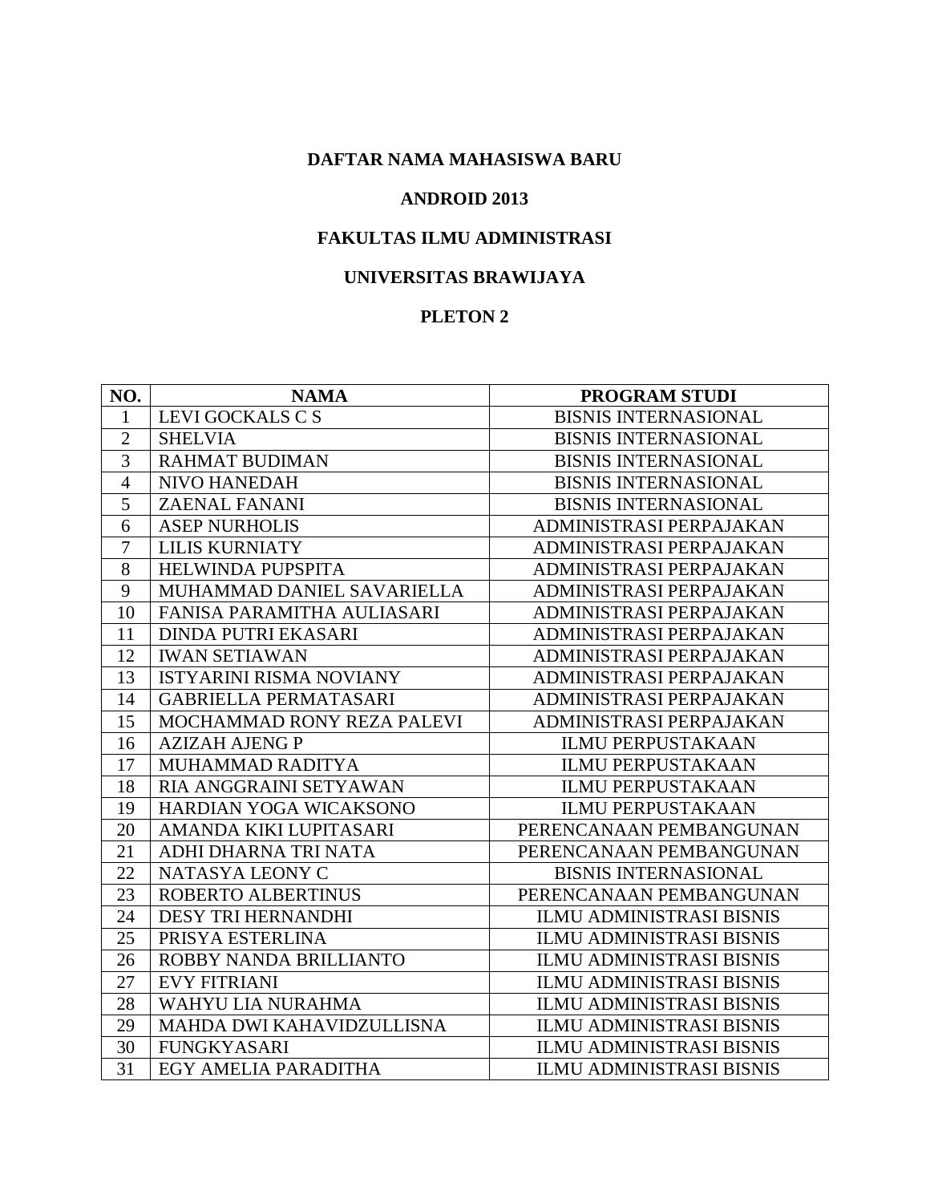**DAFTAR NAMA MAHASISWA BARU**

**ANDROID 2013**

**FAKULTAS ILMU ADMINISTRASI**

**UNIVERSITAS BRAWIJAYA**

**PLETON 2**

| NO. | NAMA | PROGRAM STUDI |
|---|---|---|
| 1 | LEVI GOCKALS C S | BISNIS INTERNASIONAL |
| 2 | SHELVIA | BISNIS INTERNASIONAL |
| 3 | RAHMAT BUDIMAN | BISNIS INTERNASIONAL |
| 4 | NIVO HANEDAH | BISNIS INTERNASIONAL |
| 5 | ZAENAL FANANI | BISNIS INTERNASIONAL |
| 6 | ASEP NURHOLIS | ADMINISTRASI PERPAJAKAN |
| 7 | LILIS KURNIATY | ADMINISTRASI PERPAJAKAN |
| 8 | HELWINDA PUPSPITA | ADMINISTRASI PERPAJAKAN |
| 9 | MUHAMMAD DANIEL SAVARIELLA | ADMINISTRASI PERPAJAKAN |
| 10 | FANISA PARAMITHA AULIASARI | ADMINISTRASI PERPAJAKAN |
| 11 | DINDA PUTRI EKASARI | ADMINISTRASI PERPAJAKAN |
| 12 | IWAN SETIAWAN | ADMINISTRASI PERPAJAKAN |
| 13 | ISTYARINI RISMA NOVIANY | ADMINISTRASI PERPAJAKAN |
| 14 | GABRIELLA PERMATASARI | ADMINISTRASI PERPAJAKAN |
| 15 | MOCHAMMAD RONY REZA PALEVI | ADMINISTRASI PERPAJAKAN |
| 16 | AZIZAH AJENG P | ILMU PERPUSTAKAAN |
| 17 | MUHAMMAD RADITYA | ILMU PERPUSTAKAAN |
| 18 | RIA ANGGRAINI SETYAWAN | ILMU PERPUSTAKAAN |
| 19 | HARDIAN YOGA WICAKSONO | ILMU PERPUSTAKAAN |
| 20 | AMANDA KIKI LUPITASARI | PERENCANAAN PEMBANGUNAN |
| 21 | ADHI DHARNA TRI NATA | PERENCANAAN PEMBANGUNAN |
| 22 | NATASYA LEONY C | BISNIS INTERNASIONAL |
| 23 | ROBERTO ALBERTINUS | PERENCANAAN PEMBANGUNAN |
| 24 | DESY TRI HERNANDHI | ILMU ADMINISTRASI BISNIS |
| 25 | PRISYA ESTERLINA | ILMU ADMINISTRASI BISNIS |
| 26 | ROBBY NANDA BRILLIANTO | ILMU ADMINISTRASI BISNIS |
| 27 | EVY FITRIANI | ILMU ADMINISTRASI BISNIS |
| 28 | WAHYU LIA NURAHMA | ILMU ADMINISTRASI BISNIS |
| 29 | MAHDA DWI KAHAVIDZULLISNA | ILMU ADMINISTRASI BISNIS |
| 30 | FUNGKYASARI | ILMU ADMINISTRASI BISNIS |
| 31 | EGY AMELIA PARADITHA | ILMU ADMINISTRASI BISNIS |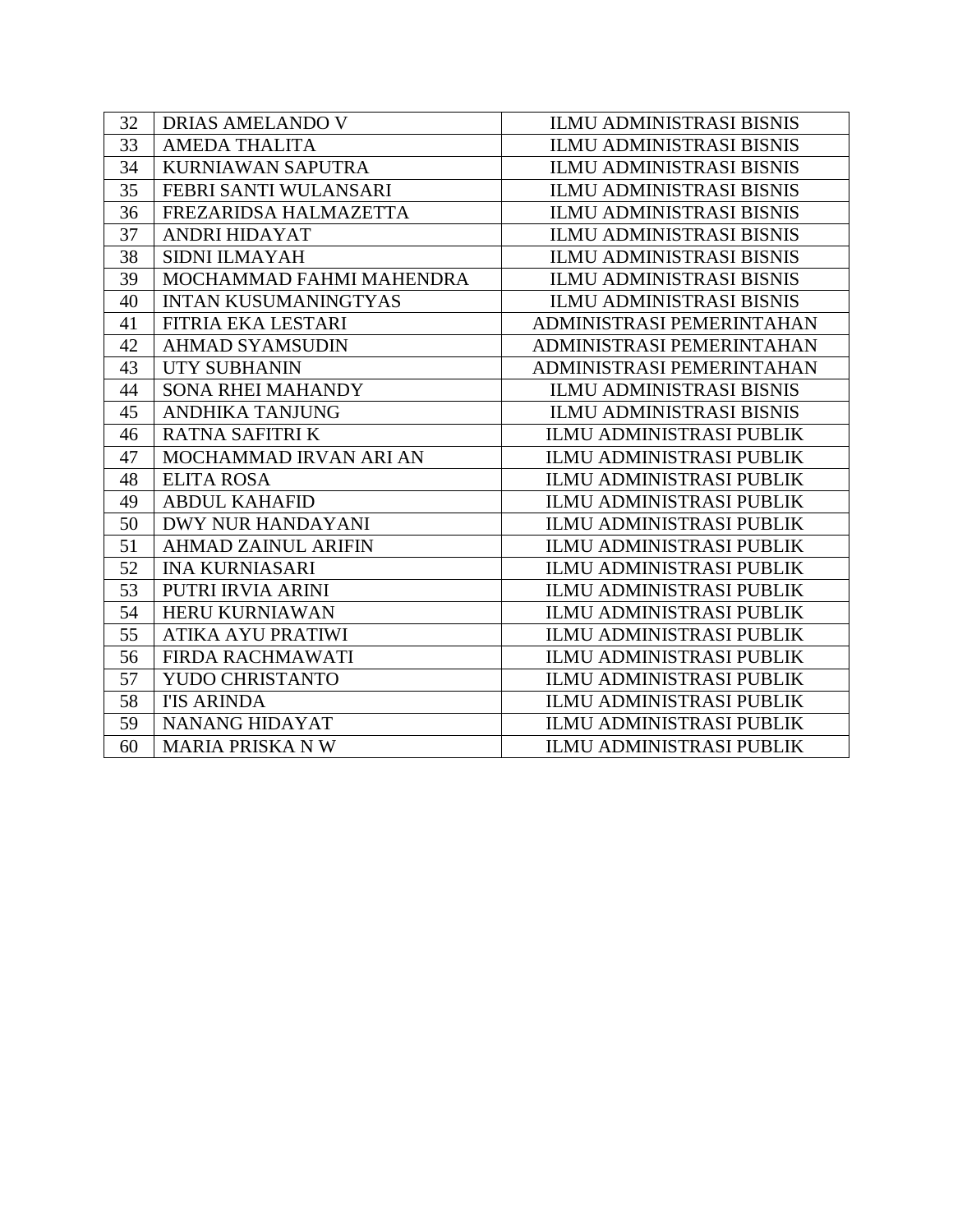| 32 | DRIAS AMELANDO V | ILMU ADMINISTRASI BISNIS |
|---|---|---|
| 33 | AMEDA THALITA | ILMU ADMINISTRASI BISNIS |
| 34 | KURNIAWAN SAPUTRA | ILMU ADMINISTRASI BISNIS |
| 35 | FEBRI SANTI WULANSARI | ILMU ADMINISTRASI BISNIS |
| 36 | FREZARIDSA HALMAZETTA | ILMU ADMINISTRASI BISNIS |
| 37 | ANDRI HIDAYAT | ILMU ADMINISTRASI BISNIS |
| 38 | SIDNI ILMAYAH | ILMU ADMINISTRASI BISNIS |
| 39 | MOCHAMMAD FAHMI MAHENDRA | ILMU ADMINISTRASI BISNIS |
| 40 | INTAN KUSUMANINGTYAS | ILMU ADMINISTRASI BISNIS |
| 41 | FITRIA EKA LESTARI | ADMINISTRASI PEMERINTAHAN |
| 42 | AHMAD SYAMSUDIN | ADMINISTRASI PEMERINTAHAN |
| 43 | UTY SUBHANIN | ADMINISTRASI PEMERINTAHAN |
| 44 | SONA RHEI MAHANDY | ILMU ADMINISTRASI BISNIS |
| 45 | ANDHIKA TANJUNG | ILMU ADMINISTRASI BISNIS |
| 46 | RATNA SAFITRI K | ILMU ADMINISTRASI PUBLIK |
| 47 | MOCHAMMAD IRVAN ARI AN | ILMU ADMINISTRASI PUBLIK |
| 48 | ELITA ROSA | ILMU ADMINISTRASI PUBLIK |
| 49 | ABDUL KAHAFID | ILMU ADMINISTRASI PUBLIK |
| 50 | DWY NUR HANDAYANI | ILMU ADMINISTRASI PUBLIK |
| 51 | AHMAD ZAINUL ARIFIN | ILMU ADMINISTRASI PUBLIK |
| 52 | INA KURNIASARI | ILMU ADMINISTRASI PUBLIK |
| 53 | PUTRI IRVIA ARINI | ILMU ADMINISTRASI PUBLIK |
| 54 | HERU KURNIAWAN | ILMU ADMINISTRASI PUBLIK |
| 55 | ATIKA AYU PRATIWI | ILMU ADMINISTRASI PUBLIK |
| 56 | FIRDA RACHMAWATI | ILMU ADMINISTRASI PUBLIK |
| 57 | YUDO CHRISTANTO | ILMU ADMINISTRASI PUBLIK |
| 58 | I'IS ARINDA | ILMU ADMINISTRASI PUBLIK |
| 59 | NANANG HIDAYAT | ILMU ADMINISTRASI PUBLIK |
| 60 | MARIA PRISKA N W | ILMU ADMINISTRASI PUBLIK |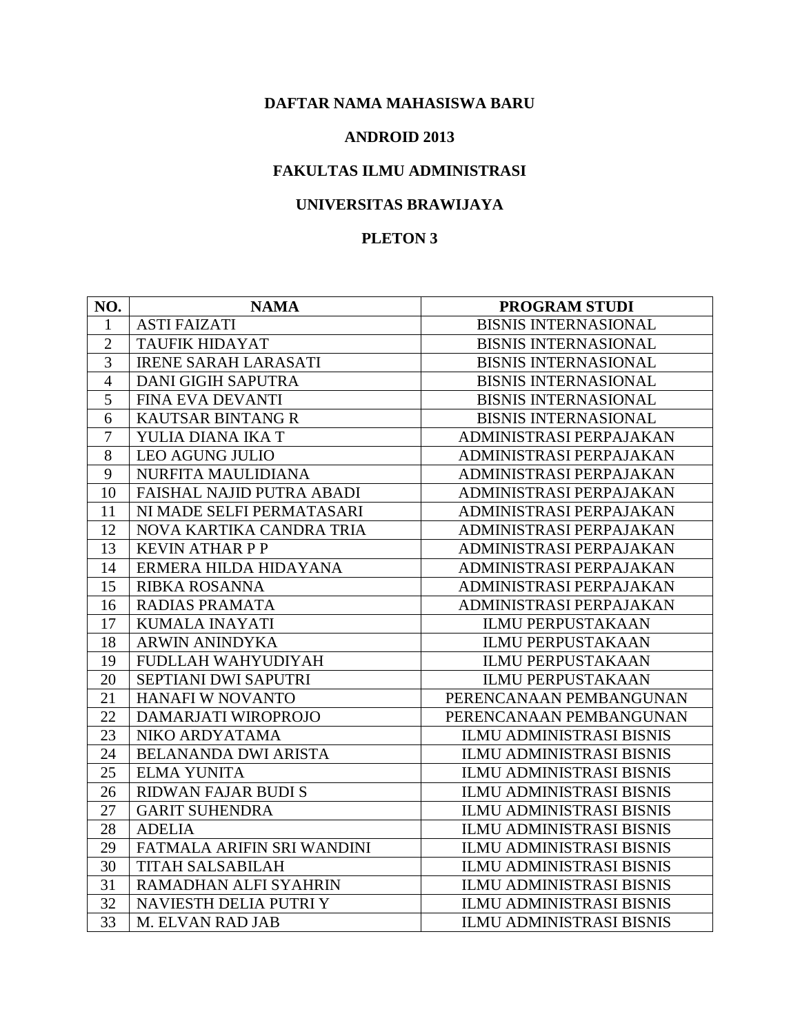**DAFTAR NAMA MAHASISWA BARU**

**ANDROID 2013**

**FAKULTAS ILMU ADMINISTRASI**

**UNIVERSITAS BRAWIJAYA**

**PLETON 3**

| NO. | NAMA | PROGRAM STUDI |
|---|---|---|
| 1 | ASTI FAIZATI | BISNIS INTERNASIONAL |
| 2 | TAUFIK HIDAYAT | BISNIS INTERNASIONAL |
| 3 | IRENE SARAH LARASATI | BISNIS INTERNASIONAL |
| 4 | DANI GIGIH SAPUTRA | BISNIS INTERNASIONAL |
| 5 | FINA EVA DEVANTI | BISNIS INTERNASIONAL |
| 6 | KAUTSAR BINTANG R | BISNIS INTERNASIONAL |
| 7 | YULIA DIANA IKA T | ADMINISTRASI PERPAJAKAN |
| 8 | LEO AGUNG JULIO | ADMINISTRASI PERPAJAKAN |
| 9 | NURFITA MAULIDIANA | ADMINISTRASI PERPAJAKAN |
| 10 | FAISHAL NAJID PUTRA ABADI | ADMINISTRASI PERPAJAKAN |
| 11 | NI MADE SELFI PERMATASARI | ADMINISTRASI PERPAJAKAN |
| 12 | NOVA KARTIKA CANDRA TRIA | ADMINISTRASI PERPAJAKAN |
| 13 | KEVIN ATHAR P P | ADMINISTRASI PERPAJAKAN |
| 14 | ERMERA HILDA HIDAYANA | ADMINISTRASI PERPAJAKAN |
| 15 | RIBKA ROSANNA | ADMINISTRASI PERPAJAKAN |
| 16 | RADIAS PRAMATA | ADMINISTRASI PERPAJAKAN |
| 17 | KUMALA INAYATI | ILMU PERPUSTAKAAN |
| 18 | ARWIN ANINDYKA | ILMU PERPUSTAKAAN |
| 19 | FUDLLAH WAHYUDIYAH | ILMU PERPUSTAKAAN |
| 20 | SEPTIANI DWI SAPUTRI | ILMU PERPUSTAKAAN |
| 21 | HANAFI W NOVANTO | PERENCANAAN PEMBANGUNAN |
| 22 | DAMARJATI WIROPROJO | PERENCANAAN PEMBANGUNAN |
| 23 | NIKO ARDYATAMA | ILMU ADMINISTRASI BISNIS |
| 24 | BELANANDA DWI ARISTA | ILMU ADMINISTRASI BISNIS |
| 25 | ELMA YUNITA | ILMU ADMINISTRASI BISNIS |
| 26 | RIDWAN FAJAR BUDI S | ILMU ADMINISTRASI BISNIS |
| 27 | GARIT SUHENDRA | ILMU ADMINISTRASI BISNIS |
| 28 | ADELIA | ILMU ADMINISTRASI BISNIS |
| 29 | FATMALA ARIFIN SRI WANDINI | ILMU ADMINISTRASI BISNIS |
| 30 | TITAH SALSABILAH | ILMU ADMINISTRASI BISNIS |
| 31 | RAMADHAN ALFI SYAHRIN | ILMU ADMINISTRASI BISNIS |
| 32 | NAVIESTH DELIA PUTRI Y | ILMU ADMINISTRASI BISNIS |
| 33 | M. ELVAN RAD JAB | ILMU ADMINISTRASI BISNIS |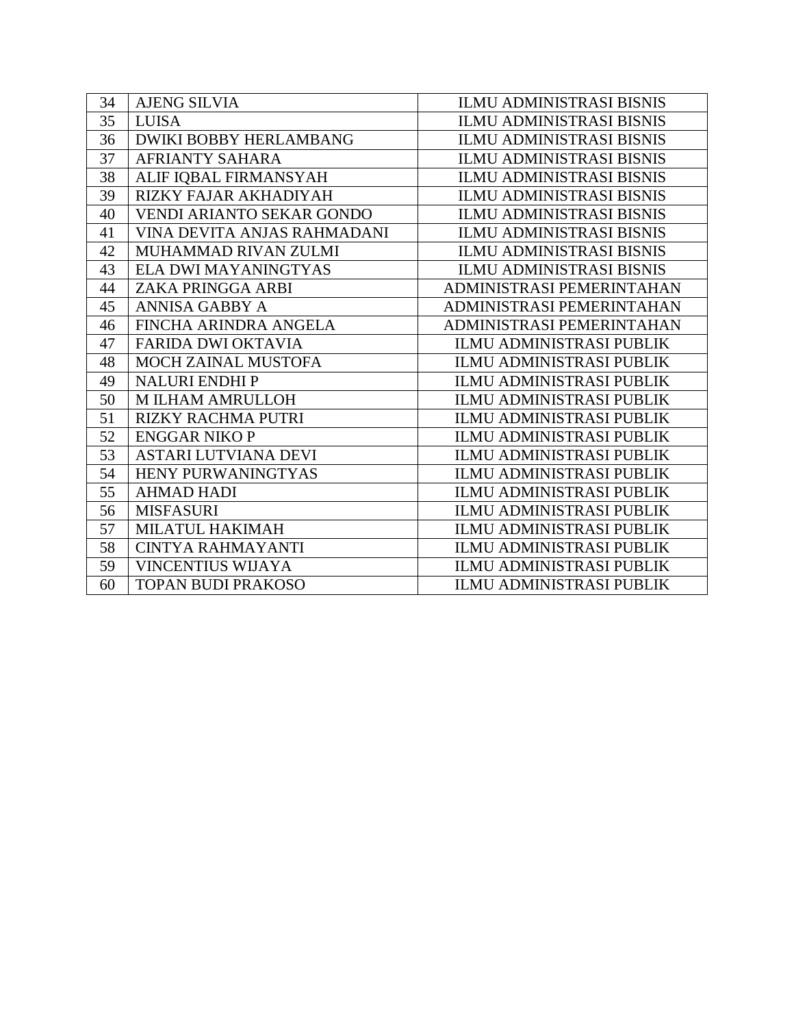| | | |
|---|---|---|
| 34 | AJENG SILVIA | ILMU ADMINISTRASI BISNIS |
| 35 | LUISA | ILMU ADMINISTRASI BISNIS |
| 36 | DWIKI BOBBY HERLAMBANG | ILMU ADMINISTRASI BISNIS |
| 37 | AFRIANTY SAHARA | ILMU ADMINISTRASI BISNIS |
| 38 | ALIF IQBAL FIRMANSYAH | ILMU ADMINISTRASI BISNIS |
| 39 | RIZKY FAJAR AKHADIYAH | ILMU ADMINISTRASI BISNIS |
| 40 | VENDI ARIANTO SEKAR GONDO | ILMU ADMINISTRASI BISNIS |
| 41 | VINA DEVITA ANJAS RAHMADANI | ILMU ADMINISTRASI BISNIS |
| 42 | MUHAMMAD RIVAN ZULMI | ILMU ADMINISTRASI BISNIS |
| 43 | ELA DWI MAYANINGTYAS | ILMU ADMINISTRASI BISNIS |
| 44 | ZAKA PRINGGA ARBI | ADMINISTRASI PEMERINTAHAN |
| 45 | ANNISA GABBY A | ADMINISTRASI PEMERINTAHAN |
| 46 | FINCHA ARINDRA ANGELA | ADMINISTRASI PEMERINTAHAN |
| 47 | FARIDA DWI OKTAVIA | ILMU ADMINISTRASI PUBLIK |
| 48 | MOCH ZAINAL MUSTOFA | ILMU ADMINISTRASI PUBLIK |
| 49 | NALURI ENDHI P | ILMU ADMINISTRASI PUBLIK |
| 50 | M ILHAM AMRULLOH | ILMU ADMINISTRASI PUBLIK |
| 51 | RIZKY RACHMA PUTRI | ILMU ADMINISTRASI PUBLIK |
| 52 | ENGGAR NIKO P | ILMU ADMINISTRASI PUBLIK |
| 53 | ASTARI LUTVIANA DEVI | ILMU ADMINISTRASI PUBLIK |
| 54 | HENY PURWANINGTYAS | ILMU ADMINISTRASI PUBLIK |
| 55 | AHMAD HADI | ILMU ADMINISTRASI PUBLIK |
| 56 | MISFASURI | ILMU ADMINISTRASI PUBLIK |
| 57 | MILATUL HAKIMAH | ILMU ADMINISTRASI PUBLIK |
| 58 | CINTYA RAHMAYANTI | ILMU ADMINISTRASI PUBLIK |
| 59 | VINCENTIUS WIJAYA | ILMU ADMINISTRASI PUBLIK |
| 60 | TOPAN BUDI PRAKOSO | ILMU ADMINISTRASI PUBLIK |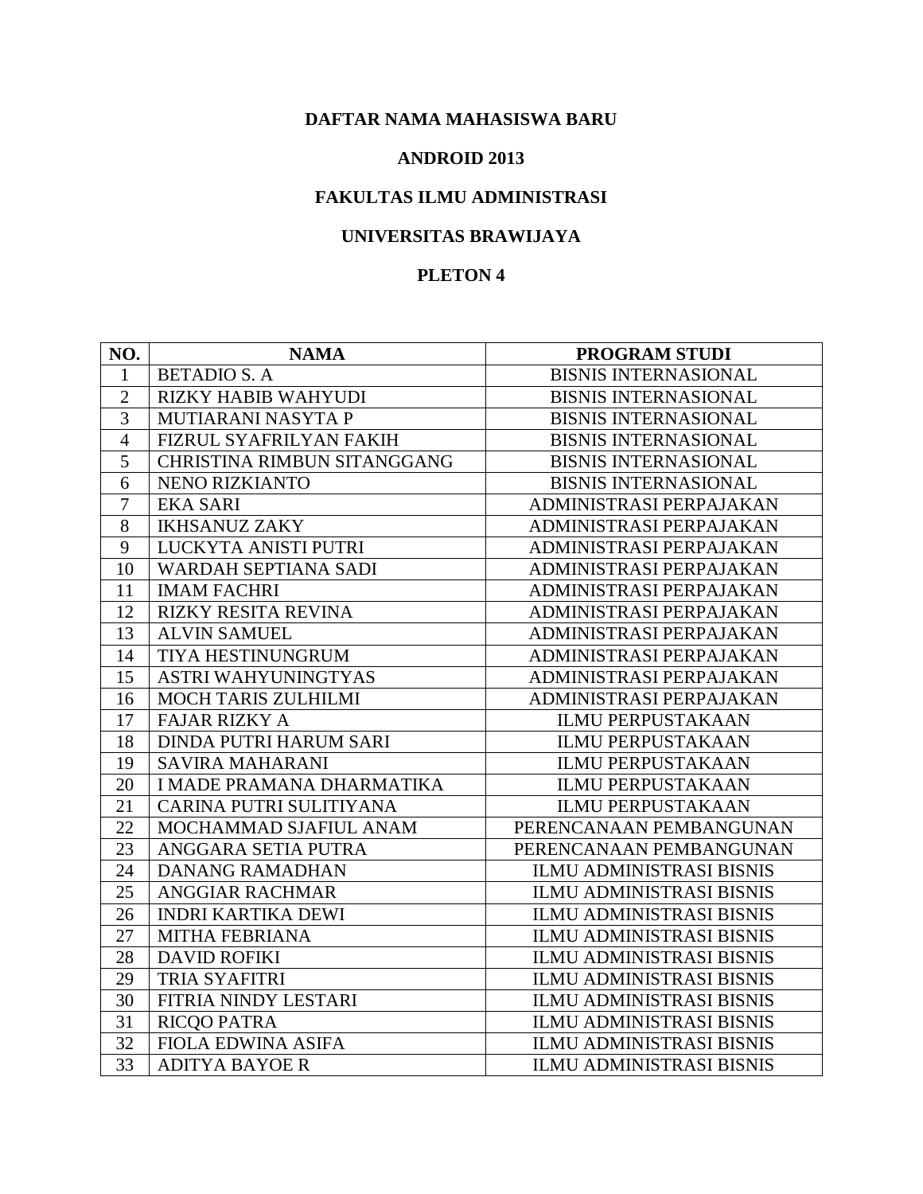**DAFTAR NAMA MAHASISWA BARU**

**ANDROID 2013**

**FAKULTAS ILMU ADMINISTRASI**

**UNIVERSITAS BRAWIJAYA**

**PLETON 4**

| NO. | NAMA | PROGRAM STUDI |
|---|---|---|
| 1 | BETADIO S. A | BISNIS INTERNASIONAL |
| 2 | RIZKY HABIB WAHYUDI | BISNIS INTERNASIONAL |
| 3 | MUTIARANI NASYTA P | BISNIS INTERNASIONAL |
| 4 | FIZRUL SYAFRILYAN FAKIH | BISNIS INTERNASIONAL |
| 5 | CHRISTINA RIMBUN SITANGGANG | BISNIS INTERNASIONAL |
| 6 | NENO RIZKIANTO | BISNIS INTERNASIONAL |
| 7 | EKA SARI | ADMINISTRASI PERPAJAKAN |
| 8 | IKHSANUZ ZAKY | ADMINISTRASI PERPAJAKAN |
| 9 | LUCKYTA ANISTI PUTRI | ADMINISTRASI PERPAJAKAN |
| 10 | WARDAH SEPTIANA SADI | ADMINISTRASI PERPAJAKAN |
| 11 | IMAM FACHRI | ADMINISTRASI PERPAJAKAN |
| 12 | RIZKY RESITA REVINA | ADMINISTRASI PERPAJAKAN |
| 13 | ALVIN SAMUEL | ADMINISTRASI PERPAJAKAN |
| 14 | TIYA HESTINUNGRUM | ADMINISTRASI PERPAJAKAN |
| 15 | ASTRI WAHYUNINGTYAS | ADMINISTRASI PERPAJAKAN |
| 16 | MOCH TARIS ZULHILMI | ADMINISTRASI PERPAJAKAN |
| 17 | FAJAR RIZKY A | ILMU PERPUSTAKAAN |
| 18 | DINDA PUTRI HARUM SARI | ILMU PERPUSTAKAAN |
| 19 | SAVIRA MAHARANI | ILMU PERPUSTAKAAN |
| 20 | I MADE PRAMANA DHARMATIKA | ILMU PERPUSTAKAAN |
| 21 | CARINA PUTRI SULITIYANA | ILMU PERPUSTAKAAN |
| 22 | MOCHAMMAD SJAFIUL ANAM | PERENCANAAN PEMBANGUNAN |
| 23 | ANGGARA SETIA PUTRA | PERENCANAAN PEMBANGUNAN |
| 24 | DANANG RAMADHAN | ILMU ADMINISTRASI BISNIS |
| 25 | ANGGIAR RACHMAR | ILMU ADMINISTRASI BISNIS |
| 26 | INDRI KARTIKA DEWI | ILMU ADMINISTRASI BISNIS |
| 27 | MITHA FEBRIANA | ILMU ADMINISTRASI BISNIS |
| 28 | DAVID ROFIKI | ILMU ADMINISTRASI BISNIS |
| 29 | TRIA SYAFITRI | ILMU ADMINISTRASI BISNIS |
| 30 | FITRIA NINDY LESTARI | ILMU ADMINISTRASI BISNIS |
| 31 | RICQO PATRA | ILMU ADMINISTRASI BISNIS |
| 32 | FIOLA EDWINA ASIFA | ILMU ADMINISTRASI BISNIS |
| 33 | ADITYA BAYOE R | ILMU ADMINISTRASI BISNIS |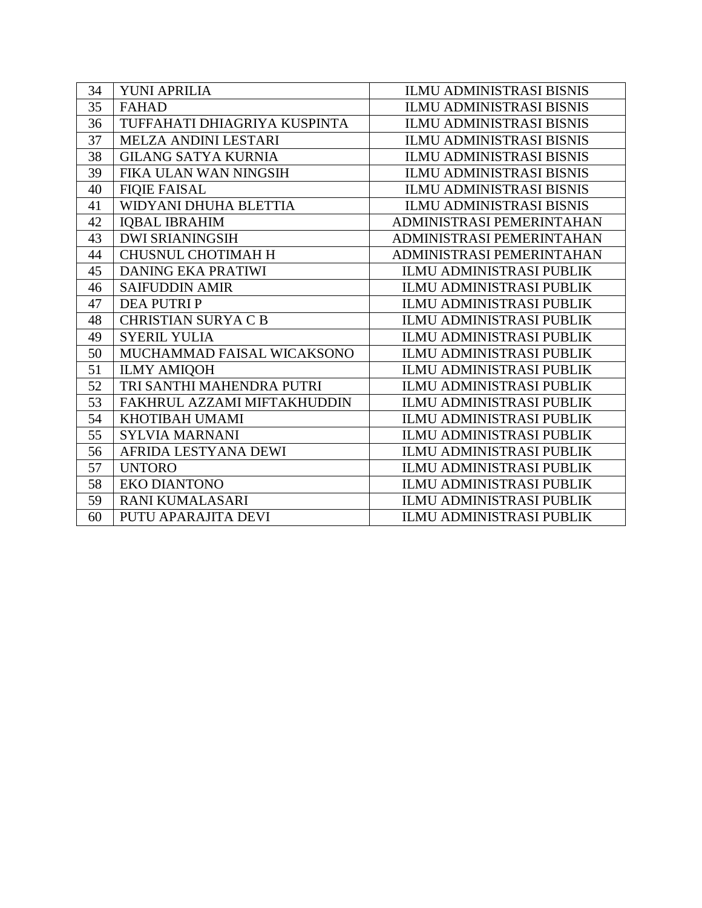| 34 | YUNI APRILIA | ILMU ADMINISTRASI BISNIS |
|---|---|---|
| 35 | FAHAD | ILMU ADMINISTRASI BISNIS |
| 36 | TUFFAHATI DHIAGRIYA KUSPINTA | ILMU ADMINISTRASI BISNIS |
| 37 | MELZA ANDINI LESTARI | ILMU ADMINISTRASI BISNIS |
| 38 | GILANG SATYA KURNIA | ILMU ADMINISTRASI BISNIS |
| 39 | FIKA ULAN WAN NINGSIH | ILMU ADMINISTRASI BISNIS |
| 40 | FIQIE FAISAL | ILMU ADMINISTRASI BISNIS |
| 41 | WIDYANI DHUHA BLETTIA | ILMU ADMINISTRASI BISNIS |
| 42 | IQBAL IBRAHIM | ADMINISTRASI PEMERINTAHAN |
| 43 | DWI SRIANINGSIH | ADMINISTRASI PEMERINTAHAN |
| 44 | CHUSNUL CHOTIMAH H | ADMINISTRASI PEMERINTAHAN |
| 45 | DANING EKA PRATIWI | ILMU ADMINISTRASI PUBLIK |
| 46 | SAIFUDDIN AMIR | ILMU ADMINISTRASI PUBLIK |
| 47 | DEA PUTRI P | ILMU ADMINISTRASI PUBLIK |
| 48 | CHRISTIAN SURYA C B | ILMU ADMINISTRASI PUBLIK |
| 49 | SYERIL YULIA | ILMU ADMINISTRASI PUBLIK |
| 50 | MUCHAMMAD FAISAL WICAKSONO | ILMU ADMINISTRASI PUBLIK |
| 51 | ILMY AMIQOH | ILMU ADMINISTRASI PUBLIK |
| 52 | TRI SANTHI MAHENDRA PUTRI | ILMU ADMINISTRASI PUBLIK |
| 53 | FAKHRUL AZZAMI MIFTAKHUDDIN | ILMU ADMINISTRASI PUBLIK |
| 54 | KHOTIBAH UMAMI | ILMU ADMINISTRASI PUBLIK |
| 55 | SYLVIA MARNANI | ILMU ADMINISTRASI PUBLIK |
| 56 | AFRIDA LESTYANA DEWI | ILMU ADMINISTRASI PUBLIK |
| 57 | UNTORO | ILMU ADMINISTRASI PUBLIK |
| 58 | EKO DIANTONO | ILMU ADMINISTRASI PUBLIK |
| 59 | RANI KUMALASARI | ILMU ADMINISTRASI PUBLIK |
| 60 | PUTU APARAJITA DEVI | ILMU ADMINISTRASI PUBLIK |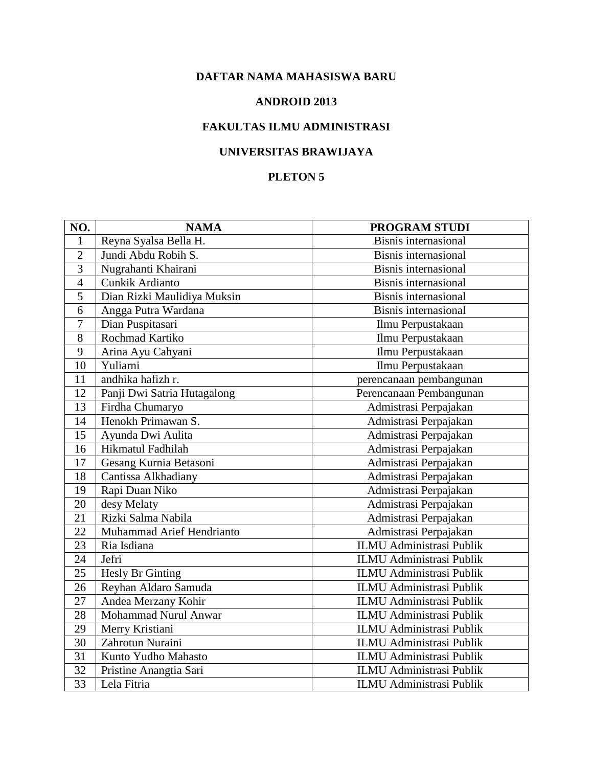**DAFTAR NAMA MAHASISWA BARU**

**ANDROID 2013**

**FAKULTAS ILMU ADMINISTRASI**

**UNIVERSITAS BRAWIJAYA**

**PLETON 5**

| NO. | NAMA | PROGRAM STUDI |
|---|---|---|
| 1 | Reyna Syalsa Bella H. | Bisnis internasional |
| 2 | Jundi Abdu Robih S. | Bisnis internasional |
| 3 | Nugrahanti Khairani | Bisnis internasional |
| 4 | Cunkik Ardianto | Bisnis internasional |
| 5 | Dian Rizki Maulidiya Muksin | Bisnis internasional |
| 6 | Angga Putra Wardana | Bisnis internasional |
| 7 | Dian Puspitasari | Ilmu Perpustakaan |
| 8 | Rochmad Kartiko | Ilmu Perpustakaan |
| 9 | Arina Ayu Cahyani | Ilmu Perpustakaan |
| 10 | Yuliarni | Ilmu Perpustakaan |
| 11 | andhika hafizh r. | perencanaan pembangunan |
| 12 | Panji Dwi Satria Hutagalong | Perencanaan Pembangunan |
| 13 | Firdha Chumaryo | Admistrasi Perpajakan |
| 14 | Henokh Primawan S. | Admistrasi Perpajakan |
| 15 | Ayunda Dwi Aulita | Admistrasi Perpajakan |
| 16 | Hikmatul Fadhilah | Admistrasi Perpajakan |
| 17 | Gesang Kurnia Betasoni | Admistrasi Perpajakan |
| 18 | Cantissa Alkhadiany | Admistrasi Perpajakan |
| 19 | Rapi Duan Niko | Admistrasi Perpajakan |
| 20 | desy Melaty | Admistrasi Perpajakan |
| 21 | Rizki Salma Nabila | Admistrasi Perpajakan |
| 22 | Muhammad Arief Hendrianto | Admistrasi Perpajakan |
| 23 | Ria Isdiana | ILMU Administrasi Publik |
| 24 | Jefri | ILMU Administrasi Publik |
| 25 | Hesly Br Ginting | ILMU Administrasi Publik |
| 26 | Reyhan Aldaro Samuda | ILMU Administrasi Publik |
| 27 | Andea Merzany Kohir | ILMU Administrasi Publik |
| 28 | Mohammad Nurul Anwar | ILMU Administrasi Publik |
| 29 | Merry Kristiani | ILMU Administrasi Publik |
| 30 | Zahrotun Nuraini | ILMU Administrasi Publik |
| 31 | Kunto Yudho Mahasto | ILMU Administrasi Publik |
| 32 | Pristine Anangtia Sari | ILMU Administrasi Publik |
| 33 | Lela Fitria | ILMU Administrasi Publik |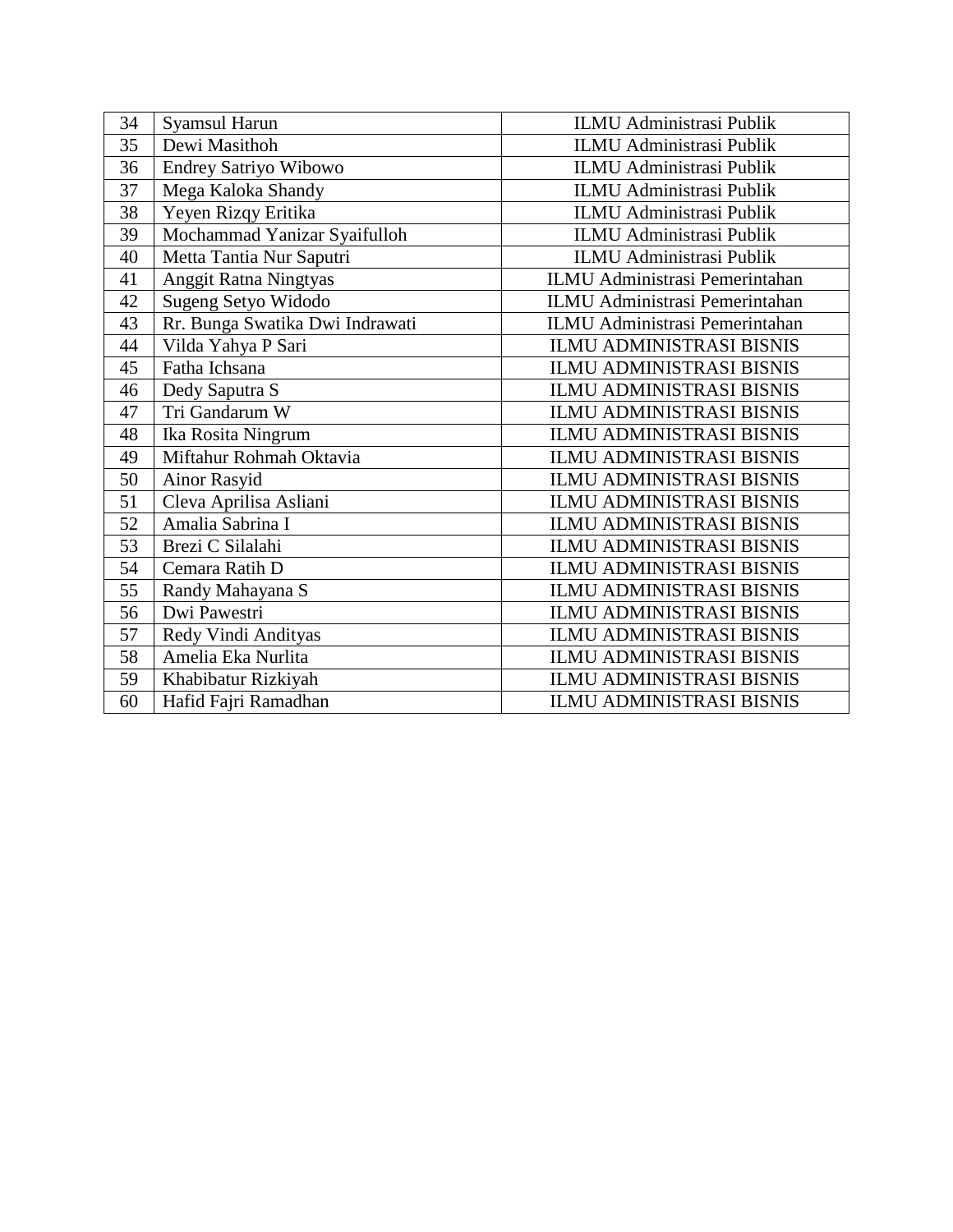| 34 | Syamsul Harun | ILMU Administrasi Publik |
|---|---|---|
| 35 | Dewi Masithoh | ILMU Administrasi Publik |
| 36 | Endrey Satriyo Wibowo | ILMU Administrasi Publik |
| 37 | Mega Kaloka Shandy | ILMU Administrasi Publik |
| 38 | Yeyen Rizqy Eritika | ILMU Administrasi Publik |
| 39 | Mochammad Yanizar Syaifulloh | ILMU Administrasi Publik |
| 40 | Metta Tantia Nur Saputri | ILMU Administrasi Publik |
| 41 | Anggit Ratna Ningtyas | ILMU Administrasi Pemerintahan |
| 42 | Sugeng Setyo Widodo | ILMU Administrasi Pemerintahan |
| 43 | Rr. Bunga Swatika Dwi Indrawati | ILMU Administrasi Pemerintahan |
| 44 | Vilda Yahya P Sari | ILMU ADMINISTRASI BISNIS |
| 45 | Fatha Ichsana | ILMU ADMINISTRASI BISNIS |
| 46 | Dedy Saputra S | ILMU ADMINISTRASI BISNIS |
| 47 | Tri Gandarum W | ILMU ADMINISTRASI BISNIS |
| 48 | Ika Rosita Ningrum | ILMU ADMINISTRASI BISNIS |
| 49 | Miftahur Rohmah Oktavia | ILMU ADMINISTRASI BISNIS |
| 50 | Ainor Rasyid | ILMU ADMINISTRASI BISNIS |
| 51 | Cleva Aprilisa Asliani | ILMU ADMINISTRASI BISNIS |
| 52 | Amalia Sabrina I | ILMU ADMINISTRASI BISNIS |
| 53 | Brezi C Silalahi | ILMU ADMINISTRASI BISNIS |
| 54 | Cemara Ratih D | ILMU ADMINISTRASI BISNIS |
| 55 | Randy Mahayana S | ILMU ADMINISTRASI BISNIS |
| 56 | Dwi Pawestri | ILMU ADMINISTRASI BISNIS |
| 57 | Redy Vindi Andityas | ILMU ADMINISTRASI BISNIS |
| 58 | Amelia Eka Nurlita | ILMU ADMINISTRASI BISNIS |
| 59 | Khabibatur Rizkiyah | ILMU ADMINISTRASI BISNIS |
| 60 | Hafid Fajri Ramadhan | ILMU ADMINISTRASI BISNIS |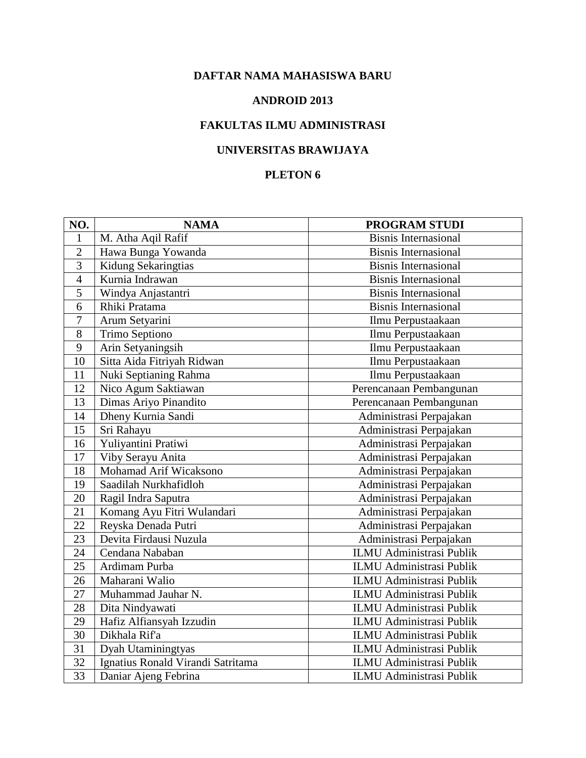**DAFTAR NAMA MAHASISWA BARU**

**ANDROID 2013**

**FAKULTAS ILMU ADMINISTRASI**

**UNIVERSITAS BRAWIJAYA**

**PLETON 6**

| NO. | NAMA | PROGRAM STUDI |
|---|---|---|
| 1 | M. Atha Aqil Rafif | Bisnis Internasional |
| 2 | Hawa Bunga Yowanda | Bisnis Internasional |
| 3 | Kidung Sekaringtias | Bisnis Internasional |
| 4 | Kurnia Indrawan | Bisnis Internasional |
| 5 | Windya Anjastantri | Bisnis Internasional |
| 6 | Rhiki Pratama | Bisnis Internasional |
| 7 | Arum Setyarini | Ilmu Perpustaakaan |
| 8 | Trimo Septiono | Ilmu Perpustaakaan |
| 9 | Arin Setyaningsih | Ilmu Perpustaakaan |
| 10 | Sitta Aida Fitriyah Ridwan | Ilmu Perpustaakaan |
| 11 | Nuki Septianing Rahma | Ilmu Perpustaakaan |
| 12 | Nico Agum Saktiawan | Perencanaan Pembangunan |
| 13 | Dimas Ariyo Pinandito | Perencanaan Pembangunan |
| 14 | Dheny Kurnia Sandi | Administrasi Perpajakan |
| 15 | Sri Rahayu | Administrasi Perpajakan |
| 16 | Yuliyantini Pratiwi | Administrasi Perpajakan |
| 17 | Viby Serayu Anita | Administrasi Perpajakan |
| 18 | Mohamad Arif Wicaksono | Administrasi Perpajakan |
| 19 | Saadilah Nurkhafidloh | Administrasi Perpajakan |
| 20 | Ragil Indra Saputra | Administrasi Perpajakan |
| 21 | Komang Ayu Fitri Wulandari | Administrasi Perpajakan |
| 22 | Reyska Denada Putri | Administrasi Perpajakan |
| 23 | Devita Firdausi Nuzula | Administrasi Perpajakan |
| 24 | Cendana Nababan | ILMU Administrasi Publik |
| 25 | Ardimam Purba | ILMU Administrasi Publik |
| 26 | Maharani Walio | ILMU Administrasi Publik |
| 27 | Muhammad Jauhar N. | ILMU Administrasi Publik |
| 28 | Dita Nindyawati | ILMU Administrasi Publik |
| 29 | Hafiz Alfiansyah Izzudin | ILMU Administrasi Publik |
| 30 | Dikhala Rif'a | ILMU Administrasi Publik |
| 31 | Dyah Utaminingtyas | ILMU Administrasi Publik |
| 32 | Ignatius Ronald Virandi Satritama | ILMU Administrasi Publik |
| 33 | Daniar Ajeng Febrina | ILMU Administrasi Publik |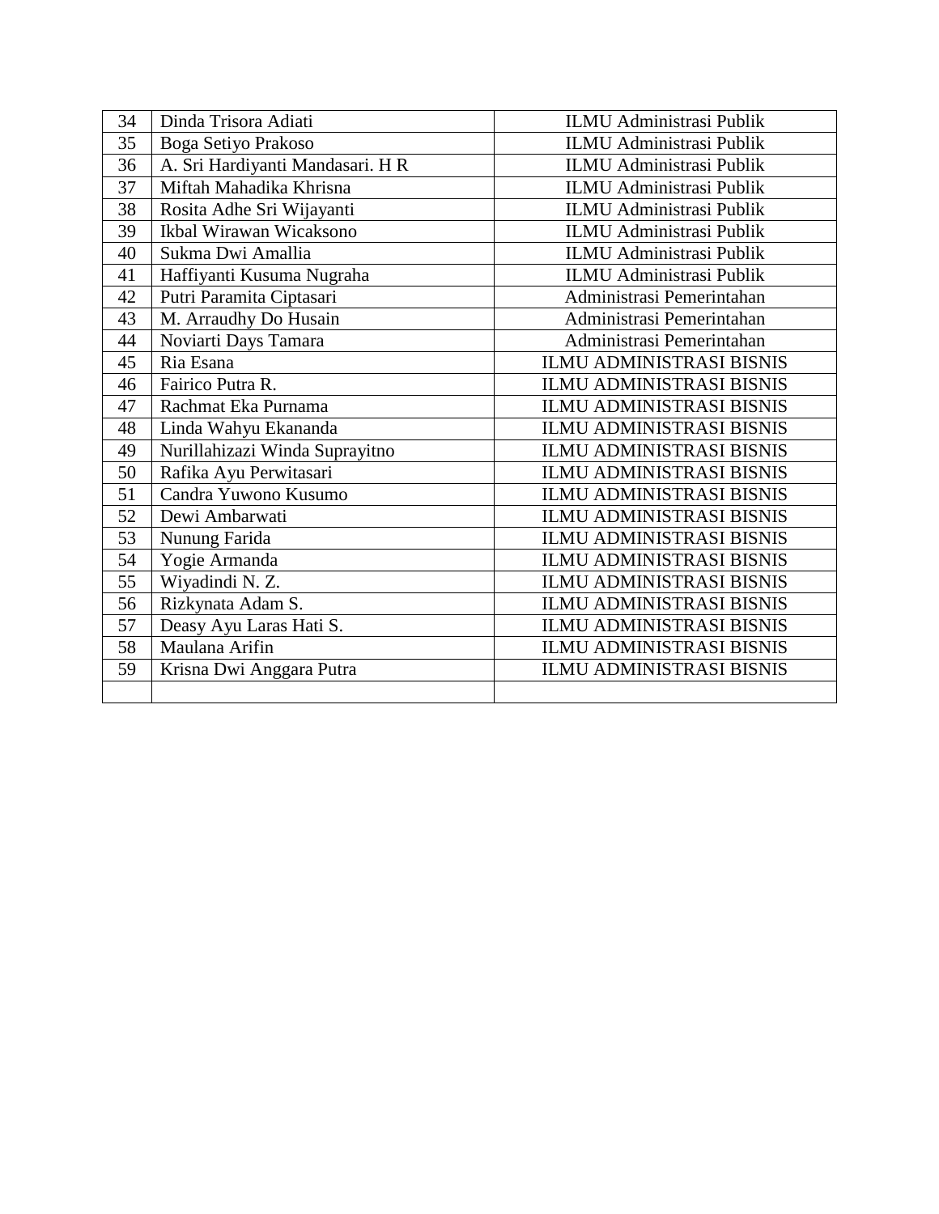| 34 | Dinda Trisora Adiati | ILMU Administrasi Publik |
|---|---|---|
| 35 | Boga Setiyo Prakoso | ILMU Administrasi Publik |
| 36 | A. Sri Hardiyanti Mandasari. H R | ILMU Administrasi Publik |
| 37 | Miftah Mahadika Khrisna | ILMU Administrasi Publik |
| 38 | Rosita Adhe Sri Wijayanti | ILMU Administrasi Publik |
| 39 | Ikbal Wirawan Wicaksono | ILMU Administrasi Publik |
| 40 | Sukma Dwi Amallia | ILMU Administrasi Publik |
| 41 | Haffiyanti Kusuma Nugraha | ILMU Administrasi Publik |
| 42 | Putri Paramita Ciptasari | Administrasi Pemerintahan |
| 43 | M. Arraudhy Do Husain | Administrasi Pemerintahan |
| 44 | Noviarti Days Tamara | Administrasi Pemerintahan |
| 45 | Ria Esana | ILMU ADMINISTRASI BISNIS |
| 46 | Fairico Putra R. | ILMU ADMINISTRASI BISNIS |
| 47 | Rachmat Eka Purnama | ILMU ADMINISTRASI BISNIS |
| 48 | Linda Wahyu Ekananda | ILMU ADMINISTRASI BISNIS |
| 49 | Nurillahizazi Winda Suprayitno | ILMU ADMINISTRASI BISNIS |
| 50 | Rafika Ayu Perwitasari | ILMU ADMINISTRASI BISNIS |
| 51 | Candra Yuwono Kusumo | ILMU ADMINISTRASI BISNIS |
| 52 | Dewi Ambarwati | ILMU ADMINISTRASI BISNIS |
| 53 | Nunung Farida | ILMU ADMINISTRASI BISNIS |
| 54 | Yogie Armanda | ILMU ADMINISTRASI BISNIS |
| 55 | Wiyadindi N. Z. | ILMU ADMINISTRASI BISNIS |
| 56 | Rizkynata Adam S. | ILMU ADMINISTRASI BISNIS |
| 57 | Deasy Ayu Laras Hati S. | ILMU ADMINISTRASI BISNIS |
| 58 | Maulana Arifin | ILMU ADMINISTRASI BISNIS |
| 59 | Krisna Dwi Anggara Putra | ILMU ADMINISTRASI BISNIS |
| | | |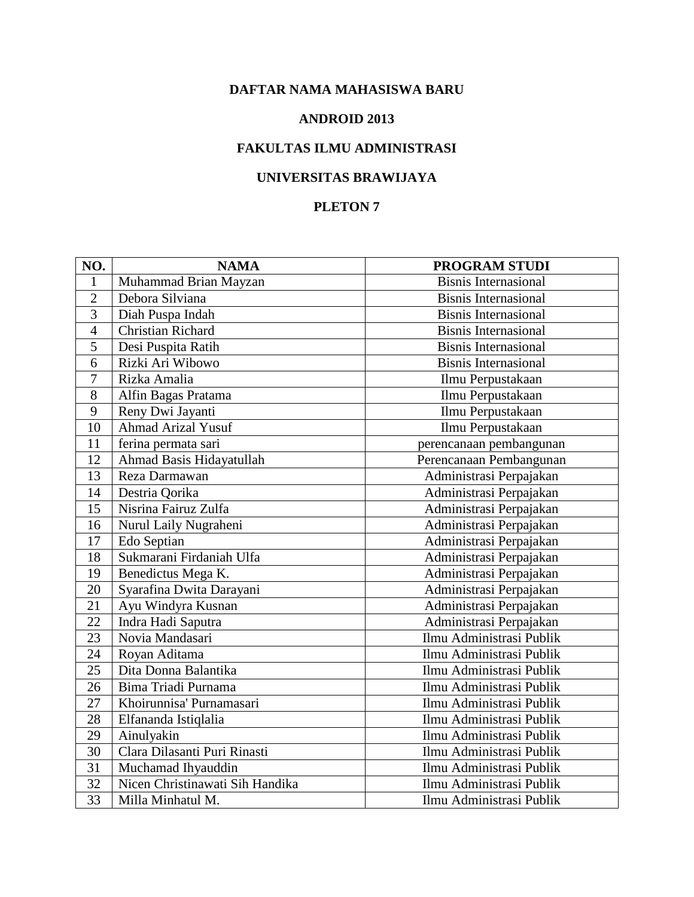**DAFTAR NAMA MAHASISWA BARU**

**ANDROID 2013**

**FAKULTAS ILMU ADMINISTRASI**

**UNIVERSITAS BRAWIJAYA**

**PLETON 7**

| NO. | NAMA | PROGRAM STUDI |
|---|---|---|
| 1 | Muhammad Brian Mayzan | Bisnis Internasional |
| 2 | Debora Silviana | Bisnis Internasional |
| 3 | Diah Puspa Indah | Bisnis Internasional |
| 4 | Christian Richard | Bisnis Internasional |
| 5 | Desi Puspita Ratih | Bisnis Internasional |
| 6 | Rizki Ari Wibowo | Bisnis Internasional |
| 7 | Rizka Amalia | Ilmu Perpustakaan |
| 8 | Alfin Bagas Pratama | Ilmu Perpustakaan |
| 9 | Reny Dwi Jayanti | Ilmu Perpustakaan |
| 10 | Ahmad Arizal Yusuf | Ilmu Perpustakaan |
| 11 | ferina permata sari | perencanaan pembangunan |
| 12 | Ahmad Basis Hidayatullah | Perencanaan Pembangunan |
| 13 | Reza Darmawan | Administrasi Perpajakan |
| 14 | Destria Qorika | Administrasi Perpajakan |
| 15 | Nisrina Fairuz Zulfa | Administrasi Perpajakan |
| 16 | Nurul Laily Nugraheni | Administrasi Perpajakan |
| 17 | Edo Septian | Administrasi Perpajakan |
| 18 | Sukmarani Firdaniah Ulfa | Administrasi Perpajakan |
| 19 | Benedictus Mega K. | Administrasi Perpajakan |
| 20 | Syarafina Dwita Darayani | Administrasi Perpajakan |
| 21 | Ayu Windyra Kusnan | Administrasi Perpajakan |
| 22 | Indra Hadi Saputra | Administrasi Perpajakan |
| 23 | Novia Mandasari | Ilmu Administrasi Publik |
| 24 | Royan Aditama | Ilmu Administrasi Publik |
| 25 | Dita Donna Balantika | Ilmu Administrasi Publik |
| 26 | Bima Triadi Purnama | Ilmu Administrasi Publik |
| 27 | Khoirunnisa' Purnamasari | Ilmu Administrasi Publik |
| 28 | Elfananda Istiqlalia | Ilmu Administrasi Publik |
| 29 | Ainulyakin | Ilmu Administrasi Publik |
| 30 | Clara Dilasanti Puri Rinasti | Ilmu Administrasi Publik |
| 31 | Muchamad Ihyauddin | Ilmu Administrasi Publik |
| 32 | Nicen Christinawati Sih Handika | Ilmu Administrasi Publik |
| 33 | Milla Minhatul M. | Ilmu Administrasi Publik |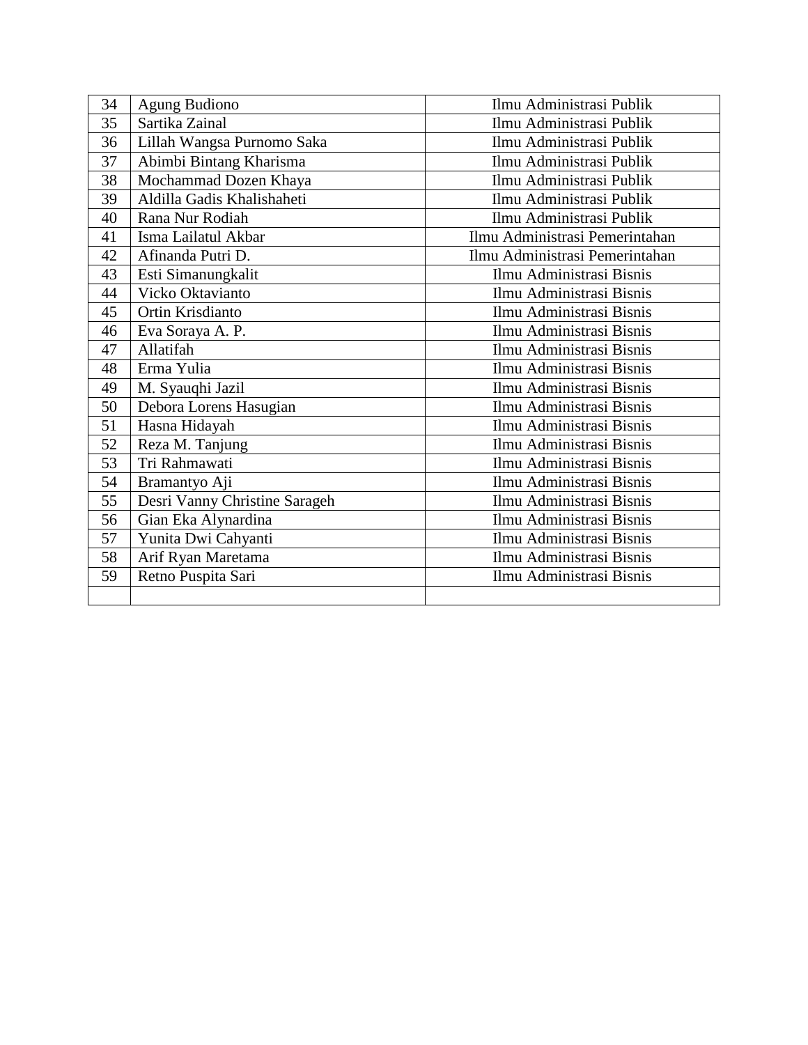| 34 | Agung Budiono | Ilmu Administrasi Publik |
|---|---|---|
| 35 | Sartika Zainal | Ilmu Administrasi Publik |
| 36 | Lillah Wangsa Purnomo Saka | Ilmu Administrasi Publik |
| 37 | Abimbi Bintang Kharisma | Ilmu Administrasi Publik |
| 38 | Mochammad Dozen Khaya | Ilmu Administrasi Publik |
| 39 | Aldilla Gadis Khalishaheti | Ilmu Administrasi Publik |
| 40 | Rana Nur Rodiah | Ilmu Administrasi Publik |
| 41 | Isma Lailatul Akbar | Ilmu Administrasi Pemerintahan |
| 42 | Afinanda Putri D. | Ilmu Administrasi Pemerintahan |
| 43 | Esti Simanungkalit | Ilmu Administrasi Bisnis |
| 44 | Vicko Oktavianto | Ilmu Administrasi Bisnis |
| 45 | Ortin Krisdianto | Ilmu Administrasi Bisnis |
| 46 | Eva Soraya A. P. | Ilmu Administrasi Bisnis |
| 47 | Allatifah | Ilmu Administrasi Bisnis |
| 48 | Erma Yulia | Ilmu Administrasi Bisnis |
| 49 | M. Syauqhi Jazil | Ilmu Administrasi Bisnis |
| 50 | Debora Lorens Hasugian | Ilmu Administrasi Bisnis |
| 51 | Hasna Hidayah | Ilmu Administrasi Bisnis |
| 52 | Reza M. Tanjung | Ilmu Administrasi Bisnis |
| 53 | Tri Rahmawati | Ilmu Administrasi Bisnis |
| 54 | Bramantyo Aji | Ilmu Administrasi Bisnis |
| 55 | Desri Vanny Christine Sarageh | Ilmu Administrasi Bisnis |
| 56 | Gian Eka Alynardina | Ilmu Administrasi Bisnis |
| 57 | Yunita Dwi Cahyanti | Ilmu Administrasi Bisnis |
| 58 | Arif Ryan Maretama | Ilmu Administrasi Bisnis |
| 59 | Retno Puspita Sari | Ilmu Administrasi Bisnis |
| | | |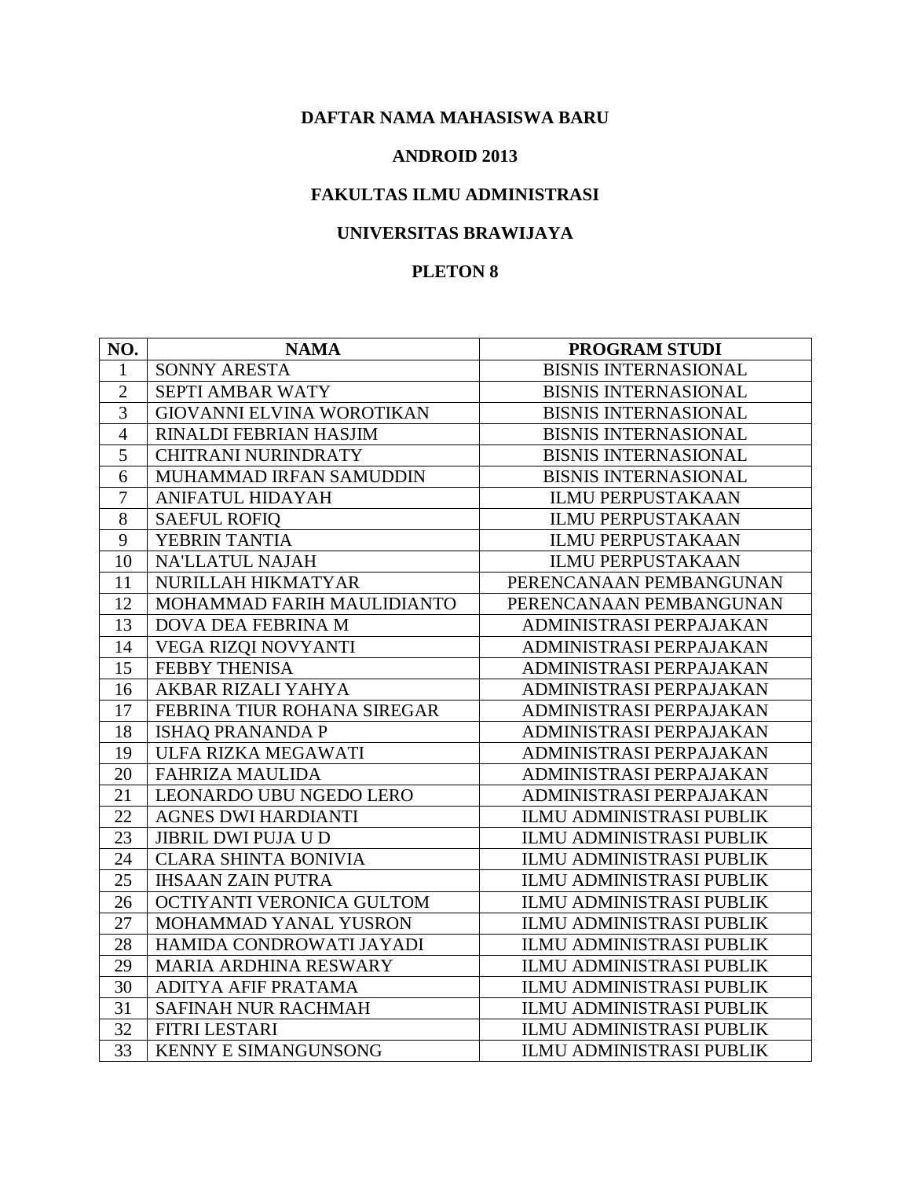**DAFTAR NAMA MAHASISWA BARU**

**ANDROID 2013**

**FAKULTAS ILMU ADMINISTRASI**

**UNIVERSITAS BRAWIJAYA**

**PLETON 8**

| NO. | NAMA | PROGRAM STUDI |
|---|---|---|
| 1 | SONNY ARESTA | BISNIS INTERNASIONAL |
| 2 | SEPTI AMBAR WATY | BISNIS INTERNASIONAL |
| 3 | GIOVANNI ELVINA WOROTIKAN | BISNIS INTERNASIONAL |
| 4 | RINALDI FEBRIAN HASJIM | BISNIS INTERNASIONAL |
| 5 | CHITRANI NURINDRATY | BISNIS INTERNASIONAL |
| 6 | MUHAMMAD IRFAN SAMUDDIN | BISNIS INTERNASIONAL |
| 7 | ANIFATUL HIDAYAH | ILMU PERPUSTAKAAN |
| 8 | SAEFUL ROFIQ | ILMU PERPUSTAKAAN |
| 9 | YEBRIN TANTIA | ILMU PERPUSTAKAAN |
| 10 | NA'LLATUL NAJAH | ILMU PERPUSTAKAAN |
| 11 | NURILLAH HIKMATYAR | PERENCANAAN PEMBANGUNAN |
| 12 | MOHAMMAD FARIH MAULIDIANTO | PERENCANAAN PEMBANGUNAN |
| 13 | DOVA DEA FEBRINA M | ADMINISTRASI PERPAJAKAN |
| 14 | VEGA RIZQI NOVYANTI | ADMINISTRASI PERPAJAKAN |
| 15 | FEBBY THENISA | ADMINISTRASI PERPAJAKAN |
| 16 | AKBAR RIZALI YAHYA | ADMINISTRASI PERPAJAKAN |
| 17 | FEBRINA TIUR ROHANA SIREGAR | ADMINISTRASI PERPAJAKAN |
| 18 | ISHAQ PRANANDA P | ADMINISTRASI PERPAJAKAN |
| 19 | ULFA RIZKA MEGAWATI | ADMINISTRASI PERPAJAKAN |
| 20 | FAHRIZA MAULIDA | ADMINISTRASI PERPAJAKAN |
| 21 | LEONARDO UBU NGEDO LERO | ADMINISTRASI PERPAJAKAN |
| 22 | AGNES DWI HARDIANTI | ILMU ADMINISTRASI PUBLIK |
| 23 | JIBRIL DWI PUJA U D | ILMU ADMINISTRASI PUBLIK |
| 24 | CLARA SHINTA BONIVIA | ILMU ADMINISTRASI PUBLIK |
| 25 | IHSAAN ZAIN PUTRA | ILMU ADMINISTRASI PUBLIK |
| 26 | OCTIYANTI VERONICA GULTOM | ILMU ADMINISTRASI PUBLIK |
| 27 | MOHAMMAD YANAL YUSRON | ILMU ADMINISTRASI PUBLIK |
| 28 | HAMIDA CONDROWATI JAYADI | ILMU ADMINISTRASI PUBLIK |
| 29 | MARIA ARDHINA RESWARY | ILMU ADMINISTRASI PUBLIK |
| 30 | ADITYA AFIF PRATAMA | ILMU ADMINISTRASI PUBLIK |
| 31 | SAFINAH NUR RACHMAH | ILMU ADMINISTRASI PUBLIK |
| 32 | FITRI LESTARI | ILMU ADMINISTRASI PUBLIK |
| 33 | KENNY E SIMANGUNSONG | ILMU ADMINISTRASI PUBLIK |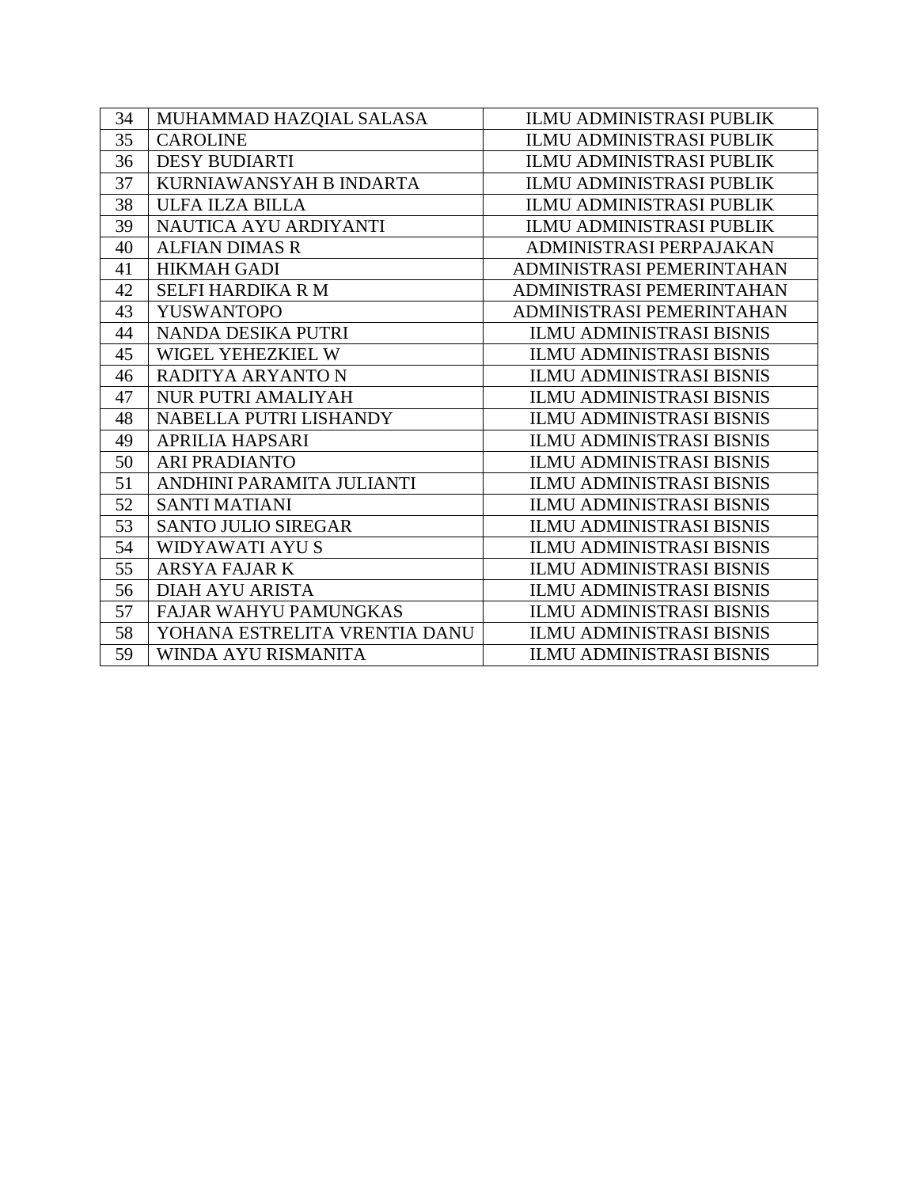| 34 | MUHAMMAD HAZQIAL SALASA | ILMU ADMINISTRASI PUBLIK |
|---|---|---|
| 35 | CAROLINE | ILMU ADMINISTRASI PUBLIK |
| 36 | DESY BUDIARTI | ILMU ADMINISTRASI PUBLIK |
| 37 | KURNIAWANSYAH B INDARTA | ILMU ADMINISTRASI PUBLIK |
| 38 | ULFA ILZA BILLA | ILMU ADMINISTRASI PUBLIK |
| 39 | NAUTICA AYU ARDIYANTI | ILMU ADMINISTRASI PUBLIK |
| 40 | ALFIAN DIMAS R | ADMINISTRASI PERPAJAKAN |
| 41 | HIKMAH GADI | ADMINISTRASI PEMERINTAHAN |
| 42 | SELFI HARDIKA R M | ADMINISTRASI PEMERINTAHAN |
| 43 | YUSWANTOPO | ADMINISTRASI PEMERINTAHAN |
| 44 | NANDA DESIKA PUTRI | ILMU ADMINISTRASI BISNIS |
| 45 | WIGEL YEHEZKIEL W | ILMU ADMINISTRASI BISNIS |
| 46 | RADITYA ARYANTO N | ILMU ADMINISTRASI BISNIS |
| 47 | NUR PUTRI AMALIYAH | ILMU ADMINISTRASI BISNIS |
| 48 | NABELLA PUTRI LISHANDY | ILMU ADMINISTRASI BISNIS |
| 49 | APRILIA HAPSARI | ILMU ADMINISTRASI BISNIS |
| 50 | ARI PRADIANTO | ILMU ADMINISTRASI BISNIS |
| 51 | ANDHINI PARAMITA JULIANTI | ILMU ADMINISTRASI BISNIS |
| 52 | SANTI MATIANI | ILMU ADMINISTRASI BISNIS |
| 53 | SANTO JULIO SIREGAR | ILMU ADMINISTRASI BISNIS |
| 54 | WIDYAWATI AYU S | ILMU ADMINISTRASI BISNIS |
| 55 | ARSYA FAJAR K | ILMU ADMINISTRASI BISNIS |
| 56 | DIAH AYU ARISTA | ILMU ADMINISTRASI BISNIS |
| 57 | FAJAR WAHYU PAMUNGKAS | ILMU ADMINISTRASI BISNIS |
| 58 | YOHANA ESTRELITA VRENTIA DANU | ILMU ADMINISTRASI BISNIS |
| 59 | WINDA AYU RISMANITA | ILMU ADMINISTRASI BISNIS |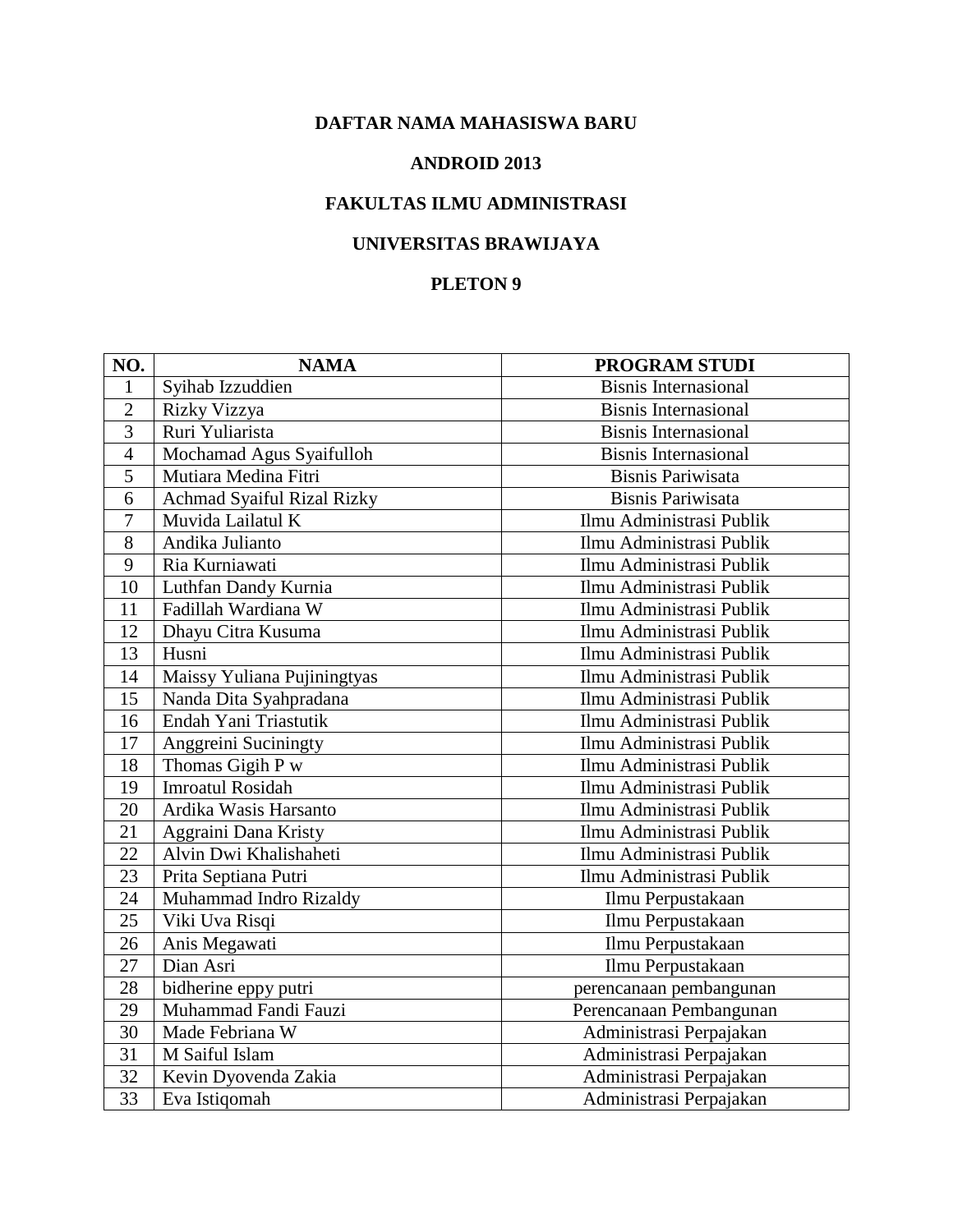**DAFTAR NAMA MAHASISWA BARU**

**ANDROID 2013**

**FAKULTAS ILMU ADMINISTRASI**

**UNIVERSITAS BRAWIJAYA**

**PLETON 9**

| NO. | NAMA | PROGRAM STUDI |
|---|---|---|
| 1 | Syihab Izzuddien | Bisnis Internasional |
| 2 | Rizky Vizzya | Bisnis Internasional |
| 3 | Ruri Yuliarista | Bisnis Internasional |
| 4 | Mochamad Agus Syaifulloh | Bisnis Internasional |
| 5 | Mutiara Medina Fitri | Bisnis Pariwisata |
| 6 | Achmad Syaiful Rizal Rizky | Bisnis Pariwisata |
| 7 | Muvida Lailatul K | Ilmu Administrasi Publik |
| 8 | Andika Julianto | Ilmu Administrasi Publik |
| 9 | Ria Kurniawati | Ilmu Administrasi Publik |
| 10 | Luthfan Dandy Kurnia | Ilmu Administrasi Publik |
| 11 | Fadillah Wardiana W | Ilmu Administrasi Publik |
| 12 | Dhayu Citra Kusuma | Ilmu Administrasi Publik |
| 13 | Husni | Ilmu Administrasi Publik |
| 14 | Maissy Yuliana Pujiningtyas | Ilmu Administrasi Publik |
| 15 | Nanda Dita Syahpradana | Ilmu Administrasi Publik |
| 16 | Endah Yani Triastutik | Ilmu Administrasi Publik |
| 17 | Anggreini Suciningty | Ilmu Administrasi Publik |
| 18 | Thomas Gigih P w | Ilmu Administrasi Publik |
| 19 | Imroatul Rosidah | Ilmu Administrasi Publik |
| 20 | Ardika Wasis Harsanto | Ilmu Administrasi Publik |
| 21 | Aggraini Dana Kristy | Ilmu Administrasi Publik |
| 22 | Alvin Dwi Khalishaheti | Ilmu Administrasi Publik |
| 23 | Prita Septiana Putri | Ilmu Administrasi Publik |
| 24 | Muhammad Indro Rizaldy | Ilmu Perpustakaan |
| 25 | Viki Uva Risqi | Ilmu Perpustakaan |
| 26 | Anis Megawati | Ilmu Perpustakaan |
| 27 | Dian Asri | Ilmu Perpustakaan |
| 28 | bidherine eppy putri | perencanaan pembangunan |
| 29 | Muhammad Fandi Fauzi | Perencanaan Pembangunan |
| 30 | Made Febriana W | Administrasi Perpajakan |
| 31 | M Saiful Islam | Administrasi Perpajakan |
| 32 | Kevin Dyovenda Zakia | Administrasi Perpajakan |
| 33 | Eva Istiqomah | Administrasi Perpajakan |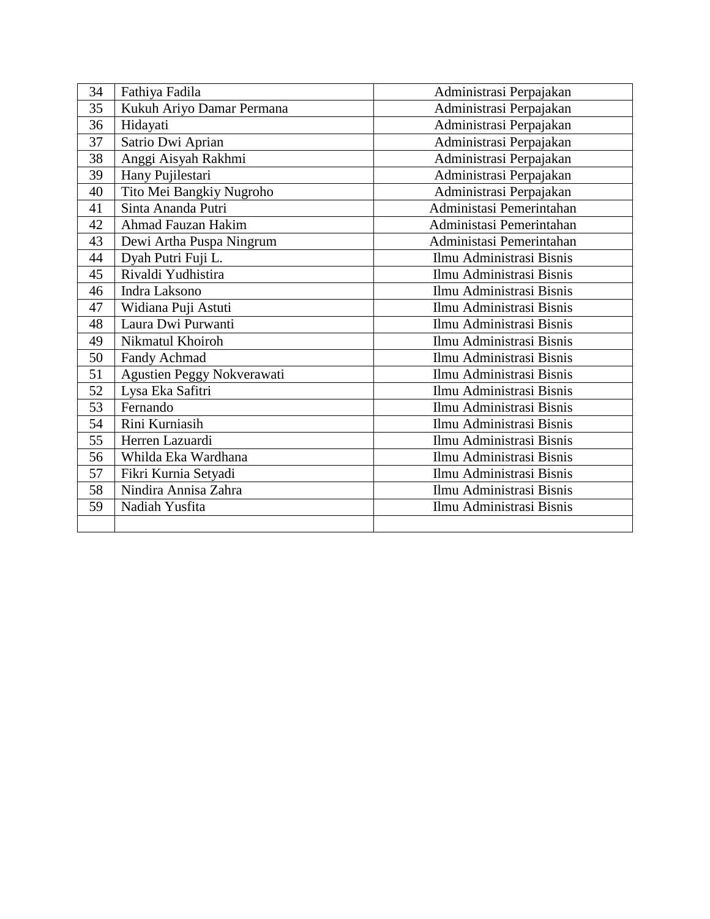| 34 | Fathiya Fadila | Administrasi Perpajakan |
|---|---|---|
| 35 | Kukuh Ariyo Damar Permana | Administrasi Perpajakan |
| 36 | Hidayati | Administrasi Perpajakan |
| 37 | Satrio Dwi Aprian | Administrasi Perpajakan |
| 38 | Anggi Aisyah Rakhmi | Administrasi Perpajakan |
| 39 | Hany Pujilestari | Administrasi Perpajakan |
| 40 | Tito Mei Bangkiy Nugroho | Administrasi Perpajakan |
| 41 | Sinta Ananda Putri | Administasi Pemerintahan |
| 42 | Ahmad Fauzan Hakim | Administasi Pemerintahan |
| 43 | Dewi Artha Puspa Ningrum | Administasi Pemerintahan |
| 44 | Dyah Putri Fuji L. | Ilmu Administrasi Bisnis |
| 45 | Rivaldi Yudhistira | Ilmu Administrasi Bisnis |
| 46 | Indra Laksono | Ilmu Administrasi Bisnis |
| 47 | Widiana Puji Astuti | Ilmu Administrasi Bisnis |
| 48 | Laura Dwi Purwanti | Ilmu Administrasi Bisnis |
| 49 | Nikmatul Khoiroh | Ilmu Administrasi Bisnis |
| 50 | Fandy Achmad | Ilmu Administrasi Bisnis |
| 51 | Agustien Peggy Nokverawati | Ilmu Administrasi Bisnis |
| 52 | Lysa Eka Safitri | Ilmu Administrasi Bisnis |
| 53 | Fernando | Ilmu Administrasi Bisnis |
| 54 | Rini Kurniasih | Ilmu Administrasi Bisnis |
| 55 | Herren Lazuardi | Ilmu Administrasi Bisnis |
| 56 | Whilda Eka Wardhana | Ilmu Administrasi Bisnis |
| 57 | Fikri Kurnia Setyadi | Ilmu Administrasi Bisnis |
| 58 | Nindira Annisa Zahra | Ilmu Administrasi Bisnis |
| 59 | Nadiah Yusfita | Ilmu Administrasi Bisnis |
| | | |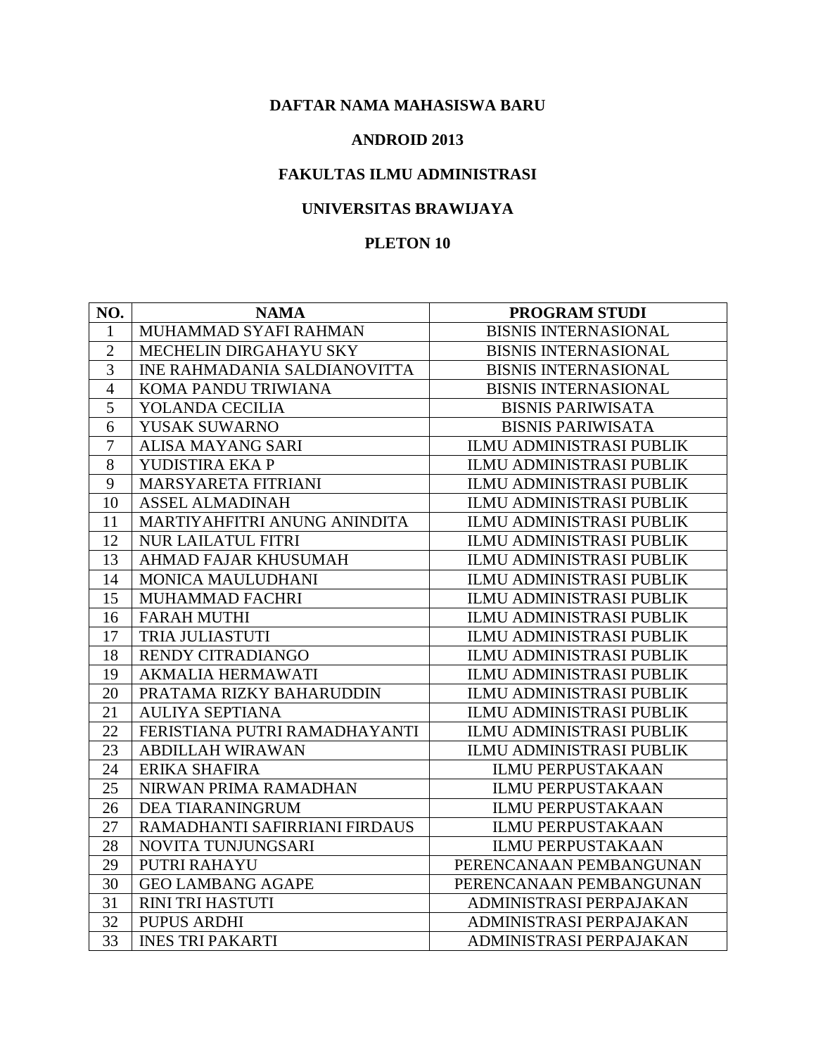**DAFTAR NAMA MAHASISWA BARU**

**ANDROID 2013**

**FAKULTAS ILMU ADMINISTRASI**

**UNIVERSITAS BRAWIJAYA**

**PLETON 10**

| NO. | NAMA | PROGRAM STUDI |
|---|---|---|
| 1 | MUHAMMAD SYAFI RAHMAN | BISNIS INTERNASIONAL |
| 2 | MECHELIN DIRGAHAYU SKY | BISNIS INTERNASIONAL |
| 3 | INE RAHMADANIA SALDIANOVITTA | BISNIS INTERNASIONAL |
| 4 | KOMA PANDU TRIWIANA | BISNIS INTERNASIONAL |
| 5 | YOLANDA CECILIA | BISNIS PARIWISATA |
| 6 | YUSAK SUWARNO | BISNIS PARIWISATA |
| 7 | ALISA MAYANG SARI | ILMU ADMINISTRASI PUBLIK |
| 8 | YUDISTIRA EKA P | ILMU ADMINISTRASI PUBLIK |
| 9 | MARSYARETA FITRIANI | ILMU ADMINISTRASI PUBLIK |
| 10 | ASSEL ALMADINAH | ILMU ADMINISTRASI PUBLIK |
| 11 | MARTIYAHFITRI ANUNG ANINDITA | ILMU ADMINISTRASI PUBLIK |
| 12 | NUR LAILATUL FITRI | ILMU ADMINISTRASI PUBLIK |
| 13 | AHMAD FAJAR KHUSUMAH | ILMU ADMINISTRASI PUBLIK |
| 14 | MONICA MAULUDHANI | ILMU ADMINISTRASI PUBLIK |
| 15 | MUHAMMAD FACHRI | ILMU ADMINISTRASI PUBLIK |
| 16 | FARAH MUTHI | ILMU ADMINISTRASI PUBLIK |
| 17 | TRIA JULIASTUTI | ILMU ADMINISTRASI PUBLIK |
| 18 | RENDY CITRADIANGO | ILMU ADMINISTRASI PUBLIK |
| 19 | AKMALIA HERMAWATI | ILMU ADMINISTRASI PUBLIK |
| 20 | PRATAMA RIZKY BAHARUDDIN | ILMU ADMINISTRASI PUBLIK |
| 21 | AULIYA SEPTIANA | ILMU ADMINISTRASI PUBLIK |
| 22 | FERISTIANA PUTRI RAMADHAYANTI | ILMU ADMINISTRASI PUBLIK |
| 23 | ABDILLAH WIRAWAN | ILMU ADMINISTRASI PUBLIK |
| 24 | ERIKA SHAFIRA | ILMU PERPUSTAKAAN |
| 25 | NIRWAN PRIMA RAMADHAN | ILMU PERPUSTAKAAN |
| 26 | DEA TIARANINGRUM | ILMU PERPUSTAKAAN |
| 27 | RAMADHANTI SAFIRRIANI FIRDAUS | ILMU PERPUSTAKAAN |
| 28 | NOVITA TUNJUNGSARI | ILMU PERPUSTAKAAN |
| 29 | PUTRI RAHAYU | PERENCANAAN PEMBANGUNAN |
| 30 | GEO LAMBANG AGAPE | PERENCANAAN PEMBANGUNAN |
| 31 | RINI TRI HASTUTI | ADMINISTRASI PERPAJAKAN |
| 32 | PUPUS ARDHI | ADMINISTRASI PERPAJAKAN |
| 33 | INES TRI PAKARTI | ADMINISTRASI PERPAJAKAN |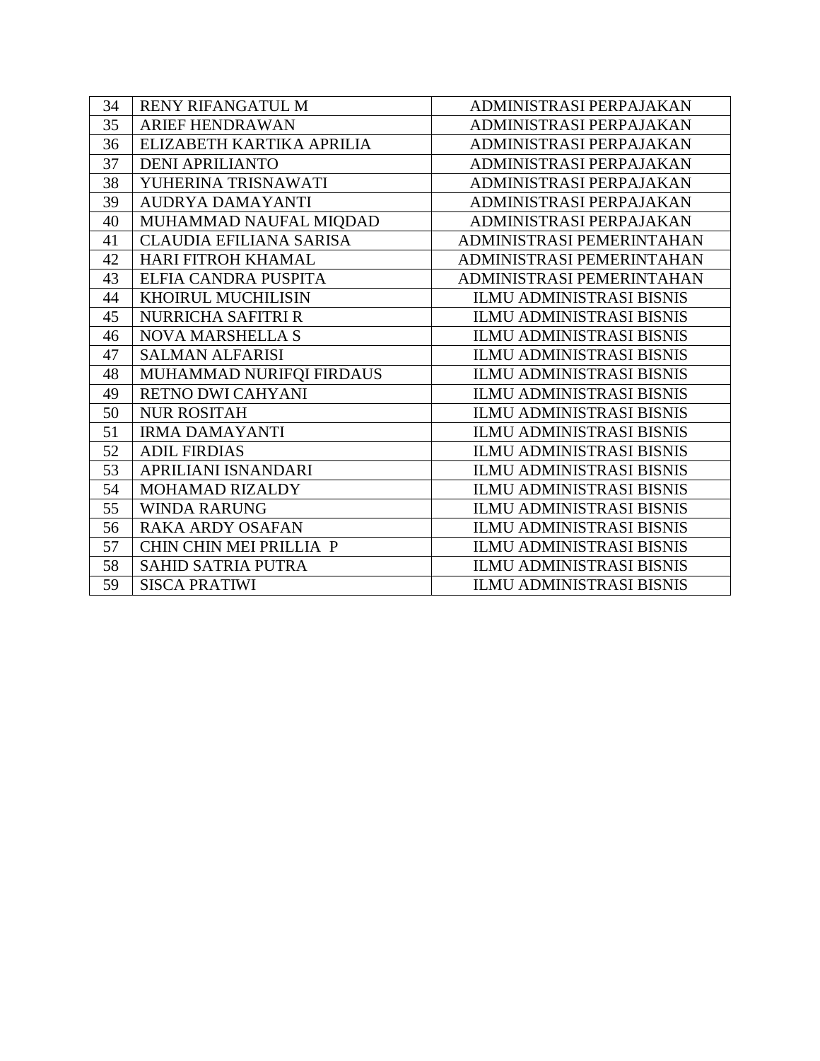| 34 | RENY RIFANGATUL M | ADMINISTRASI PERPAJAKAN |
|---|---|---|
| 35 | ARIEF HENDRAWAN | ADMINISTRASI PERPAJAKAN |
| 36 | ELIZABETH KARTIKA APRILIA | ADMINISTRASI PERPAJAKAN |
| 37 | DENI APRILIANTO | ADMINISTRASI PERPAJAKAN |
| 38 | YUHERINA TRISNAWATI | ADMINISTRASI PERPAJAKAN |
| 39 | AUDRYA DAMAYANTI | ADMINISTRASI PERPAJAKAN |
| 40 | MUHAMMAD NAUFAL MIQDAD | ADMINISTRASI PERPAJAKAN |
| 41 | CLAUDIA EFILIANA SARISA | ADMINISTRASI PEMERINTAHAN |
| 42 | HARI FITROH KHAMAL | ADMINISTRASI PEMERINTAHAN |
| 43 | ELFIA CANDRA PUSPITA | ADMINISTRASI PEMERINTAHAN |
| 44 | KHOIRUL MUCHILISIN | ILMU ADMINISTRASI BISNIS |
| 45 | NURRICHA SAFITRI R | ILMU ADMINISTRASI BISNIS |
| 46 | NOVA MARSHELLA S | ILMU ADMINISTRASI BISNIS |
| 47 | SALMAN ALFARISI | ILMU ADMINISTRASI BISNIS |
| 48 | MUHAMMAD NURIFQI FIRDAUS | ILMU ADMINISTRASI BISNIS |
| 49 | RETNO DWI CAHYANI | ILMU ADMINISTRASI BISNIS |
| 50 | NUR ROSITAH | ILMU ADMINISTRASI BISNIS |
| 51 | IRMA DAMAYANTI | ILMU ADMINISTRASI BISNIS |
| 52 | ADIL FIRDIAS | ILMU ADMINISTRASI BISNIS |
| 53 | APRILIANI ISNANDARI | ILMU ADMINISTRASI BISNIS |
| 54 | MOHAMAD RIZALDY | ILMU ADMINISTRASI BISNIS |
| 55 | WINDA RARUNG | ILMU ADMINISTRASI BISNIS |
| 56 | RAKA ARDY OSAFAN | ILMU ADMINISTRASI BISNIS |
| 57 | CHIN CHIN MEI PRILLIA P | ILMU ADMINISTRASI BISNIS |
| 58 | SAHID SATRIA PUTRA | ILMU ADMINISTRASI BISNIS |
| 59 | SISCA PRATIWI | ILMU ADMINISTRASI BISNIS |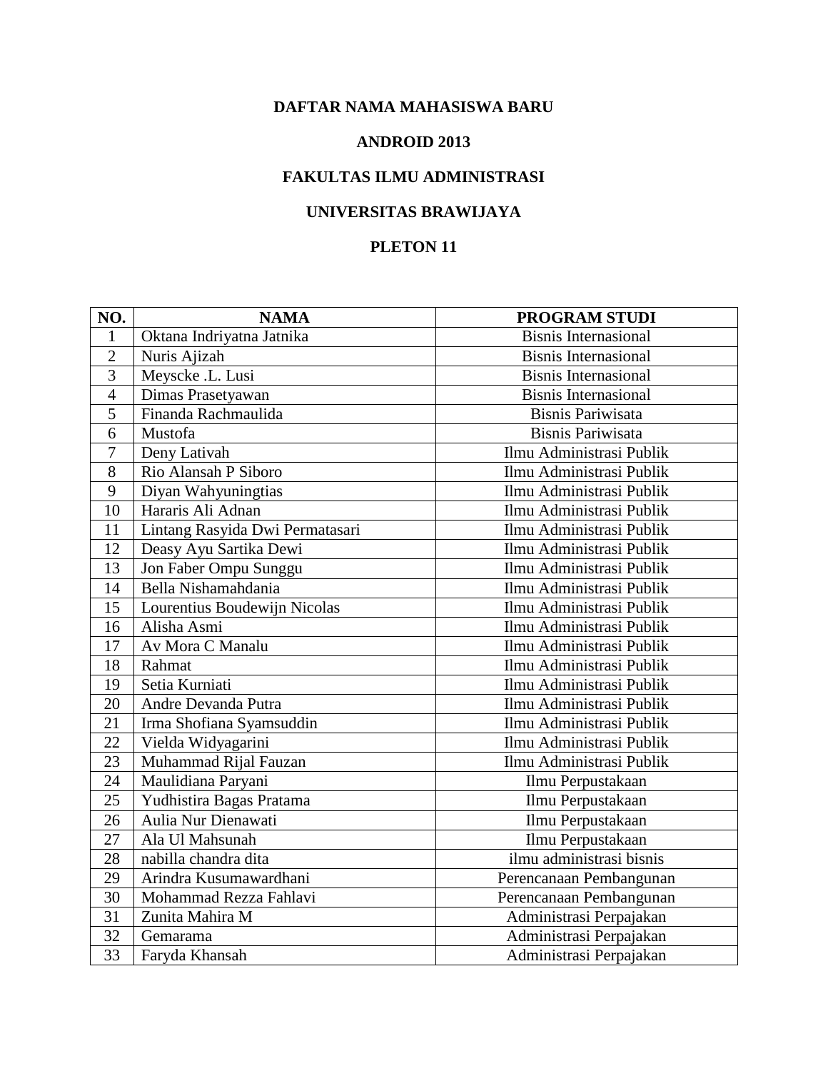**DAFTAR NAMA MAHASISWA BARU**

**ANDROID 2013**

**FAKULTAS ILMU ADMINISTRASI**

**UNIVERSITAS BRAWIJAYA**

**PLETON 11**

| NO. | NAMA | PROGRAM STUDI |
|---|---|---|
| 1 | Oktana Indriyatna Jatnika | Bisnis Internasional |
| 2 | Nuris Ajizah | Bisnis Internasional |
| 3 | Meyscke .L. Lusi | Bisnis Internasional |
| 4 | Dimas Prasetyawan | Bisnis Internasional |
| 5 | Finanda Rachmaulida | Bisnis Pariwisata |
| 6 | Mustofa | Bisnis Pariwisata |
| 7 | Deny Lativah | Ilmu Administrasi Publik |
| 8 | Rio Alansah P Siboro | Ilmu Administrasi Publik |
| 9 | Diyan Wahyuningtias | Ilmu Administrasi Publik |
| 10 | Hararis Ali Adnan | Ilmu Administrasi Publik |
| 11 | Lintang Rasyida Dwi Permatasari | Ilmu Administrasi Publik |
| 12 | Deasy Ayu Sartika Dewi | Ilmu Administrasi Publik |
| 13 | Jon Faber Ompu Sunggu | Ilmu Administrasi Publik |
| 14 | Bella Nishamahdania | Ilmu Administrasi Publik |
| 15 | Lourentius Boudewijn Nicolas | Ilmu Administrasi Publik |
| 16 | Alisha Asmi | Ilmu Administrasi Publik |
| 17 | Av Mora C Manalu | Ilmu Administrasi Publik |
| 18 | Rahmat | Ilmu Administrasi Publik |
| 19 | Setia Kurniati | Ilmu Administrasi Publik |
| 20 | Andre Devanda Putra | Ilmu Administrasi Publik |
| 21 | Irma Shofiana Syamsuddin | Ilmu Administrasi Publik |
| 22 | Vielda Widyagarini | Ilmu Administrasi Publik |
| 23 | Muhammad Rijal Fauzan | Ilmu Administrasi Publik |
| 24 | Maulidiana Paryani | Ilmu Perpustakaan |
| 25 | Yudhistira Bagas Pratama | Ilmu Perpustakaan |
| 26 | Aulia Nur Dienawati | Ilmu Perpustakaan |
| 27 | Ala Ul Mahsunah | Ilmu Perpustakaan |
| 28 | nabilla chandra dita | ilmu administrasi bisnis |
| 29 | Arindra Kusumawardhani | Perencanaan Pembangunan |
| 30 | Mohammad Rezza Fahlavi | Perencanaan Pembangunan |
| 31 | Zunita Mahira M | Administrasi Perpajakan |
| 32 | Gemarama | Administrasi Perpajakan |
| 33 | Faryda Khansah | Administrasi Perpajakan |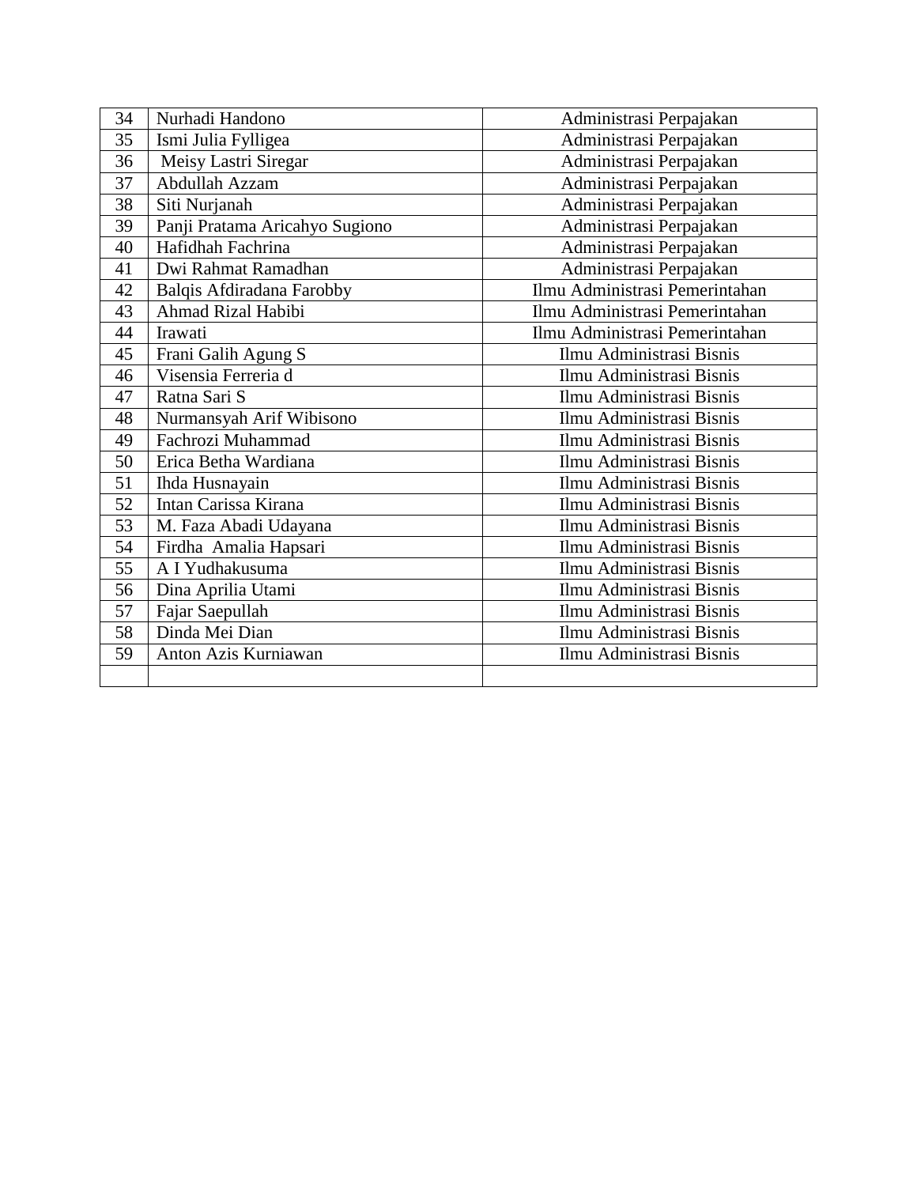| | | |
|---|---|---|
| 34 | Nurhadi Handono | Administrasi Perpajakan |
| 35 | Ismi Julia Fylligea | Administrasi Perpajakan |
| 36 | Meisy Lastri Siregar | Administrasi Perpajakan |
| 37 | Abdullah Azzam | Administrasi Perpajakan |
| 38 | Siti Nurjanah | Administrasi Perpajakan |
| 39 | Panji Pratama Aricahyo Sugiono | Administrasi Perpajakan |
| 40 | Hafidhah Fachrina | Administrasi Perpajakan |
| 41 | Dwi Rahmat Ramadhan | Administrasi Perpajakan |
| 42 | Balqis Afdiradana Farobby | Ilmu Administrasi Pemerintahan |
| 43 | Ahmad Rizal Habibi | Ilmu Administrasi Pemerintahan |
| 44 | Irawati | Ilmu Administrasi Pemerintahan |
| 45 | Frani Galih Agung S | Ilmu Administrasi Bisnis |
| 46 | Visensia Ferreria d | Ilmu Administrasi Bisnis |
| 47 | Ratna Sari S | Ilmu Administrasi Bisnis |
| 48 | Nurmansyah Arif Wibisono | Ilmu Administrasi Bisnis |
| 49 | Fachrozi Muhammad | Ilmu Administrasi Bisnis |
| 50 | Erica Betha Wardiana | Ilmu Administrasi Bisnis |
| 51 | Ihda Husnayain | Ilmu Administrasi Bisnis |
| 52 | Intan Carissa Kirana | Ilmu Administrasi Bisnis |
| 53 | M. Faza Abadi Udayana | Ilmu Administrasi Bisnis |
| 54 | Firdha Amalia Hapsari | Ilmu Administrasi Bisnis |
| 55 | A I Yudhakusuma | Ilmu Administrasi Bisnis |
| 56 | Dina Aprilia Utami | Ilmu Administrasi Bisnis |
| 57 | Fajar Saepullah | Ilmu Administrasi Bisnis |
| 58 | Dinda Mei Dian | Ilmu Administrasi Bisnis |
| 59 | Anton Azis Kurniawan | Ilmu Administrasi Bisnis |
| | | |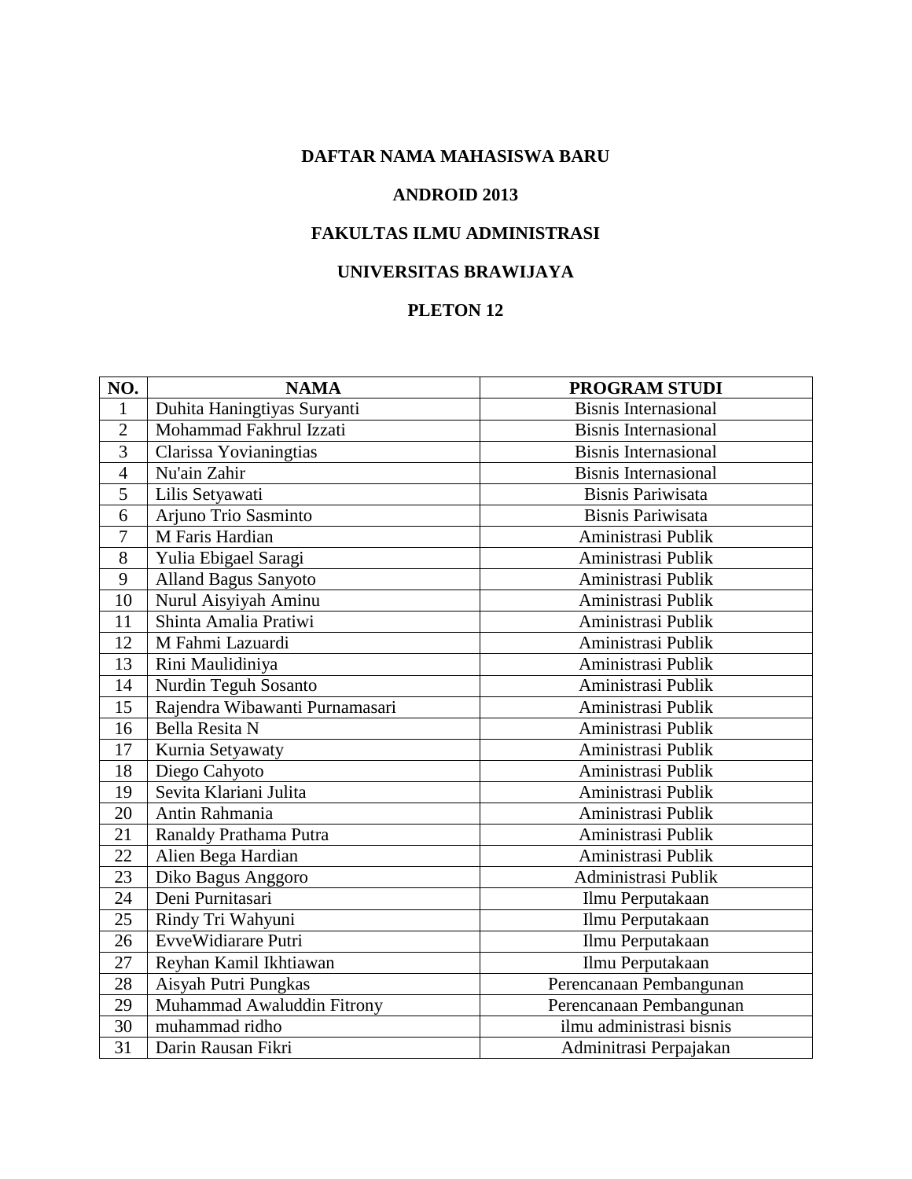**DAFTAR NAMA MAHASISWA BARU**

**ANDROID 2013**

**FAKULTAS ILMU ADMINISTRASI**

**UNIVERSITAS BRAWIJAYA**

**PLETON 12**

| NO. | NAMA | PROGRAM STUDI |
|---|---|---|
| 1 | Duhita Haningtiyas Suryanti | Bisnis Internasional |
| 2 | Mohammad Fakhrul Izzati | Bisnis Internasional |
| 3 | Clarissa Yovianingtias | Bisnis Internasional |
| 4 | Nu'ain Zahir | Bisnis Internasional |
| 5 | Lilis Setyawati | Bisnis Pariwisata |
| 6 | Arjuno Trio Sasminto | Bisnis Pariwisata |
| 7 | M Faris Hardian | Aministrasi Publik |
| 8 | Yulia Ebigael Saragi | Aministrasi Publik |
| 9 | Alland Bagus Sanyoto | Aministrasi Publik |
| 10 | Nurul Aisyiyah Aminu | Aministrasi Publik |
| 11 | Shinta Amalia Pratiwi | Aministrasi Publik |
| 12 | M Fahmi Lazuardi | Aministrasi Publik |
| 13 | Rini Maulidiniya | Aministrasi Publik |
| 14 | Nurdin Teguh Sosanto | Aministrasi Publik |
| 15 | Rajendra Wibawanti Purnamasari | Aministrasi Publik |
| 16 | Bella Resita N | Aministrasi Publik |
| 17 | Kurnia Setyawaty | Aministrasi Publik |
| 18 | Diego Cahyoto | Aministrasi Publik |
| 19 | Sevita Klariani Julita | Aministrasi Publik |
| 20 | Antin Rahmania | Aministrasi Publik |
| 21 | Ranaldy Prathama Putra | Aministrasi Publik |
| 22 | Alien Bega Hardian | Aministrasi Publik |
| 23 | Diko Bagus Anggoro | Administrasi Publik |
| 24 | Deni Purnitasari | Ilmu Perputakaan |
| 25 | Rindy Tri Wahyuni | Ilmu Perputakaan |
| 26 | EvveWidiarare Putri | Ilmu Perputakaan |
| 27 | Reyhan Kamil Ikhtiawan | Ilmu Perputakaan |
| 28 | Aisyah Putri Pungkas | Perencanaan Pembangunan |
| 29 | Muhammad Awaluddin Fitrony | Perencanaan Pembangunan |
| 30 | muhammad ridho | ilmu administrasi bisnis |
| 31 | Darin Rausan Fikri | Adminitrasi Perpajakan |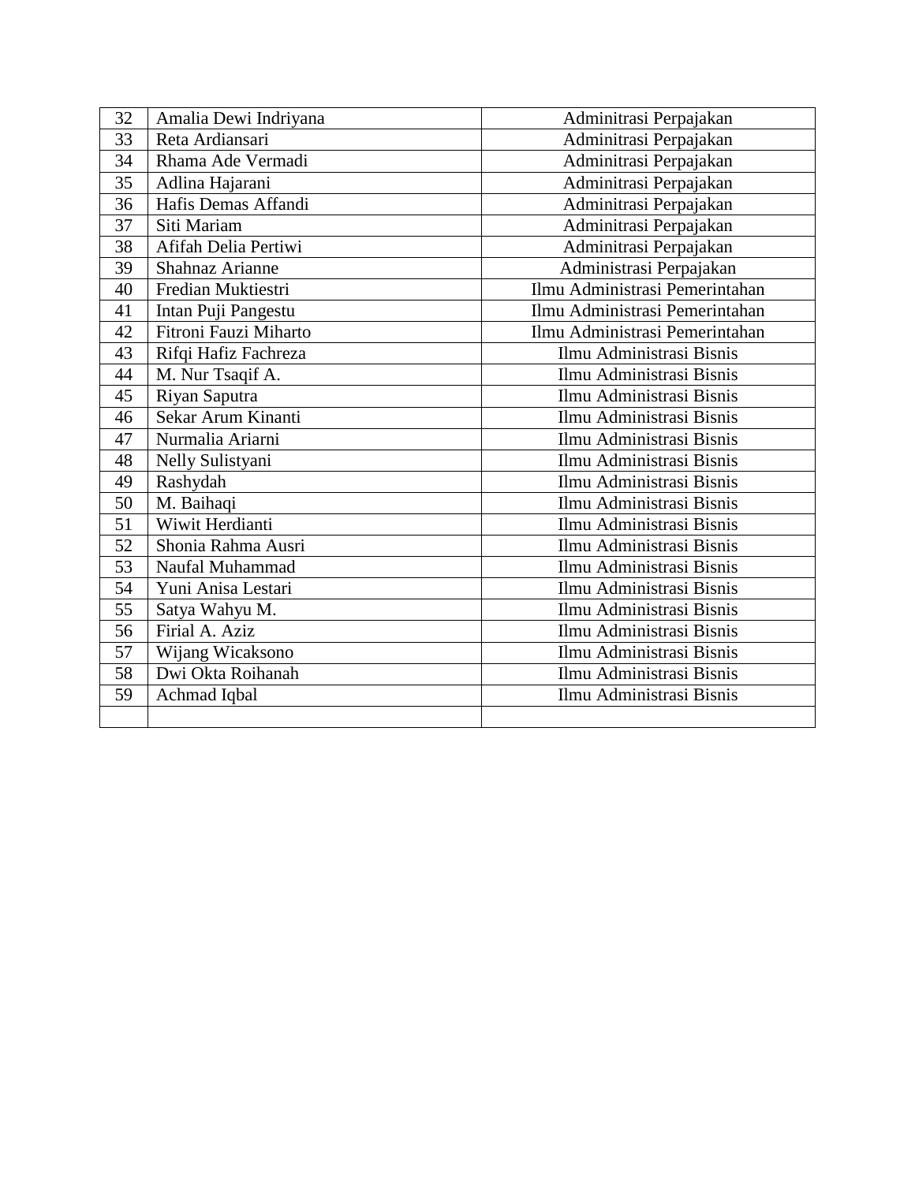| | | |
|---|---|---|
| 32 | Amalia Dewi Indriyana | Adminitrasi Perpajakan |
| 33 | Reta Ardiansari | Adminitrasi Perpajakan |
| 34 | Rhama Ade Vermadi | Adminitrasi Perpajakan |
| 35 | Adlina Hajarani | Adminitrasi Perpajakan |
| 36 | Hafis Demas Affandi | Adminitrasi Perpajakan |
| 37 | Siti Mariam | Adminitrasi Perpajakan |
| 38 | Afifah Delia Pertiwi | Adminitrasi Perpajakan |
| 39 | Shahnaz Arianne | Administrasi Perpajakan |
| 40 | Fredian Muktiestri | Ilmu Administrasi Pemerintahan |
| 41 | Intan Puji Pangestu | Ilmu Administrasi Pemerintahan |
| 42 | Fitroni Fauzi Miharto | Ilmu Administrasi Pemerintahan |
| 43 | Rifqi Hafiz Fachreza | Ilmu Administrasi Bisnis |
| 44 | M. Nur Tsaqif A. | Ilmu Administrasi Bisnis |
| 45 | Riyan Saputra | Ilmu Administrasi Bisnis |
| 46 | Sekar Arum Kinanti | Ilmu Administrasi Bisnis |
| 47 | Nurmalia Ariarni | Ilmu Administrasi Bisnis |
| 48 | Nelly Sulistyani | Ilmu Administrasi Bisnis |
| 49 | Rashydah | Ilmu Administrasi Bisnis |
| 50 | M. Baihaqi | Ilmu Administrasi Bisnis |
| 51 | Wiwit Herdianti | Ilmu Administrasi Bisnis |
| 52 | Shonia Rahma Ausri | Ilmu Administrasi Bisnis |
| 53 | Naufal Muhammad | Ilmu Administrasi Bisnis |
| 54 | Yuni Anisa Lestari | Ilmu Administrasi Bisnis |
| 55 | Satya Wahyu M. | Ilmu Administrasi Bisnis |
| 56 | Firial A. Aziz | Ilmu Administrasi Bisnis |
| 57 | Wijang Wicaksono | Ilmu Administrasi Bisnis |
| 58 | Dwi Okta Roihanah | Ilmu Administrasi Bisnis |
| 59 | Achmad Iqbal | Ilmu Administrasi Bisnis |
| | | |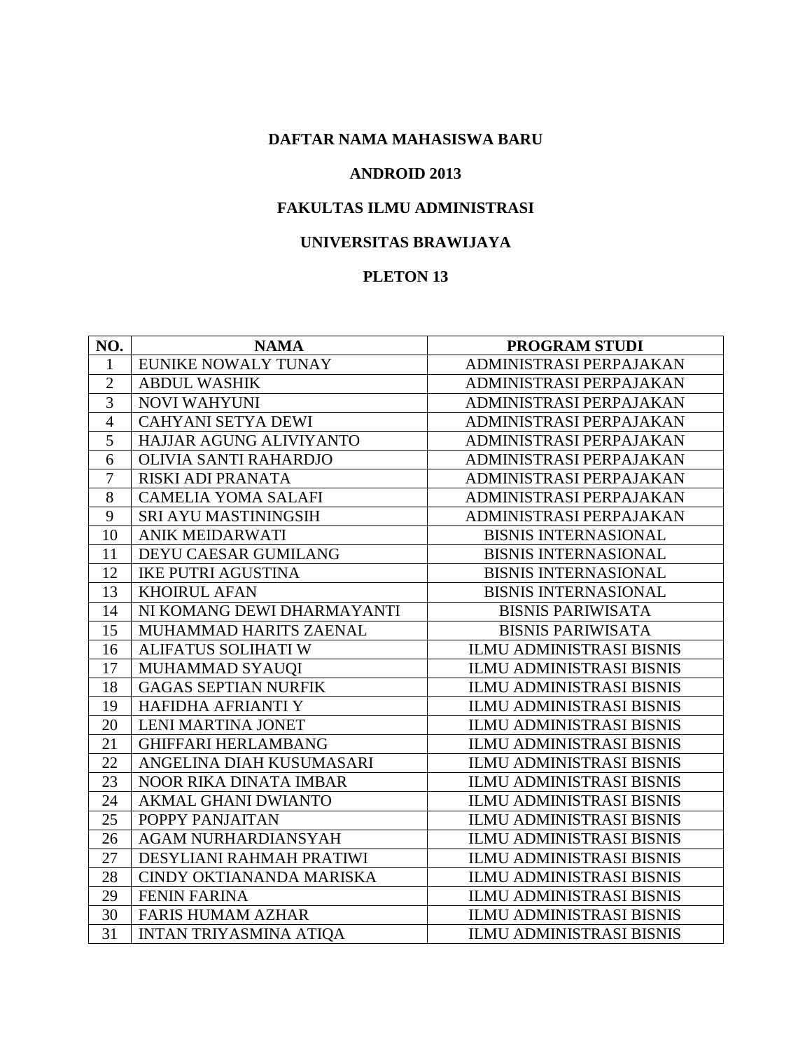**DAFTAR NAMA MAHASISWA BARU**

**ANDROID 2013**

**FAKULTAS ILMU ADMINISTRASI**

**UNIVERSITAS BRAWIJAYA**

**PLETON 13**

| NO. | NAMA | PROGRAM STUDI |
|---|---|---|
| 1 | EUNIKE NOWALY TUNAY | ADMINISTRASI PERPAJAKAN |
| 2 | ABDUL WASHIK | ADMINISTRASI PERPAJAKAN |
| 3 | NOVI WAHYUNI | ADMINISTRASI PERPAJAKAN |
| 4 | CAHYANI SETYA DEWI | ADMINISTRASI PERPAJAKAN |
| 5 | HAJJAR AGUNG ALIVIYANTO | ADMINISTRASI PERPAJAKAN |
| 6 | OLIVIA SANTI RAHARDJO | ADMINISTRASI PERPAJAKAN |
| 7 | RISKI ADI PRANATA | ADMINISTRASI PERPAJAKAN |
| 8 | CAMELIA YOMA SALAFI | ADMINISTRASI PERPAJAKAN |
| 9 | SRI AYU MASTININGSIH | ADMINISTRASI PERPAJAKAN |
| 10 | ANIK MEIDARWATI | BISNIS INTERNASIONAL |
| 11 | DEYU CAESAR GUMILANG | BISNIS INTERNASIONAL |
| 12 | IKE PUTRI AGUSTINA | BISNIS INTERNASIONAL |
| 13 | KHOIRUL AFAN | BISNIS INTERNASIONAL |
| 14 | NI KOMANG DEWI DHARMAYANTI | BISNIS PARIWISATA |
| 15 | MUHAMMAD HARITS ZAENAL | BISNIS PARIWISATA |
| 16 | ALIFATUS SOLIHATI W | ILMU ADMINISTRASI BISNIS |
| 17 | MUHAMMAD SYAUQI | ILMU ADMINISTRASI BISNIS |
| 18 | GAGAS SEPTIAN NURFIK | ILMU ADMINISTRASI BISNIS |
| 19 | HAFIDHA AFRIANTI Y | ILMU ADMINISTRASI BISNIS |
| 20 | LENI MARTINA JONET | ILMU ADMINISTRASI BISNIS |
| 21 | GHIFFARI HERLAMBANG | ILMU ADMINISTRASI BISNIS |
| 22 | ANGELINA DIAH KUSUMASARI | ILMU ADMINISTRASI BISNIS |
| 23 | NOOR RIKA DINATA IMBAR | ILMU ADMINISTRASI BISNIS |
| 24 | AKMAL GHANI DWIANTO | ILMU ADMINISTRASI BISNIS |
| 25 | POPPY PANJAITAN | ILMU ADMINISTRASI BISNIS |
| 26 | AGAM NURHARDIANSYAH | ILMU ADMINISTRASI BISNIS |
| 27 | DESYLIANI RAHMAH PRATIWI | ILMU ADMINISTRASI BISNIS |
| 28 | CINDY OKTIANANDA MARISKA | ILMU ADMINISTRASI BISNIS |
| 29 | FENIN FARINA | ILMU ADMINISTRASI BISNIS |
| 30 | FARIS HUMAM AZHAR | ILMU ADMINISTRASI BISNIS |
| 31 | INTAN TRIYASMINA ATIQA | ILMU ADMINISTRASI BISNIS |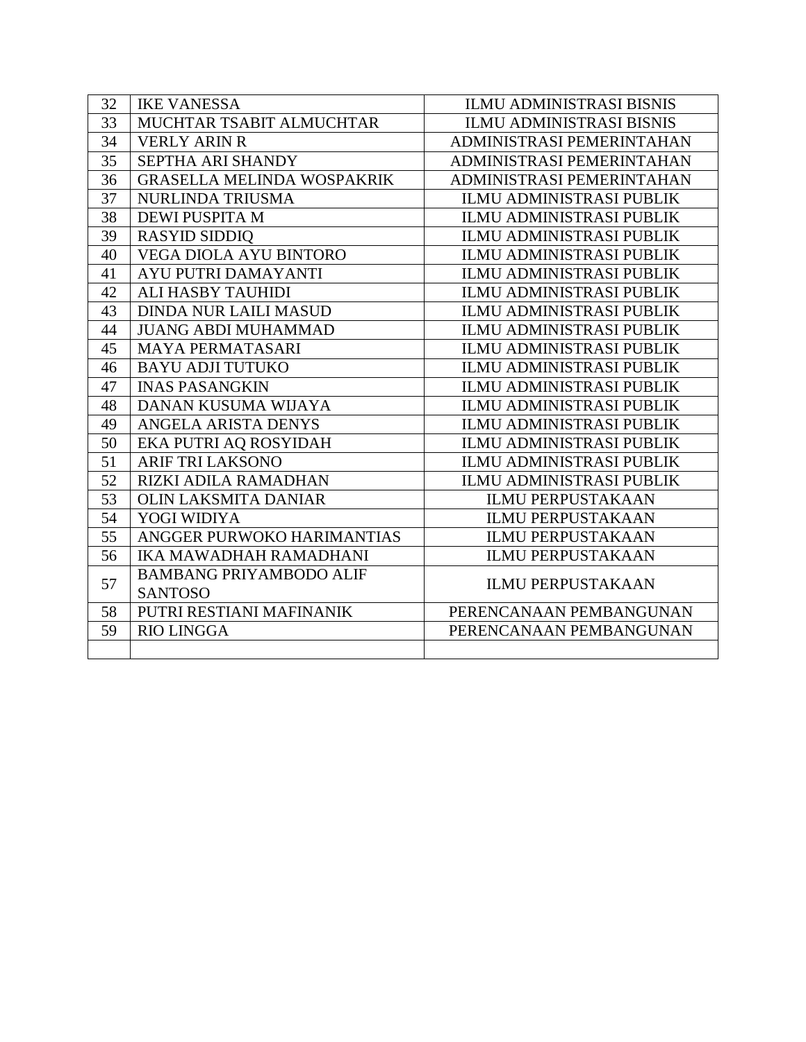| 32 | IKE VANESSA | ILMU ADMINISTRASI BISNIS |
|---|---|---|
| 33 | MUCHTAR TSABIT ALMUCHTAR | ILMU ADMINISTRASI BISNIS |
| 34 | VERLY ARIN R | ADMINISTRASI PEMERINTAHAN |
| 35 | SEPTHA ARI SHANDY | ADMINISTRASI PEMERINTAHAN |
| 36 | GRASELLA MELINDA WOSPAKRIK | ADMINISTRASI PEMERINTAHAN |
| 37 | NURLINDA TRIUSMA | ILMU ADMINISTRASI PUBLIK |
| 38 | DEWI PUSPITA M | ILMU ADMINISTRASI PUBLIK |
| 39 | RASYID SIDDIQ | ILMU ADMINISTRASI PUBLIK |
| 40 | VEGA DIOLA AYU BINTORO | ILMU ADMINISTRASI PUBLIK |
| 41 | AYU PUTRI DAMAYANTI | ILMU ADMINISTRASI PUBLIK |
| 42 | ALI HASBY TAUHIDI | ILMU ADMINISTRASI PUBLIK |
| 43 | DINDA NUR LAILI MASUD | ILMU ADMINISTRASI PUBLIK |
| 44 | JUANG ABDI MUHAMMAD | ILMU ADMINISTRASI PUBLIK |
| 45 | MAYA PERMATASARI | ILMU ADMINISTRASI PUBLIK |
| 46 | BAYU ADJI TUTUKO | ILMU ADMINISTRASI PUBLIK |
| 47 | INAS PASANGKIN | ILMU ADMINISTRASI PUBLIK |
| 48 | DANAN KUSUMA WIJAYA | ILMU ADMINISTRASI PUBLIK |
| 49 | ANGELA ARISTA DENYS | ILMU ADMINISTRASI PUBLIK |
| 50 | EKA PUTRI AQ ROSYIDAH | ILMU ADMINISTRASI PUBLIK |
| 51 | ARIF TRI LAKSONO | ILMU ADMINISTRASI PUBLIK |
| 52 | RIZKI ADILA RAMADHAN | ILMU ADMINISTRASI PUBLIK |
| 53 | OLIN LAKSMITA DANIAR | ILMU PERPUSTAKAAN |
| 54 | YOGI WIDIYA | ILMU PERPUSTAKAAN |
| 55 | ANGGER PURWOKO HARIMANTIAS | ILMU PERPUSTAKAAN |
| 56 | IKA MAWADHAH RAMADHANI | ILMU PERPUSTAKAAN |
| 57 | BAMBANG PRIYAMBODO ALIF SANTOSO | ILMU PERPUSTAKAAN |
| 58 | PUTRI RESTIANI MAFINANIK | PERENCANAAN PEMBANGUNAN |
| 59 | RIO LINGGA | PERENCANAAN PEMBANGUNAN |
| | | |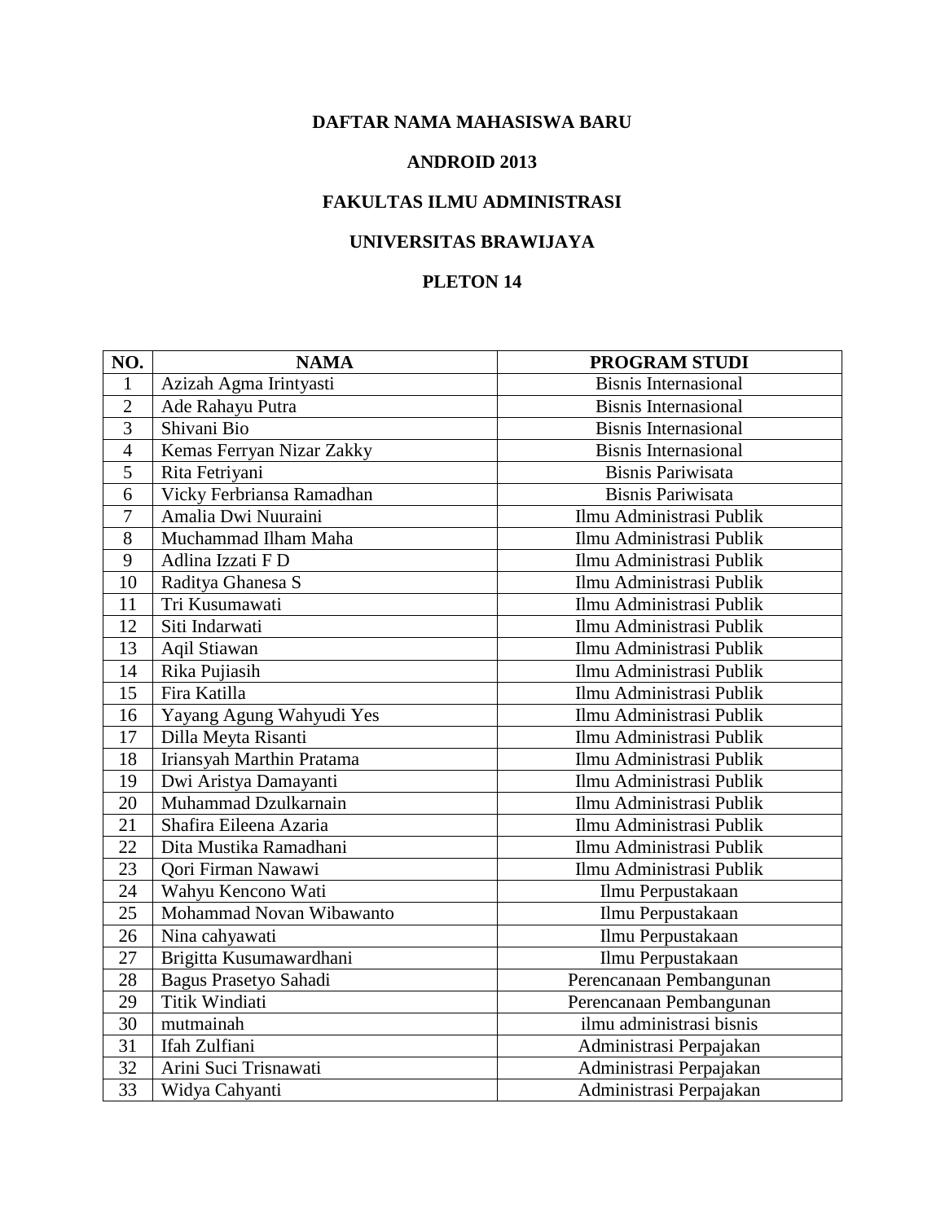**DAFTAR NAMA MAHASISWA BARU**

**ANDROID 2013**

**FAKULTAS ILMU ADMINISTRASI**

**UNIVERSITAS BRAWIJAYA**

**PLETON 14**

| NO. | NAMA | PROGRAM STUDI |
|---|---|---|
| 1 | Azizah Agma Irintyasti | Bisnis Internasional |
| 2 | Ade Rahayu Putra | Bisnis Internasional |
| 3 | Shivani Bio | Bisnis Internasional |
| 4 | Kemas Ferryan Nizar Zakky | Bisnis Internasional |
| 5 | Rita Fetriyani | Bisnis Pariwisata |
| 6 | Vicky Ferbriansa Ramadhan | Bisnis Pariwisata |
| 7 | Amalia Dwi Nuuraini | Ilmu Administrasi Publik |
| 8 | Muchammad Ilham Maha | Ilmu Administrasi Publik |
| 9 | Adlina Izzati F D | Ilmu Administrasi Publik |
| 10 | Raditya Ghanesa S | Ilmu Administrasi Publik |
| 11 | Tri Kusumawati | Ilmu Administrasi Publik |
| 12 | Siti Indarwati | Ilmu Administrasi Publik |
| 13 | Aqil Stiawan | Ilmu Administrasi Publik |
| 14 | Rika Pujiasih | Ilmu Administrasi Publik |
| 15 | Fira Katilla | Ilmu Administrasi Publik |
| 16 | Yayang Agung Wahyudi Yes | Ilmu Administrasi Publik |
| 17 | Dilla Meyta Risanti | Ilmu Administrasi Publik |
| 18 | Iriansyah Marthin Pratama | Ilmu Administrasi Publik |
| 19 | Dwi Aristya Damayanti | Ilmu Administrasi Publik |
| 20 | Muhammad Dzulkarnain | Ilmu Administrasi Publik |
| 21 | Shafira Eileena Azaria | Ilmu Administrasi Publik |
| 22 | Dita Mustika Ramadhani | Ilmu Administrasi Publik |
| 23 | Qori Firman Nawawi | Ilmu Administrasi Publik |
| 24 | Wahyu Kencono Wati | Ilmu Perpustakaan |
| 25 | Mohammad Novan Wibawanto | Ilmu Perpustakaan |
| 26 | Nina cahyawati | Ilmu Perpustakaan |
| 27 | Brigitta Kusumawardhani | Ilmu Perpustakaan |
| 28 | Bagus Prasetyo Sahadi | Perencanaan Pembangunan |
| 29 | Titik Windiati | Perencanaan Pembangunan |
| 30 | mutmainah | ilmu administrasi bisnis |
| 31 | Ifah Zulfiani | Administrasi Perpajakan |
| 32 | Arini Suci Trisnawati | Administrasi Perpajakan |
| 33 | Widya Cahyanti | Administrasi Perpajakan |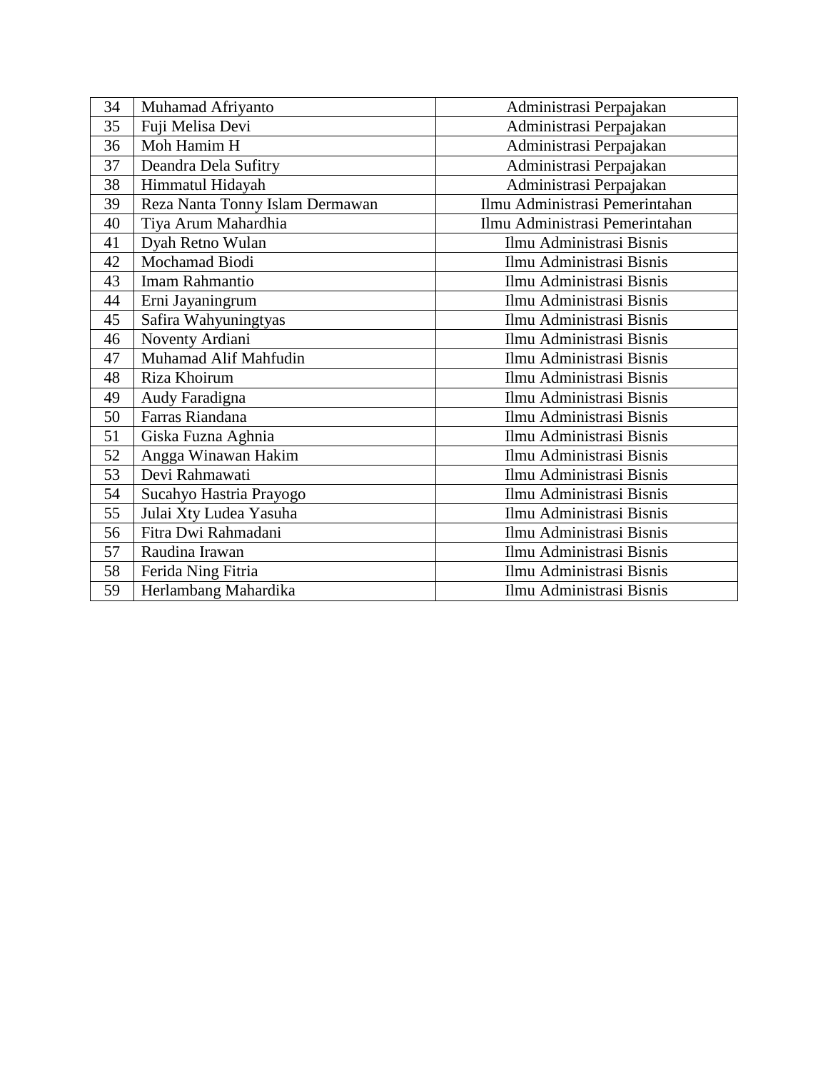| 34 | Muhamad Afriyanto | Administrasi Perpajakan |
|---|---|---|
| 35 | Fuji Melisa Devi | Administrasi Perpajakan |
| 36 | Moh Hamim H | Administrasi Perpajakan |
| 37 | Deandra Dela Sufitry | Administrasi Perpajakan |
| 38 | Himmatul Hidayah | Administrasi Perpajakan |
| 39 | Reza Nanta Tonny Islam Dermawan | Ilmu Administrasi Pemerintahan |
| 40 | Tiya Arum Mahardhia | Ilmu Administrasi Pemerintahan |
| 41 | Dyah Retno Wulan | Ilmu Administrasi Bisnis |
| 42 | Mochamad Biodi | Ilmu Administrasi Bisnis |
| 43 | Imam Rahmantio | Ilmu Administrasi Bisnis |
| 44 | Erni Jayaningrum | Ilmu Administrasi Bisnis |
| 45 | Safira Wahyuningtyas | Ilmu Administrasi Bisnis |
| 46 | Noventy Ardiani | Ilmu Administrasi Bisnis |
| 47 | Muhamad Alif Mahfudin | Ilmu Administrasi Bisnis |
| 48 | Riza Khoirum | Ilmu Administrasi Bisnis |
| 49 | Audy Faradigna | Ilmu Administrasi Bisnis |
| 50 | Farras Riandana | Ilmu Administrasi Bisnis |
| 51 | Giska Fuzna Aghnia | Ilmu Administrasi Bisnis |
| 52 | Angga Winawan Hakim | Ilmu Administrasi Bisnis |
| 53 | Devi Rahmawati | Ilmu Administrasi Bisnis |
| 54 | Sucahyo Hastria Prayogo | Ilmu Administrasi Bisnis |
| 55 | Julai Xty Ludea Yasuha | Ilmu Administrasi Bisnis |
| 56 | Fitra Dwi Rahmadani | Ilmu Administrasi Bisnis |
| 57 | Raudina Irawan | Ilmu Administrasi Bisnis |
| 58 | Ferida Ning Fitria | Ilmu Administrasi Bisnis |
| 59 | Herlambang Mahardika | Ilmu Administrasi Bisnis |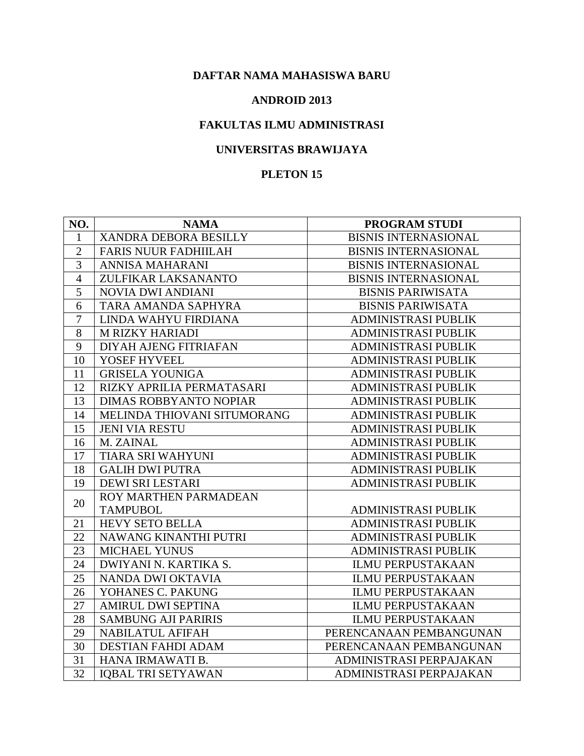**DAFTAR NAMA MAHASISWA BARU**

**ANDROID 2013**

**FAKULTAS ILMU ADMINISTRASI**

**UNIVERSITAS BRAWIJAYA**

**PLETON 15**

| NO. | NAMA | PROGRAM STUDI |
|---|---|---|
| 1 | XANDRA DEBORA BESILLY | BISNIS INTERNASIONAL |
| 2 | FARIS NUUR FADHIILAH | BISNIS INTERNASIONAL |
| 3 | ANNISA MAHARANI | BISNIS INTERNASIONAL |
| 4 | ZULFIKAR LAKSANANTO | BISNIS INTERNASIONAL |
| 5 | NOVIA DWI ANDIANI | BISNIS PARIWISATA |
| 6 | TARA AMANDA SAPHYRA | BISNIS PARIWISATA |
| 7 | LINDA WAHYU FIRDIANA | ADMINISTRASI PUBLIK |
| 8 | M RIZKY HARIADI | ADMINISTRASI PUBLIK |
| 9 | DIYAH AJENG FITRIAFAN | ADMINISTRASI PUBLIK |
| 10 | YOSEF HYVEEL | ADMINISTRASI PUBLIK |
| 11 | GRISELA YOUNIGA | ADMINISTRASI PUBLIK |
| 12 | RIZKY APRILIA PERMATASARI | ADMINISTRASI PUBLIK |
| 13 | DIMAS ROBBYANTO NOPIAR | ADMINISTRASI PUBLIK |
| 14 | MELINDA THIOVANI SITUMORANG | ADMINISTRASI PUBLIK |
| 15 | JENI VIA RESTU | ADMINISTRASI PUBLIK |
| 16 | M. ZAINAL | ADMINISTRASI PUBLIK |
| 17 | TIARA SRI WAHYUNI | ADMINISTRASI PUBLIK |
| 18 | GALIH DWI PUTRA | ADMINISTRASI PUBLIK |
| 19 | DEWI SRI LESTARI | ADMINISTRASI PUBLIK |
| 20 | ROY MARTHEN PARMADEAN TAMPUBOL | ADMINISTRASI PUBLIK |
| 21 | HEVY SETO BELLA | ADMINISTRASI PUBLIK |
| 22 | NAWANG KINANTHI PUTRI | ADMINISTRASI PUBLIK |
| 23 | MICHAEL YUNUS | ADMINISTRASI PUBLIK |
| 24 | DWIYANI N. KARTIKA S. | ILMU PERPUSTAKAAN |
| 25 | NANDA DWI OKTAVIA | ILMU PERPUSTAKAAN |
| 26 | YOHANES C. PAKUNG | ILMU PERPUSTAKAAN |
| 27 | AMIRUL DWI SEPTINA | ILMU PERPUSTAKAAN |
| 28 | SAMBUNG AJI PARIRIS | ILMU PERPUSTAKAAN |
| 29 | NABILATUL AFIFAH | PERENCANAAN PEMBANGUNAN |
| 30 | DESTIAN FAHDI ADAM | PERENCANAAN PEMBANGUNAN |
| 31 | HANA IRMAWATI B. | ADMINISTRASI PERPAJAKAN |
| 32 | IQBAL TRI SETYAWAN | ADMINISTRASI PERPAJAKAN |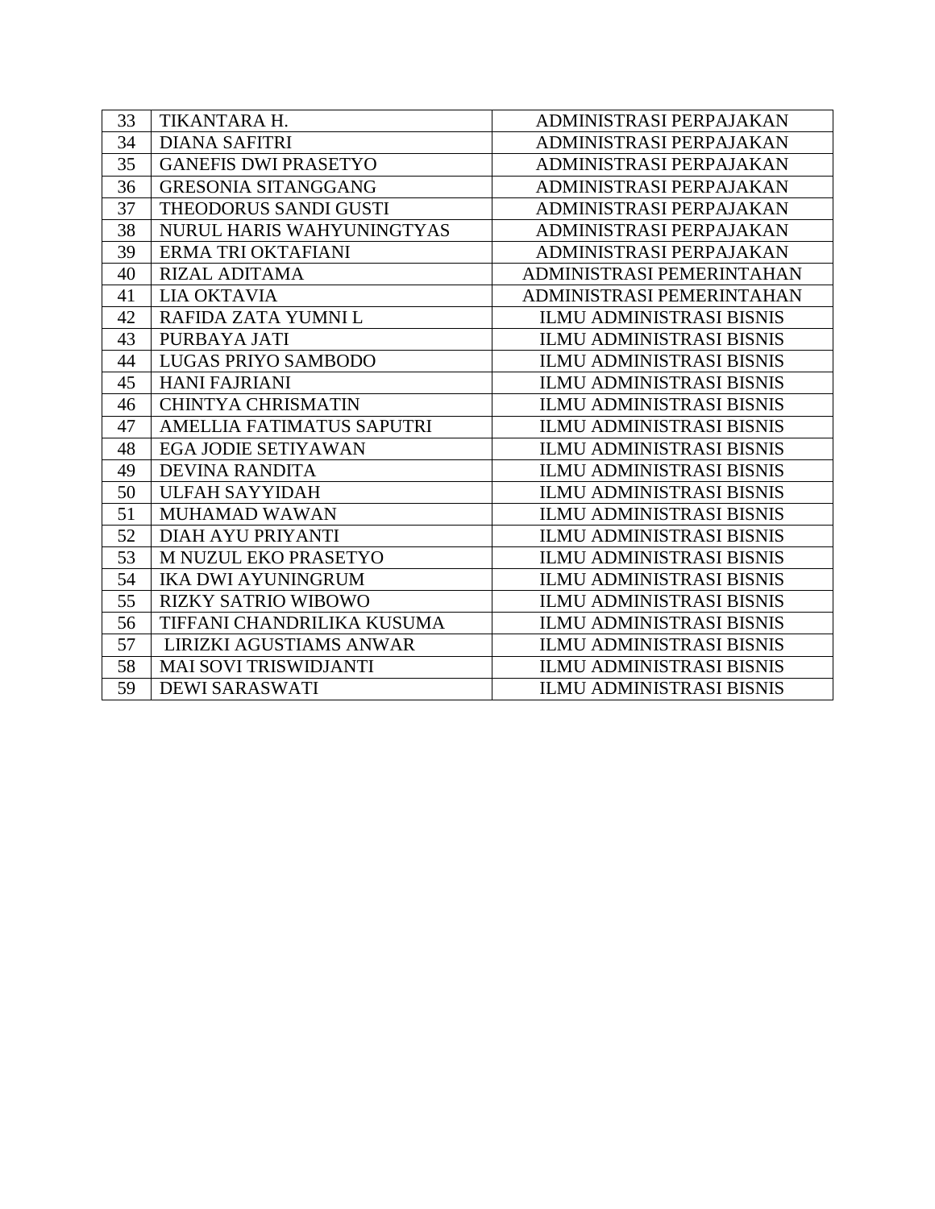| 33 | TIKANTARA H. | ADMINISTRASI PERPAJAKAN |
|---|---|---|
| 34 | DIANA SAFITRI | ADMINISTRASI PERPAJAKAN |
| 35 | GANEFIS DWI PRASETYO | ADMINISTRASI PERPAJAKAN |
| 36 | GRESONIA SITANGGANG | ADMINISTRASI PERPAJAKAN |
| 37 | THEODORUS SANDI GUSTI | ADMINISTRASI PERPAJAKAN |
| 38 | NURUL HARIS WAHYUNINGTYAS | ADMINISTRASI PERPAJAKAN |
| 39 | ERMA TRI OKTAFIANI | ADMINISTRASI PERPAJAKAN |
| 40 | RIZAL ADITAMA | ADMINISTRASI PEMERINTAHAN |
| 41 | LIA OKTAVIA | ADMINISTRASI PEMERINTAHAN |
| 42 | RAFIDA ZATA YUMNI L | ILMU ADMINISTRASI BISNIS |
| 43 | PURBAYA JATI | ILMU ADMINISTRASI BISNIS |
| 44 | LUGAS PRIYO SAMBODO | ILMU ADMINISTRASI BISNIS |
| 45 | HANI FAJRIANI | ILMU ADMINISTRASI BISNIS |
| 46 | CHINTYA CHRISMATIN | ILMU ADMINISTRASI BISNIS |
| 47 | AMELLIA FATIMATUS SAPUTRI | ILMU ADMINISTRASI BISNIS |
| 48 | EGA JODIE SETIYAWAN | ILMU ADMINISTRASI BISNIS |
| 49 | DEVINA RANDITA | ILMU ADMINISTRASI BISNIS |
| 50 | ULFAH SAYYIDAH | ILMU ADMINISTRASI BISNIS |
| 51 | MUHAMAD WAWAN | ILMU ADMINISTRASI BISNIS |
| 52 | DIAH AYU PRIYANTI | ILMU ADMINISTRASI BISNIS |
| 53 | M NUZUL EKO PRASETYO | ILMU ADMINISTRASI BISNIS |
| 54 | IKA DWI AYUNINGRUM | ILMU ADMINISTRASI BISNIS |
| 55 | RIZKY SATRIO WIBOWO | ILMU ADMINISTRASI BISNIS |
| 56 | TIFFANI CHANDRILIKA KUSUMA | ILMU ADMINISTRASI BISNIS |
| 57 | LIRIZKI AGUSTIAMS ANWAR | ILMU ADMINISTRASI BISNIS |
| 58 | MAI SOVI TRISWIDJANTI | ILMU ADMINISTRASI BISNIS |
| 59 | DEWI SARASWATI | ILMU ADMINISTRASI BISNIS |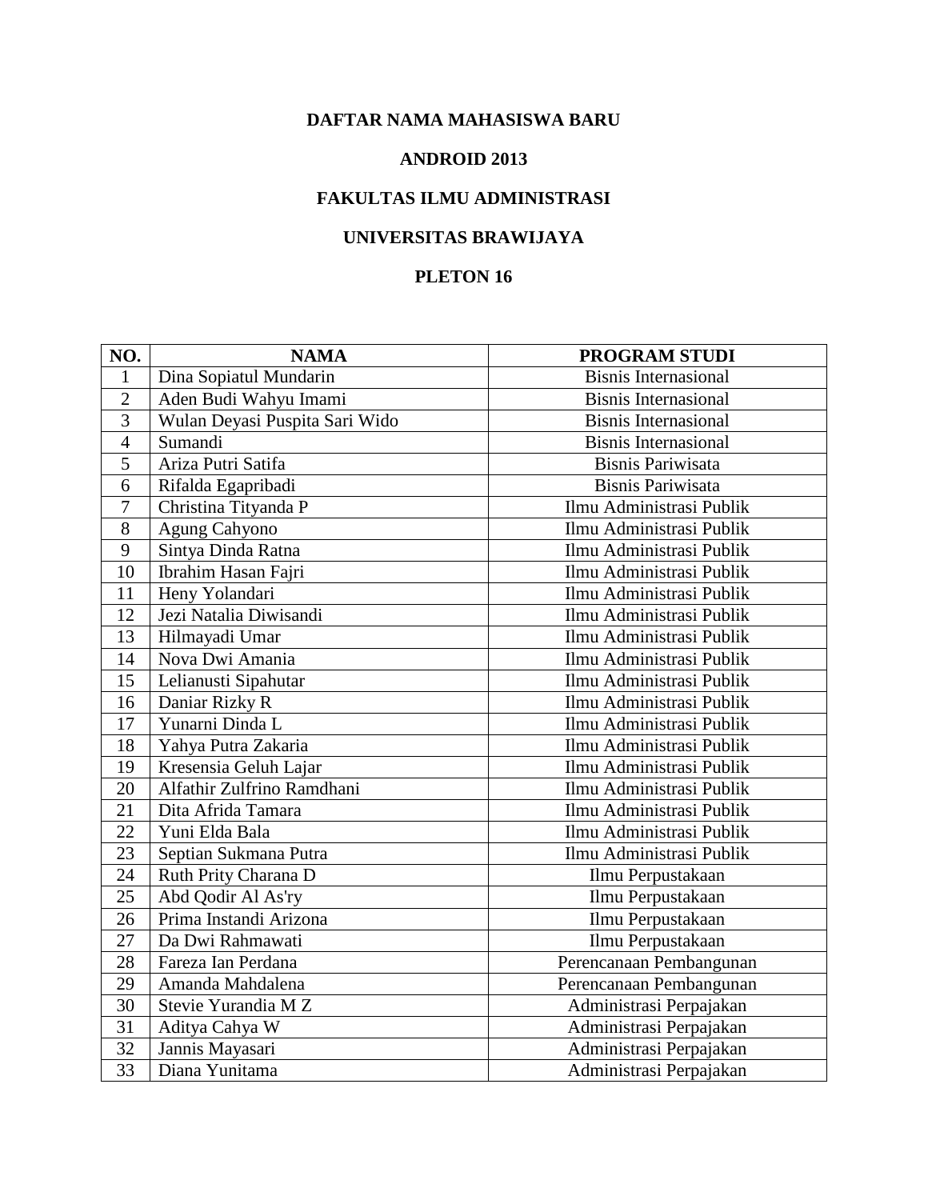**DAFTAR NAMA MAHASISWA BARU**

**ANDROID 2013**

**FAKULTAS ILMU ADMINISTRASI**

**UNIVERSITAS BRAWIJAYA**

**PLETON 16**

| NO. | NAMA | PROGRAM STUDI |
|---|---|---|
| 1 | Dina Sopiatul Mundarin | Bisnis Internasional |
| 2 | Aden Budi Wahyu Imami | Bisnis Internasional |
| 3 | Wulan Deyasi Puspita Sari Wido | Bisnis Internasional |
| 4 | Sumandi | Bisnis Internasional |
| 5 | Ariza Putri Satifa | Bisnis Pariwisata |
| 6 | Rifalda Egapribadi | Bisnis Pariwisata |
| 7 | Christina Tityanda P | Ilmu Administrasi Publik |
| 8 | Agung Cahyono | Ilmu Administrasi Publik |
| 9 | Sintya Dinda Ratna | Ilmu Administrasi Publik |
| 10 | Ibrahim Hasan Fajri | Ilmu Administrasi Publik |
| 11 | Heny Yolandari | Ilmu Administrasi Publik |
| 12 | Jezi Natalia Diwisandi | Ilmu Administrasi Publik |
| 13 | Hilmayadi Umar | Ilmu Administrasi Publik |
| 14 | Nova Dwi Amania | Ilmu Administrasi Publik |
| 15 | Lelianusti Sipahutar | Ilmu Administrasi Publik |
| 16 | Daniar Rizky R | Ilmu Administrasi Publik |
| 17 | Yunarni Dinda L | Ilmu Administrasi Publik |
| 18 | Yahya Putra Zakaria | Ilmu Administrasi Publik |
| 19 | Kresensia Geluh Lajar | Ilmu Administrasi Publik |
| 20 | Alfathir Zulfrino Ramdhani | Ilmu Administrasi Publik |
| 21 | Dita Afrida Tamara | Ilmu Administrasi Publik |
| 22 | Yuni Elda Bala | Ilmu Administrasi Publik |
| 23 | Septian Sukmana Putra | Ilmu Administrasi Publik |
| 24 | Ruth Prity Charana D | Ilmu Perpustakaan |
| 25 | Abd Qodir Al As'ry | Ilmu Perpustakaan |
| 26 | Prima Instandi Arizona | Ilmu Perpustakaan |
| 27 | Da Dwi Rahmawati | Ilmu Perpustakaan |
| 28 | Fareza Ian Perdana | Perencanaan Pembangunan |
| 29 | Amanda Mahdalena | Perencanaan Pembangunan |
| 30 | Stevie Yurandia M Z | Administrasi Perpajakan |
| 31 | Aditya Cahya W | Administrasi Perpajakan |
| 32 | Jannis Mayasari | Administrasi Perpajakan |
| 33 | Diana Yunitama | Administrasi Perpajakan |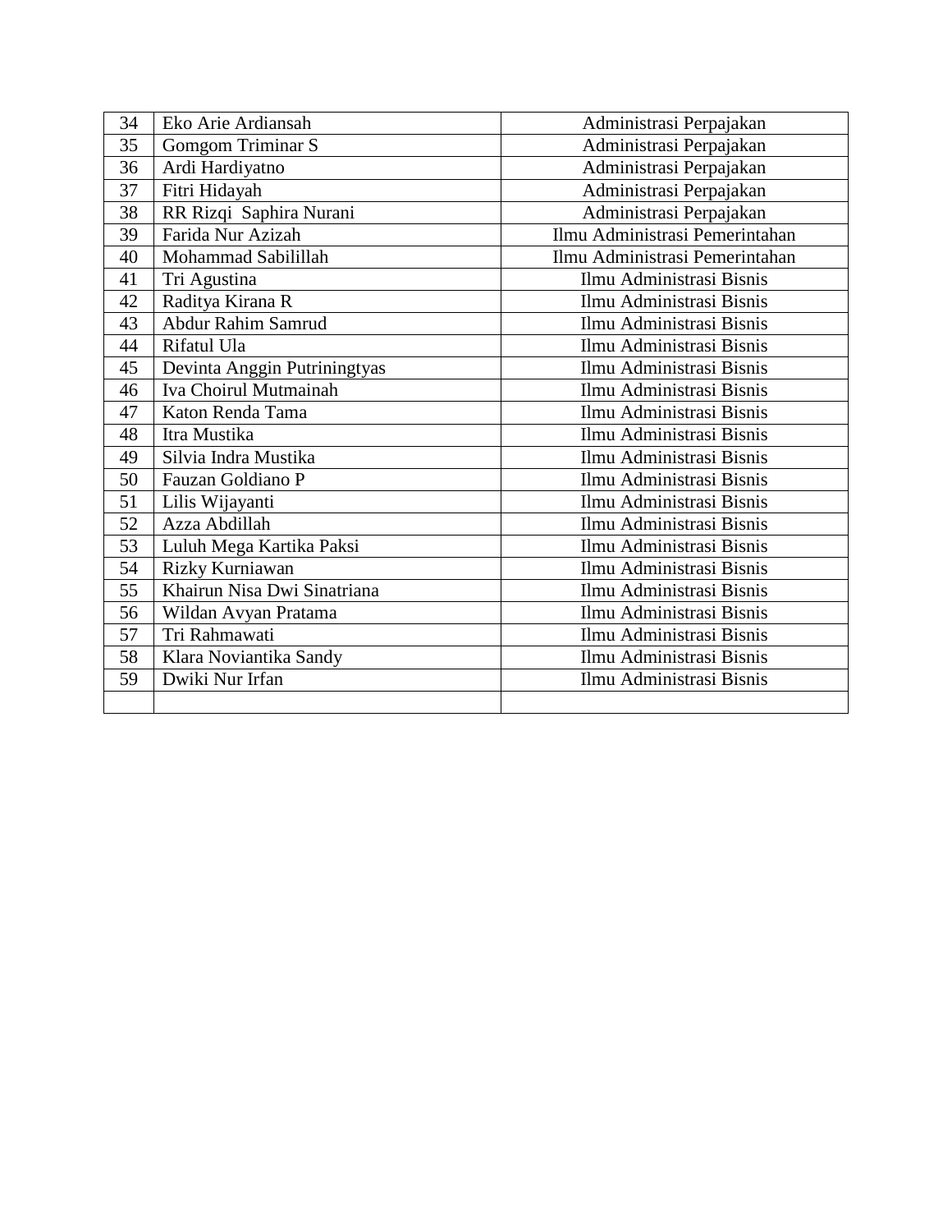| 34 | Eko Arie Ardiansah | Administrasi Perpajakan |
|---|---|---|
| 35 | Gomgom Triminar S | Administrasi Perpajakan |
| 36 | Ardi Hardiyatno | Administrasi Perpajakan |
| 37 | Fitri Hidayah | Administrasi Perpajakan |
| 38 | RR Rizqi  Saphira Nurani | Administrasi Perpajakan |
| 39 | Farida Nur Azizah | Ilmu Administrasi Pemerintahan |
| 40 | Mohammad Sabilillah | Ilmu Administrasi Pemerintahan |
| 41 | Tri Agustina | Ilmu Administrasi Bisnis |
| 42 | Raditya Kirana R | Ilmu Administrasi Bisnis |
| 43 | Abdur Rahim Samrud | Ilmu Administrasi Bisnis |
| 44 | Rifatul Ula | Ilmu Administrasi Bisnis |
| 45 | Devinta Anggin Putriningtyas | Ilmu Administrasi Bisnis |
| 46 | Iva Choirul Mutmainah | Ilmu Administrasi Bisnis |
| 47 | Katon Renda Tama | Ilmu Administrasi Bisnis |
| 48 | Itra Mustika | Ilmu Administrasi Bisnis |
| 49 | Silvia Indra Mustika | Ilmu Administrasi Bisnis |
| 50 | Fauzan Goldiano P | Ilmu Administrasi Bisnis |
| 51 | Lilis Wijayanti | Ilmu Administrasi Bisnis |
| 52 | Azza Abdillah | Ilmu Administrasi Bisnis |
| 53 | Luluh Mega Kartika Paksi | Ilmu Administrasi Bisnis |
| 54 | Rizky Kurniawan | Ilmu Administrasi Bisnis |
| 55 | Khairun Nisa Dwi Sinatriana | Ilmu Administrasi Bisnis |
| 56 | Wildan Avyan Pratama | Ilmu Administrasi Bisnis |
| 57 | Tri Rahmawati | Ilmu Administrasi Bisnis |
| 58 | Klara Noviantika Sandy | Ilmu Administrasi Bisnis |
| 59 | Dwiki Nur Irfan | Ilmu Administrasi Bisnis |
| | | |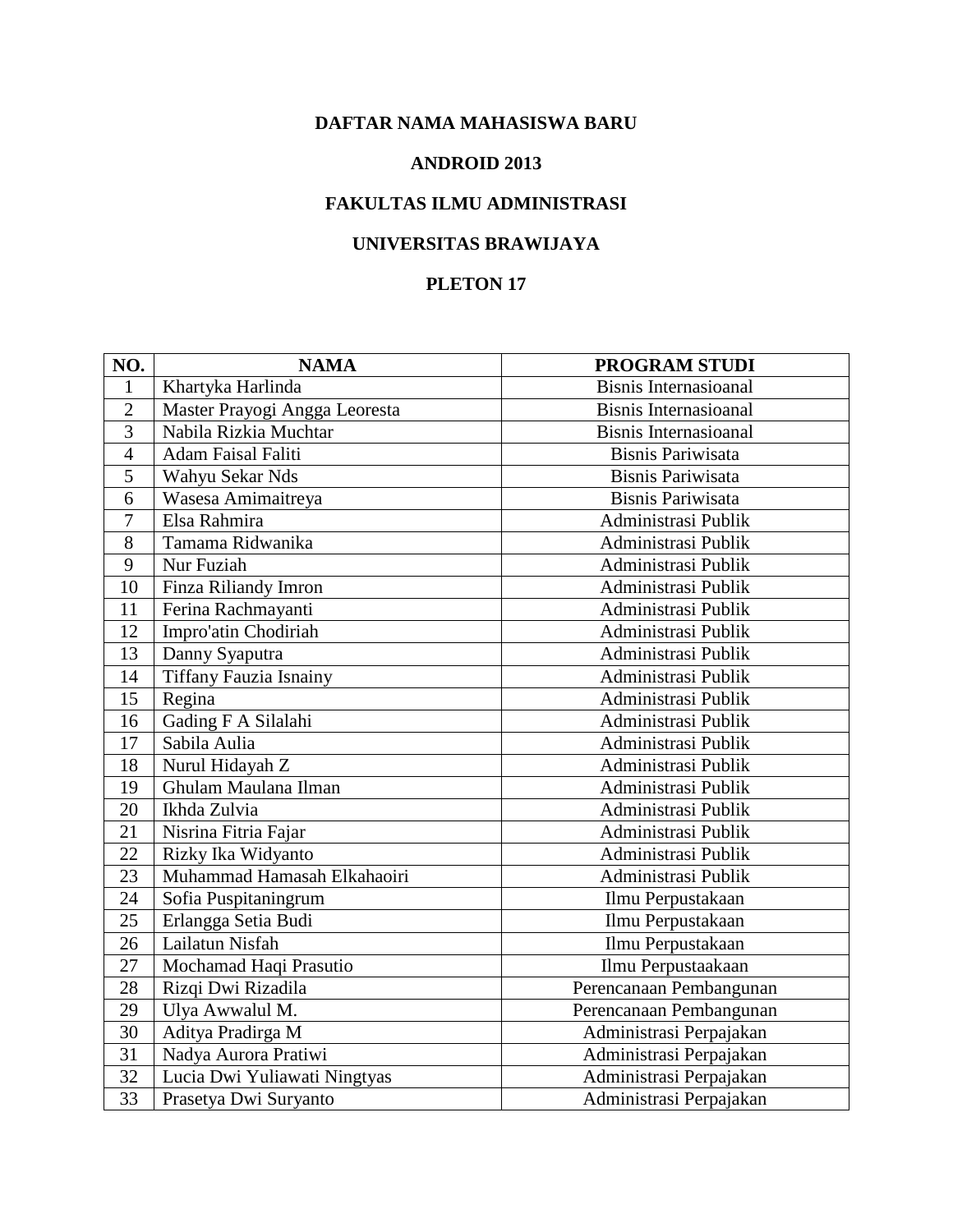**DAFTAR NAMA MAHASISWA BARU**

**ANDROID 2013**

**FAKULTAS ILMU ADMINISTRASI**

**UNIVERSITAS BRAWIJAYA**

**PLETON 17**

| NO. | NAMA | PROGRAM STUDI |
|---|---|---|
| 1 | Khartyka Harlinda | Bisnis Internasioanal |
| 2 | Master Prayogi Angga Leoresta | Bisnis Internasioanal |
| 3 | Nabila Rizkia Muchtar | Bisnis Internasioanal |
| 4 | Adam Faisal Faliti | Bisnis Pariwisata |
| 5 | Wahyu Sekar Nds | Bisnis Pariwisata |
| 6 | Wasesa Amimaitreya | Bisnis Pariwisata |
| 7 | Elsa Rahmira | Administrasi Publik |
| 8 | Tamama Ridwanika | Administrasi Publik |
| 9 | Nur Fuziah | Administrasi Publik |
| 10 | Finza Riliandy Imron | Administrasi Publik |
| 11 | Ferina Rachmayanti | Administrasi Publik |
| 12 | Impro'atin Chodiriah | Administrasi Publik |
| 13 | Danny Syaputra | Administrasi Publik |
| 14 | Tiffany Fauzia Isnainy | Administrasi Publik |
| 15 | Regina | Administrasi Publik |
| 16 | Gading F A Silalahi | Administrasi Publik |
| 17 | Sabila Aulia | Administrasi Publik |
| 18 | Nurul Hidayah Z | Administrasi Publik |
| 19 | Ghulam Maulana Ilman | Administrasi Publik |
| 20 | Ikhda Zulvia | Administrasi Publik |
| 21 | Nisrina Fitria Fajar | Administrasi Publik |
| 22 | Rizky Ika Widyanto | Administrasi Publik |
| 23 | Muhammad Hamasah Elkahaoiri | Administrasi Publik |
| 24 | Sofia Puspitaningrum | Ilmu Perpustakaan |
| 25 | Erlangga Setia Budi | Ilmu Perpustakaan |
| 26 | Lailatun Nisfah | Ilmu Perpustakaan |
| 27 | Mochamad Haqi Prasutio | Ilmu Perpustaakaan |
| 28 | Rizqi Dwi Rizadila | Perencanaan Pembangunan |
| 29 | Ulya Awwalul M. | Perencanaan Pembangunan |
| 30 | Aditya Pradirga M | Administrasi Perpajakan |
| 31 | Nadya Aurora Pratiwi | Administrasi Perpajakan |
| 32 | Lucia Dwi Yuliawati Ningtyas | Administrasi Perpajakan |
| 33 | Prasetya Dwi Suryanto | Administrasi Perpajakan |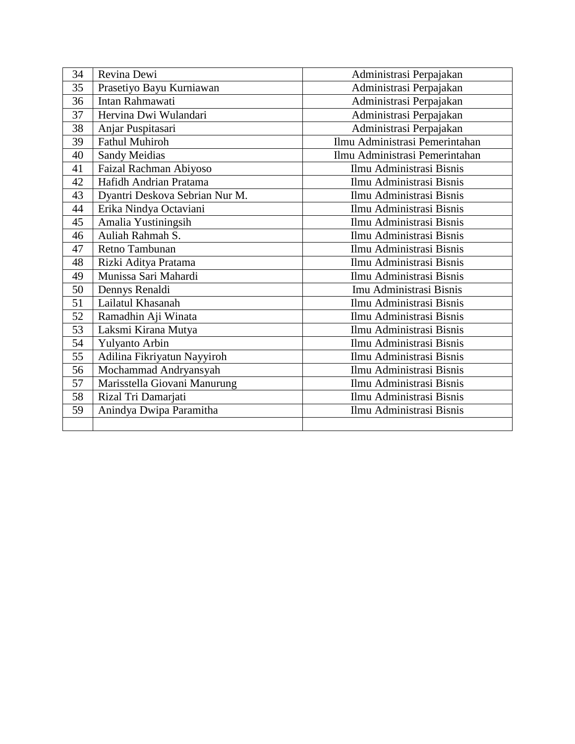| | | |
|---|---|---|
| 34 | Revina Dewi | Administrasi Perpajakan |
| 35 | Prasetiyo Bayu Kurniawan | Administrasi Perpajakan |
| 36 | Intan Rahmawati | Administrasi Perpajakan |
| 37 | Hervina Dwi Wulandari | Administrasi Perpajakan |
| 38 | Anjar Puspitasari | Administrasi Perpajakan |
| 39 | Fathul Muhiroh | Ilmu Administrasi Pemerintahan |
| 40 | Sandy Meidias | Ilmu Administrasi Pemerintahan |
| 41 | Faizal Rachman Abiyoso | Ilmu Administrasi Bisnis |
| 42 | Hafidh Andrian Pratama | Ilmu Administrasi Bisnis |
| 43 | Dyantri Deskova Sebrian Nur M. | Ilmu Administrasi Bisnis |
| 44 | Erika Nindya Octaviani | Ilmu Administrasi Bisnis |
| 45 | Amalia Yustiningsih | Ilmu Administrasi Bisnis |
| 46 | Auliah Rahmah S. | Ilmu Administrasi Bisnis |
| 47 | Retno Tambunan | Ilmu Administrasi Bisnis |
| 48 | Rizki Aditya Pratama | Ilmu Administrasi Bisnis |
| 49 | Munissa Sari Mahardi | Ilmu Administrasi Bisnis |
| 50 | Dennys Renaldi | Imu Administrasi Bisnis |
| 51 | Lailatul Khasanah | Ilmu Administrasi Bisnis |
| 52 | Ramadhin Aji Winata | Ilmu Administrasi Bisnis |
| 53 | Laksmi Kirana Mutya | Ilmu Administrasi Bisnis |
| 54 | Yulyanto Arbin | Ilmu Administrasi Bisnis |
| 55 | Adilina Fikriyatun Nayyiroh | Ilmu Administrasi Bisnis |
| 56 | Mochammad Andryansyah | Ilmu Administrasi Bisnis |
| 57 | Marisstella Giovani Manurung | Ilmu Administrasi Bisnis |
| 58 | Rizal Tri Damarjati | Ilmu Administrasi Bisnis |
| 59 | Anindya Dwipa Paramitha | Ilmu Administrasi Bisnis |
| | | |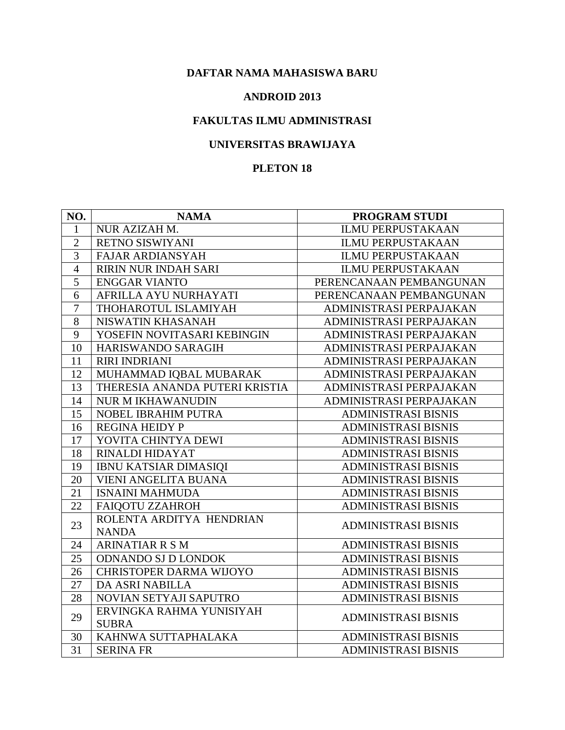**DAFTAR NAMA MAHASISWA BARU**

**ANDROID 2013**

**FAKULTAS ILMU ADMINISTRASI**

**UNIVERSITAS BRAWIJAYA**

**PLETON 18**

| NO. | NAMA | PROGRAM STUDI |
|---|---|---|
| 1 | NUR AZIZAH M. | ILMU PERPUSTAKAAN |
| 2 | RETNO SISWIYANI | ILMU PERPUSTAKAAN |
| 3 | FAJAR ARDIANSYAH | ILMU PERPUSTAKAAN |
| 4 | RIRIN NUR INDAH SARI | ILMU PERPUSTAKAAN |
| 5 | ENGGAR VIANTO | PERENCANAAN PEMBANGUNAN |
| 6 | AFRILLA AYU NURHAYATI | PERENCANAAN PEMBANGUNAN |
| 7 | THOHAROTUL ISLAMIYAH | ADMINISTRASI PERPAJAKAN |
| 8 | NISWATIN KHASANAH | ADMINISTRASI PERPAJAKAN |
| 9 | YOSEFIN NOVITASARI KEBINGIN | ADMINISTRASI PERPAJAKAN |
| 10 | HARISWANDO SARAGIH | ADMINISTRASI PERPAJAKAN |
| 11 | RIRI INDRIANI | ADMINISTRASI PERPAJAKAN |
| 12 | MUHAMMAD IQBAL MUBARAK | ADMINISTRASI PERPAJAKAN |
| 13 | THERESIA ANANDA PUTERI KRISTIA | ADMINISTRASI PERPAJAKAN |
| 14 | NUR M IKHAWANUDIN | ADMINISTRASI PERPAJAKAN |
| 15 | NOBEL IBRAHIM PUTRA | ADMINISTRASI BISNIS |
| 16 | REGINA HEIDY P | ADMINISTRASI BISNIS |
| 17 | YOVITA CHINTYA DEWI | ADMINISTRASI BISNIS |
| 18 | RINALDI HIDAYAT | ADMINISTRASI BISNIS |
| 19 | IBNU KATSIAR DIMASIQI | ADMINISTRASI BISNIS |
| 20 | VIENI ANGELITA BUANA | ADMINISTRASI BISNIS |
| 21 | ISNAINI MAHMUDA | ADMINISTRASI BISNIS |
| 22 | FAIQOTU ZZAHROH | ADMINISTRASI BISNIS |
| 23 | ROLENTA ARDITYA HENDRIAN NANDA | ADMINISTRASI BISNIS |
| 24 | ARINATIAR R S M | ADMINISTRASI BISNIS |
| 25 | ODNANDO SJ D LONDOK | ADMINISTRASI BISNIS |
| 26 | CHRISTOPER DARMA WIJOYO | ADMINISTRASI BISNIS |
| 27 | DA ASRI NABILLA | ADMINISTRASI BISNIS |
| 28 | NOVIAN SETYAJI SAPUTRO | ADMINISTRASI BISNIS |
| 29 | ERVINGKA RAHMA YUNISIYAH SUBRA | ADMINISTRASI BISNIS |
| 30 | KAHNWA SUTTAPHALAKA | ADMINISTRASI BISNIS |
| 31 | SERINA FR | ADMINISTRASI BISNIS |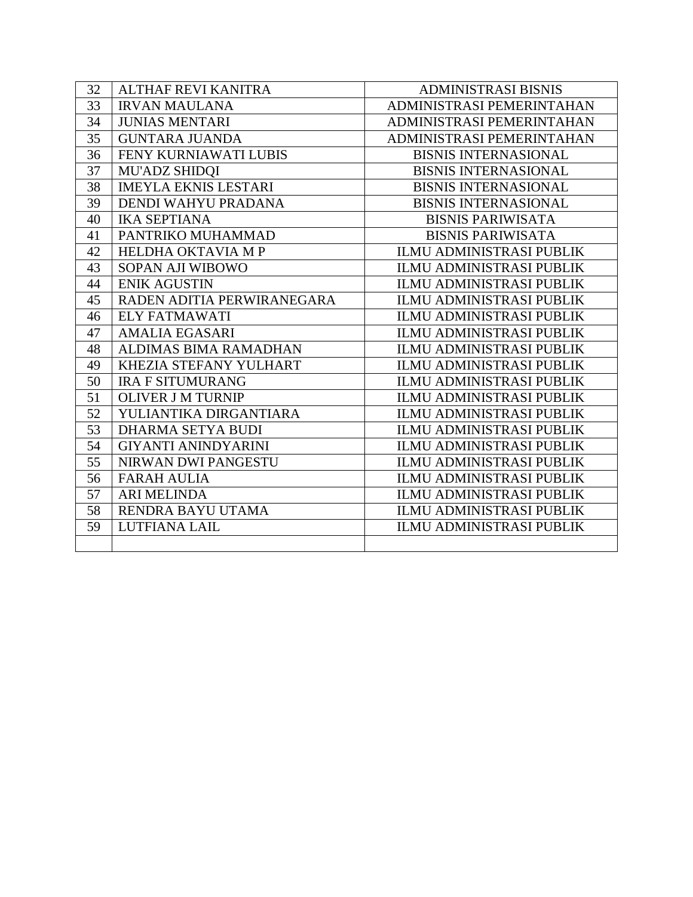| 32 | ALTHAF REVI KANITRA | ADMINISTRASI BISNIS |
|---|---|---|
| 33 | IRVAN MAULANA | ADMINISTRASI PEMERINTAHAN |
| 34 | JUNIAS MENTARI | ADMINISTRASI PEMERINTAHAN |
| 35 | GUNTARA JUANDA | ADMINISTRASI PEMERINTAHAN |
| 36 | FENY KURNIAWATI LUBIS | BISNIS INTERNASIONAL |
| 37 | MU'ADZ SHIDQI | BISNIS INTERNASIONAL |
| 38 | IMEYLA EKNIS LESTARI | BISNIS INTERNASIONAL |
| 39 | DENDI WAHYU PRADANA | BISNIS INTERNASIONAL |
| 40 | IKA SEPTIANA | BISNIS PARIWISATA |
| 41 | PANTRIKO MUHAMMAD | BISNIS PARIWISATA |
| 42 | HELDHA OKTAVIA M P | ILMU ADMINISTRASI PUBLIK |
| 43 | SOPAN AJI WIBOWO | ILMU ADMINISTRASI PUBLIK |
| 44 | ENIK AGUSTIN | ILMU ADMINISTRASI PUBLIK |
| 45 | RADEN ADITIA PERWIRANEGARA | ILMU ADMINISTRASI PUBLIK |
| 46 | ELY FATMAWATI | ILMU ADMINISTRASI PUBLIK |
| 47 | AMALIA EGASARI | ILMU ADMINISTRASI PUBLIK |
| 48 | ALDIMAS BIMA RAMADHAN | ILMU ADMINISTRASI PUBLIK |
| 49 | KHEZIA STEFANY YULHART | ILMU ADMINISTRASI PUBLIK |
| 50 | IRA F SITUMURANG | ILMU ADMINISTRASI PUBLIK |
| 51 | OLIVER J M TURNIP | ILMU ADMINISTRASI PUBLIK |
| 52 | YULIANTIKA DIRGANTIARA | ILMU ADMINISTRASI PUBLIK |
| 53 | DHARMA SETYA BUDI | ILMU ADMINISTRASI PUBLIK |
| 54 | GIYANTI ANINDYARINI | ILMU ADMINISTRASI PUBLIK |
| 55 | NIRWAN DWI PANGESTU | ILMU ADMINISTRASI PUBLIK |
| 56 | FARAH AULIA | ILMU ADMINISTRASI PUBLIK |
| 57 | ARI MELINDA | ILMU ADMINISTRASI PUBLIK |
| 58 | RENDRA BAYU UTAMA | ILMU ADMINISTRASI PUBLIK |
| 59 | LUTFIANA LAIL | ILMU ADMINISTRASI PUBLIK |
| | | |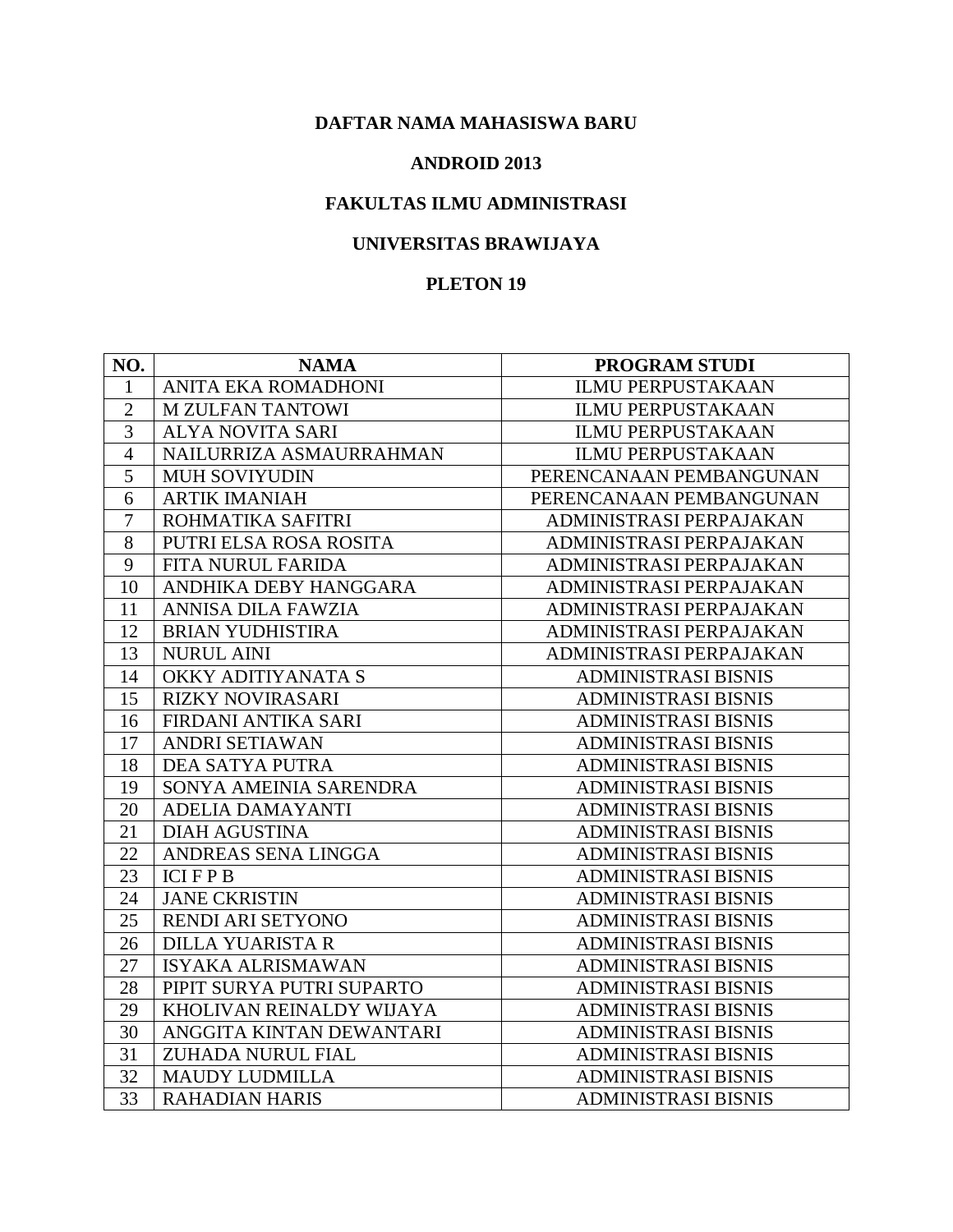**DAFTAR NAMA MAHASISWA BARU**

**ANDROID 2013**

**FAKULTAS ILMU ADMINISTRASI**

**UNIVERSITAS BRAWIJAYA**

**PLETON 19**

| NO. | NAMA | PROGRAM STUDI |
|---|---|---|
| 1 | ANITA EKA ROMADHONI | ILMU PERPUSTAKAAN |
| 2 | M ZULFAN TANTOWI | ILMU PERPUSTAKAAN |
| 3 | ALYA NOVITA SARI | ILMU PERPUSTAKAAN |
| 4 | NAILURRIZA ASMAURRAHMAN | ILMU PERPUSTAKAAN |
| 5 | MUH SOVIYUDIN | PERENCANAAN PEMBANGUNAN |
| 6 | ARTIK IMANIAH | PERENCANAAN PEMBANGUNAN |
| 7 | ROHMATIKA SAFITRI | ADMINISTRASI PERPAJAKAN |
| 8 | PUTRI ELSA ROSA ROSITA | ADMINISTRASI PERPAJAKAN |
| 9 | FITA NURUL FARIDA | ADMINISTRASI PERPAJAKAN |
| 10 | ANDHIKA DEBY HANGGARA | ADMINISTRASI PERPAJAKAN |
| 11 | ANNISA DILA FAWZIA | ADMINISTRASI PERPAJAKAN |
| 12 | BRIAN YUDHISTIRA | ADMINISTRASI PERPAJAKAN |
| 13 | NURUL AINI | ADMINISTRASI PERPAJAKAN |
| 14 | OKKY ADITIYANATA S | ADMINISTRASI BISNIS |
| 15 | RIZKY NOVIRASARI | ADMINISTRASI BISNIS |
| 16 | FIRDANI ANTIKA SARI | ADMINISTRASI BISNIS |
| 17 | ANDRI SETIAWAN | ADMINISTRASI BISNIS |
| 18 | DEA SATYA PUTRA | ADMINISTRASI BISNIS |
| 19 | SONYA AMEINIA SARENDRA | ADMINISTRASI BISNIS |
| 20 | ADELIA DAMAYANTI | ADMINISTRASI BISNIS |
| 21 | DIAH AGUSTINA | ADMINISTRASI BISNIS |
| 22 | ANDREAS SENA LINGGA | ADMINISTRASI BISNIS |
| 23 | ICI F P B | ADMINISTRASI BISNIS |
| 24 | JANE CKRISTIN | ADMINISTRASI BISNIS |
| 25 | RENDI ARI SETYONO | ADMINISTRASI BISNIS |
| 26 | DILLA YUARISTA R | ADMINISTRASI BISNIS |
| 27 | ISYAKA ALRISMAWAN | ADMINISTRASI BISNIS |
| 28 | PIPIT SURYA PUTRI SUPARTO | ADMINISTRASI BISNIS |
| 29 | KHOLIVAN REINALDY WIJAYA | ADMINISTRASI BISNIS |
| 30 | ANGGITA KINTAN DEWANTARI | ADMINISTRASI BISNIS |
| 31 | ZUHADA NURUL FIAL | ADMINISTRASI BISNIS |
| 32 | MAUDY LUDMILLA | ADMINISTRASI BISNIS |
| 33 | RAHADIAN HARIS | ADMINISTRASI BISNIS |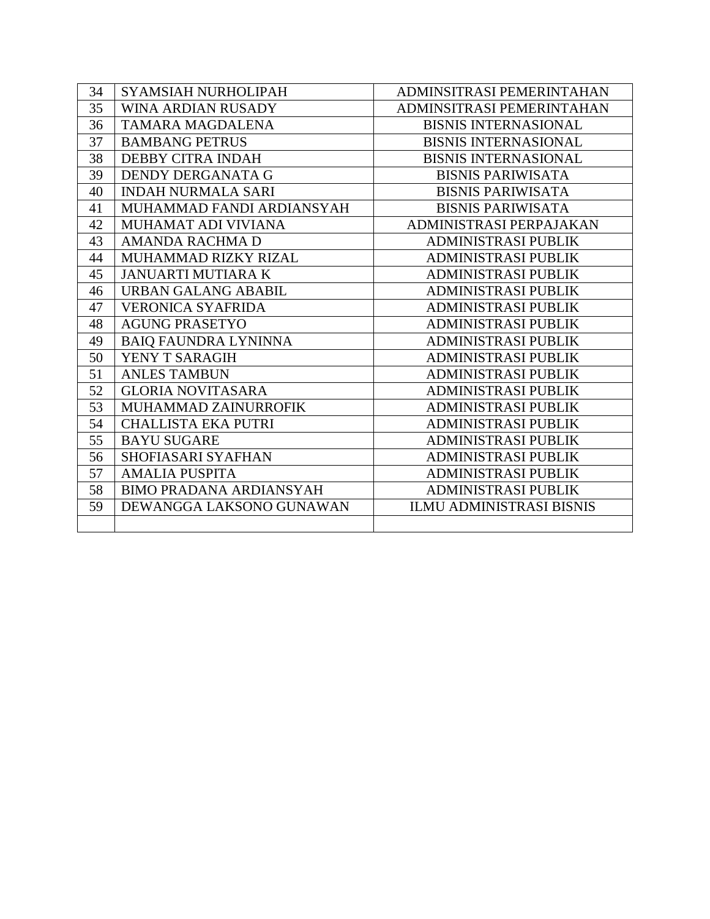| 34 | SYAMSIAH NURHOLIPAH | ADMINSITRASI PEMERINTAHAN |
|---|---|---|
| 35 | WINA ARDIAN RUSADY | ADMINSITRASI PEMERINTAHAN |
| 36 | TAMARA MAGDALENA | BISNIS INTERNASIONAL |
| 37 | BAMBANG PETRUS | BISNIS INTERNASIONAL |
| 38 | DEBBY CITRA INDAH | BISNIS INTERNASIONAL |
| 39 | DENDY DERGANATA G | BISNIS PARIWISATA |
| 40 | INDAH NURMALA SARI | BISNIS PARIWISATA |
| 41 | MUHAMMAD FANDI ARDIANSYAH | BISNIS PARIWISATA |
| 42 | MUHAMAT ADI VIVIANA | ADMINISTRASI PERPAJAKAN |
| 43 | AMANDA RACHMA D | ADMINISTRASI PUBLIK |
| 44 | MUHAMMAD RIZKY RIZAL | ADMINISTRASI PUBLIK |
| 45 | JANUARTI MUTIARA K | ADMINISTRASI PUBLIK |
| 46 | URBAN GALANG ABABIL | ADMINISTRASI PUBLIK |
| 47 | VERONICA SYAFRIDA | ADMINISTRASI PUBLIK |
| 48 | AGUNG PRASETYO | ADMINISTRASI PUBLIK |
| 49 | BAIQ FAUNDRA LYNINNA | ADMINISTRASI PUBLIK |
| 50 | YENY T SARAGIH | ADMINISTRASI PUBLIK |
| 51 | ANLES TAMBUN | ADMINISTRASI PUBLIK |
| 52 | GLORIA NOVITASARA | ADMINISTRASI PUBLIK |
| 53 | MUHAMMAD ZAINURROFIK | ADMINISTRASI PUBLIK |
| 54 | CHALLISTA EKA PUTRI | ADMINISTRASI PUBLIK |
| 55 | BAYU SUGARE | ADMINISTRASI PUBLIK |
| 56 | SHOFIASARI SYAFHAN | ADMINISTRASI PUBLIK |
| 57 | AMALIA PUSPITA | ADMINISTRASI PUBLIK |
| 58 | BIMO PRADANA ARDIANSYAH | ADMINISTRASI PUBLIK |
| 59 | DEWANGGA LAKSONO GUNAWAN | ILMU ADMINISTRASI BISNIS |
| | | |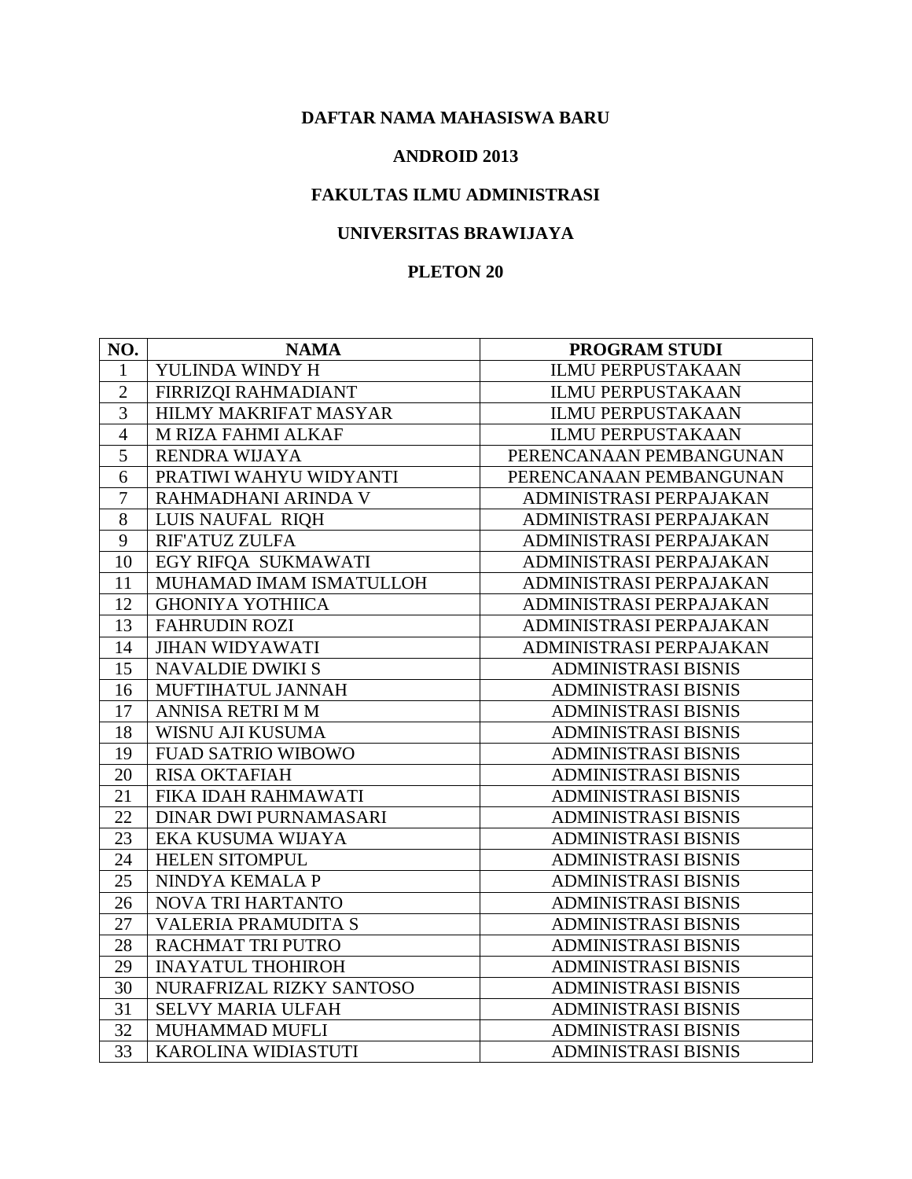**DAFTAR NAMA MAHASISWA BARU**

**ANDROID 2013**

**FAKULTAS ILMU ADMINISTRASI**

**UNIVERSITAS BRAWIJAYA**

**PLETON 20**

| NO. | NAMA | PROGRAM STUDI |
|---|---|---|
| 1 | YULINDA WINDY H | ILMU PERPUSTAKAAN |
| 2 | FIRRIZQI RAHMADIANT | ILMU PERPUSTAKAAN |
| 3 | HILMY MAKRIFAT MASYAR | ILMU PERPUSTAKAAN |
| 4 | M RIZA FAHMI ALKAF | ILMU PERPUSTAKAAN |
| 5 | RENDRA WIJAYA | PERENCANAAN PEMBANGUNAN |
| 6 | PRATIWI WAHYU WIDYANTI | PERENCANAAN PEMBANGUNAN |
| 7 | RAHMADHANI ARINDA V | ADMINISTRASI PERPAJAKAN |
| 8 | LUIS NAUFAL RIQH | ADMINISTRASI PERPAJAKAN |
| 9 | RIF'ATUZ ZULFA | ADMINISTRASI PERPAJAKAN |
| 10 | EGY RIFQA SUKMAWATI | ADMINISTRASI PERPAJAKAN |
| 11 | MUHAMAD IMAM ISMATULLOH | ADMINISTRASI PERPAJAKAN |
| 12 | GHONIYA YOTHIICA | ADMINISTRASI PERPAJAKAN |
| 13 | FAHRUDIN ROZI | ADMINISTRASI PERPAJAKAN |
| 14 | JIHAN WIDYAWATI | ADMINISTRASI PERPAJAKAN |
| 15 | NAVALDIE DWIKI S | ADMINISTRASI BISNIS |
| 16 | MUFTIHATUL JANNAH | ADMINISTRASI BISNIS |
| 17 | ANNISA RETRI M M | ADMINISTRASI BISNIS |
| 18 | WISNU AJI KUSUMA | ADMINISTRASI BISNIS |
| 19 | FUAD SATRIO WIBOWO | ADMINISTRASI BISNIS |
| 20 | RISA OKTAFIAH | ADMINISTRASI BISNIS |
| 21 | FIKA IDAH RAHMAWATI | ADMINISTRASI BISNIS |
| 22 | DINAR DWI PURNAMASARI | ADMINISTRASI BISNIS |
| 23 | EKA KUSUMA WIJAYA | ADMINISTRASI BISNIS |
| 24 | HELEN SITOMPUL | ADMINISTRASI BISNIS |
| 25 | NINDYA KEMALA P | ADMINISTRASI BISNIS |
| 26 | NOVA TRI HARTANTO | ADMINISTRASI BISNIS |
| 27 | VALERIA PRAMUDITA S | ADMINISTRASI BISNIS |
| 28 | RACHMAT TRI PUTRO | ADMINISTRASI BISNIS |
| 29 | INAYATUL THOHIROH | ADMINISTRASI BISNIS |
| 30 | NURAFRIZAL RIZKY SANTOSO | ADMINISTRASI BISNIS |
| 31 | SELVY MARIA ULFAH | ADMINISTRASI BISNIS |
| 32 | MUHAMMAD MUFLI | ADMINISTRASI BISNIS |
| 33 | KAROLINA WIDIASTUTI | ADMINISTRASI BISNIS |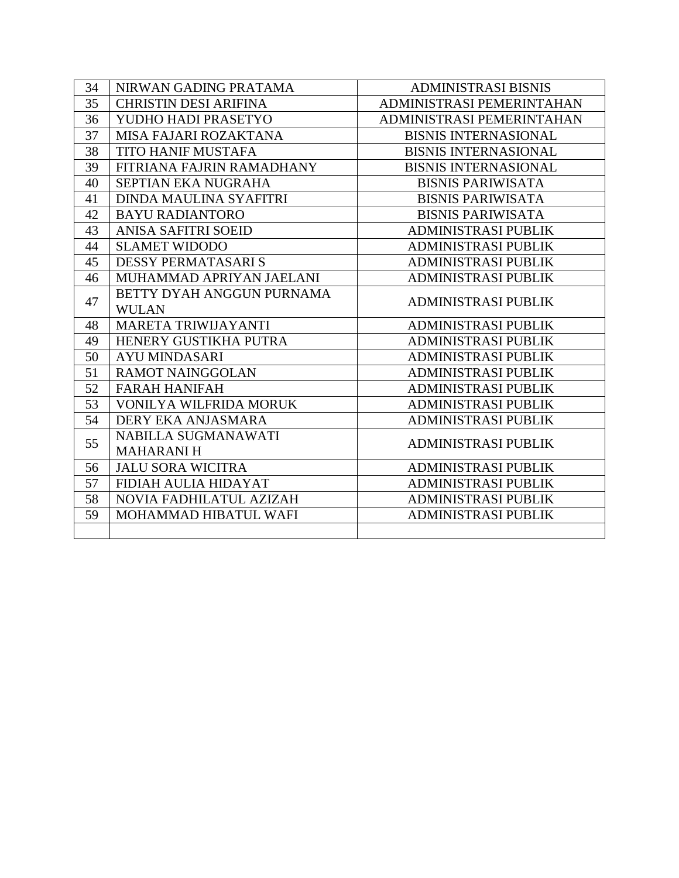| | | |
|---|---|---|
| 34 | NIRWAN GADING PRATAMA | ADMINISTRASI BISNIS |
| 35 | CHRISTIN DESI ARIFINA | ADMINISTRASI PEMERINTAHAN |
| 36 | YUDHO HADI PRASETYO | ADMINISTRASI PEMERINTAHAN |
| 37 | MISA FAJARI ROZAKTANA | BISNIS INTERNASIONAL |
| 38 | TITO HANIF MUSTAFA | BISNIS INTERNASIONAL |
| 39 | FITRIANA FAJRIN RAMADHANY | BISNIS INTERNASIONAL |
| 40 | SEPTIAN EKA NUGRAHA | BISNIS PARIWISATA |
| 41 | DINDA MAULINA SYAFITRI | BISNIS PARIWISATA |
| 42 | BAYU RADIANTORO | BISNIS PARIWISATA |
| 43 | ANISA SAFITRI SOEID | ADMINISTRASI PUBLIK |
| 44 | SLAMET WIDODO | ADMINISTRASI PUBLIK |
| 45 | DESSY PERMATASARI S | ADMINISTRASI PUBLIK |
| 46 | MUHAMMAD APRIYAN JAELANI | ADMINISTRASI PUBLIK |
| 47 | BETTY DYAH ANGGUN PURNAMA WULAN | ADMINISTRASI PUBLIK |
| 48 | MARETA TRIWIJAYANTI | ADMINISTRASI PUBLIK |
| 49 | HENERY GUSTIKHA PUTRA | ADMINISTRASI PUBLIK |
| 50 | AYU MINDASARI | ADMINISTRASI PUBLIK |
| 51 | RAMOT NAINGGOLAN | ADMINISTRASI PUBLIK |
| 52 | FARAH HANIFAH | ADMINISTRASI PUBLIK |
| 53 | VONILYA WILFRIDA MORUK | ADMINISTRASI PUBLIK |
| 54 | DERY EKA ANJASMARA | ADMINISTRASI PUBLIK |
| 55 | NABILLA SUGMANAWATI MAHARANI H | ADMINISTRASI PUBLIK |
| 56 | JALU SORA WICITRA | ADMINISTRASI PUBLIK |
| 57 | FIDIAH AULIA HIDAYAT | ADMINISTRASI PUBLIK |
| 58 | NOVIA FADHILATUL AZIZAH | ADMINISTRASI PUBLIK |
| 59 | MOHAMMAD HIBATUL WAFI | ADMINISTRASI PUBLIK |
| | | |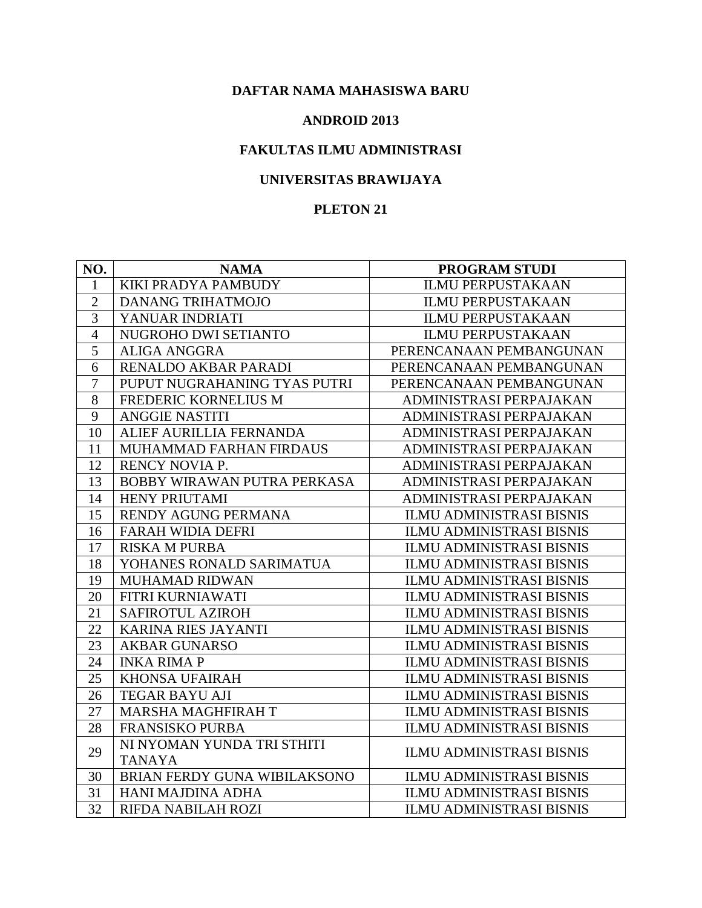**DAFTAR NAMA MAHASISWA BARU**

**ANDROID 2013**

**FAKULTAS ILMU ADMINISTRASI**

**UNIVERSITAS BRAWIJAYA**

**PLETON 21**

| NO. | NAMA | PROGRAM STUDI |
|---|---|---|
| 1 | KIKI PRADYA PAMBUDY | ILMU PERPUSTAKAAN |
| 2 | DANANG TRIHATMOJO | ILMU PERPUSTAKAAN |
| 3 | YANUAR INDRIATI | ILMU PERPUSTAKAAN |
| 4 | NUGROHO DWI SETIANTO | ILMU PERPUSTAKAAN |
| 5 | ALIGA ANGGRA | PERENCANAAN PEMBANGUNAN |
| 6 | RENALDO AKBAR PARADI | PERENCANAAN PEMBANGUNAN |
| 7 | PUPUT NUGRAHANING TYAS PUTRI | PERENCANAAN PEMBANGUNAN |
| 8 | FREDERIC KORNELIUS M | ADMINISTRASI PERPAJAKAN |
| 9 | ANGGIE NASTITI | ADMINISTRASI PERPAJAKAN |
| 10 | ALIEF AURILLIA FERNANDA | ADMINISTRASI PERPAJAKAN |
| 11 | MUHAMMAD FARHAN FIRDAUS | ADMINISTRASI PERPAJAKAN |
| 12 | RENCY NOVIA P. | ADMINISTRASI PERPAJAKAN |
| 13 | BOBBY WIRAWAN PUTRA PERKASA | ADMINISTRASI PERPAJAKAN |
| 14 | HENY PRIUTAMI | ADMINISTRASI PERPAJAKAN |
| 15 | RENDY AGUNG PERMANA | ILMU ADMINISTRASI BISNIS |
| 16 | FARAH WIDIA DEFRI | ILMU ADMINISTRASI BISNIS |
| 17 | RISKA M PURBA | ILMU ADMINISTRASI BISNIS |
| 18 | YOHANES RONALD SARIMATUA | ILMU ADMINISTRASI BISNIS |
| 19 | MUHAMAD RIDWAN | ILMU ADMINISTRASI BISNIS |
| 20 | FITRI KURNIAWATI | ILMU ADMINISTRASI BISNIS |
| 21 | SAFIROTUL AZIROH | ILMU ADMINISTRASI BISNIS |
| 22 | KARINA RIES JAYANTI | ILMU ADMINISTRASI BISNIS |
| 23 | AKBAR GUNARSO | ILMU ADMINISTRASI BISNIS |
| 24 | INKA RIMA P | ILMU ADMINISTRASI BISNIS |
| 25 | KHONSA UFAIRAH | ILMU ADMINISTRASI BISNIS |
| 26 | TEGAR BAYU AJI | ILMU ADMINISTRASI BISNIS |
| 27 | MARSHA MAGHFIRAH T | ILMU ADMINISTRASI BISNIS |
| 28 | FRANSISKO PURBA | ILMU ADMINISTRASI BISNIS |
| 29 | NI NYOMAN YUNDA TRI STHITI TANAYA | ILMU ADMINISTRASI BISNIS |
| 30 | BRIAN FERDY GUNA WIBILAKSONO | ILMU ADMINISTRASI BISNIS |
| 31 | HANI MAJDINA ADHA | ILMU ADMINISTRASI BISNIS |
| 32 | RIFDA NABILAH ROZI | ILMU ADMINISTRASI BISNIS |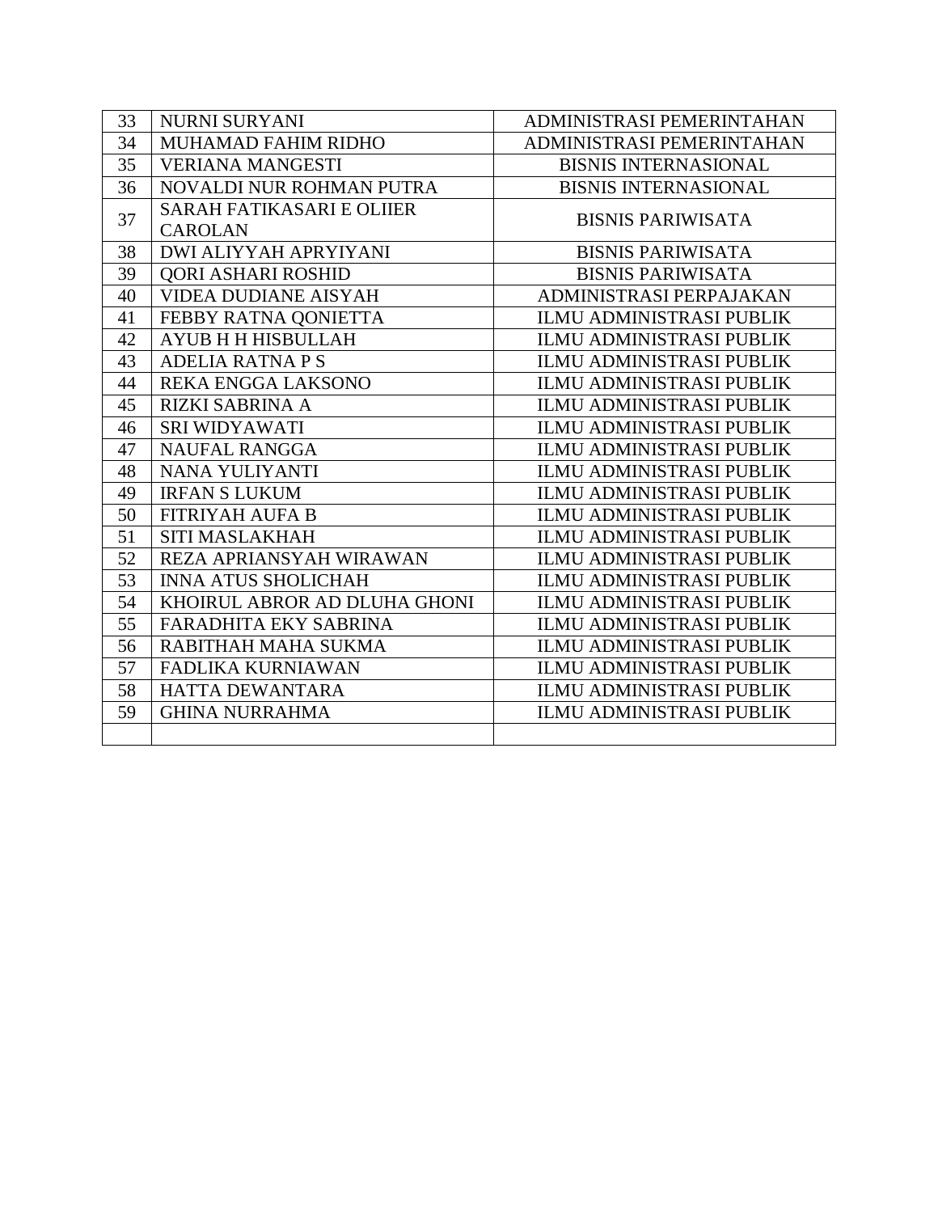| 33 | NURNI SURYANI | ADMINISTRASI PEMERINTAHAN |
|---|---|---|
| 34 | MUHAMAD FAHIM RIDHO | ADMINISTRASI PEMERINTAHAN |
| 35 | VERIANA MANGESTI | BISNIS INTERNASIONAL |
| 36 | NOVALDI NUR ROHMAN PUTRA | BISNIS INTERNASIONAL |
| 37 | SARAH FATIKASARI E OLIIER CAROLAN | BISNIS PARIWISATA |
| 38 | DWI ALIYYAH APRYIYANI | BISNIS PARIWISATA |
| 39 | QORI ASHARI ROSHID | BISNIS PARIWISATA |
| 40 | VIDEA DUDIANE AISYAH | ADMINISTRASI PERPAJAKAN |
| 41 | FEBBY RATNA QONIETTA | ILMU ADMINISTRASI PUBLIK |
| 42 | AYUB H H HISBULLAH | ILMU ADMINISTRASI PUBLIK |
| 43 | ADELIA RATNA P S | ILMU ADMINISTRASI PUBLIK |
| 44 | REKA ENGGA LAKSONO | ILMU ADMINISTRASI PUBLIK |
| 45 | RIZKI SABRINA A | ILMU ADMINISTRASI PUBLIK |
| 46 | SRI WIDYAWATI | ILMU ADMINISTRASI PUBLIK |
| 47 | NAUFAL RANGGA | ILMU ADMINISTRASI PUBLIK |
| 48 | NANA YULIYANTI | ILMU ADMINISTRASI PUBLIK |
| 49 | IRFAN S LUKUM | ILMU ADMINISTRASI PUBLIK |
| 50 | FITRIYAH AUFA B | ILMU ADMINISTRASI PUBLIK |
| 51 | SITI MASLAKHAH | ILMU ADMINISTRASI PUBLIK |
| 52 | REZA APRIANSYAH WIRAWAN | ILMU ADMINISTRASI PUBLIK |
| 53 | INNA ATUS SHOLICHAH | ILMU ADMINISTRASI PUBLIK |
| 54 | KHOIRUL ABROR AD DLUHA GHONI | ILMU ADMINISTRASI PUBLIK |
| 55 | FARADHITA EKY SABRINA | ILMU ADMINISTRASI PUBLIK |
| 56 | RABITHAH MAHA SUKMA | ILMU ADMINISTRASI PUBLIK |
| 57 | FADLIKA KURNIAWAN | ILMU ADMINISTRASI PUBLIK |
| 58 | HATTA DEWANTARA | ILMU ADMINISTRASI PUBLIK |
| 59 | GHINA NURRAHMA | ILMU ADMINISTRASI PUBLIK |
| | | |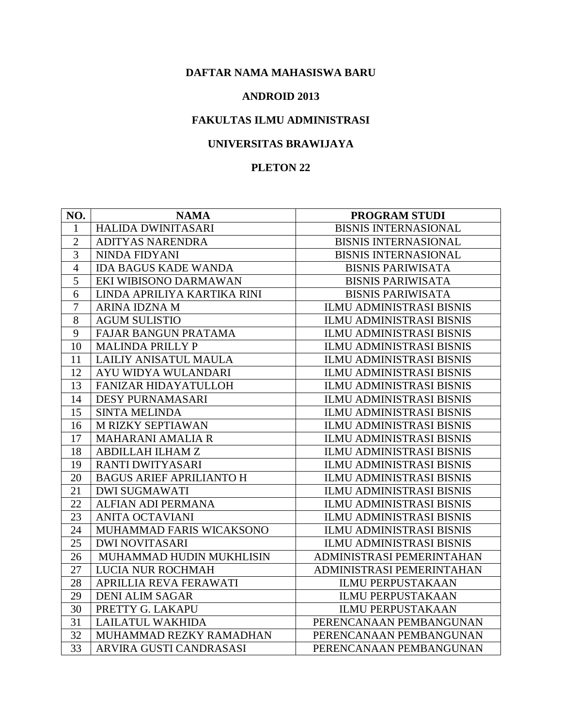**DAFTAR NAMA MAHASISWA BARU**

**ANDROID 2013**

**FAKULTAS ILMU ADMINISTRASI**

**UNIVERSITAS BRAWIJAYA**

**PLETON 22**

| NO. | NAMA | PROGRAM STUDI |
|---|---|---|
| 1 | HALIDA DWINITASARI | BISNIS INTERNASIONAL |
| 2 | ADITYAS NARENDRA | BISNIS INTERNASIONAL |
| 3 | NINDA FIDYANI | BISNIS INTERNASIONAL |
| 4 | IDA BAGUS KADE WANDA | BISNIS PARIWISATA |
| 5 | EKI WIBISONO DARMAWAN | BISNIS PARIWISATA |
| 6 | LINDA APRILIYA KARTIKA RINI | BISNIS PARIWISATA |
| 7 | ARINA IDZNA M | ILMU ADMINISTRASI BISNIS |
| 8 | AGUM SULISTIO | ILMU ADMINISTRASI BISNIS |
| 9 | FAJAR BANGUN PRATAMA | ILMU ADMINISTRASI BISNIS |
| 10 | MALINDA PRILLY P | ILMU ADMINISTRASI BISNIS |
| 11 | LAILIY ANISATUL MAULA | ILMU ADMINISTRASI BISNIS |
| 12 | AYU WIDYA WULANDARI | ILMU ADMINISTRASI BISNIS |
| 13 | FANIZAR HIDAYATULLOH | ILMU ADMINISTRASI BISNIS |
| 14 | DESY PURNAMASARI | ILMU ADMINISTRASI BISNIS |
| 15 | SINTA MELINDA | ILMU ADMINISTRASI BISNIS |
| 16 | M RIZKY SEPTIAWAN | ILMU ADMINISTRASI BISNIS |
| 17 | MAHARANI AMALIA R | ILMU ADMINISTRASI BISNIS |
| 18 | ABDILLAH ILHAM Z | ILMU ADMINISTRASI BISNIS |
| 19 | RANTI DWITYASARI | ILMU ADMINISTRASI BISNIS |
| 20 | BAGUS ARIEF APRILIANTO H | ILMU ADMINISTRASI BISNIS |
| 21 | DWI SUGMAWATI | ILMU ADMINISTRASI BISNIS |
| 22 | ALFIAN ADI PERMANA | ILMU ADMINISTRASI BISNIS |
| 23 | ANITA OCTAVIANI | ILMU ADMINISTRASI BISNIS |
| 24 | MUHAMMAD FARIS WICAKSONO | ILMU ADMINISTRASI BISNIS |
| 25 | DWI NOVITASARI | ILMU ADMINISTRASI BISNIS |
| 26 | MUHAMMAD HUDIN MUKHLISIN | ADMINISTRASI PEMERINTAHAN |
| 27 | LUCIA NUR ROCHMAH | ADMINISTRASI PEMERINTAHAN |
| 28 | APRILLIA REVA FERAWATI | ILMU PERPUSTAKAAN |
| 29 | DENI ALIM SAGAR | ILMU PERPUSTAKAAN |
| 30 | PRETTY G. LAKAPU | ILMU PERPUSTAKAAN |
| 31 | LAILATUL WAKHIDA | PERENCANAAN PEMBANGUNAN |
| 32 | MUHAMMAD REZKY RAMADHAN | PERENCANAAN PEMBANGUNAN |
| 33 | ARVIRA GUSTI CANDRASASI | PERENCANAAN PEMBANGUNAN |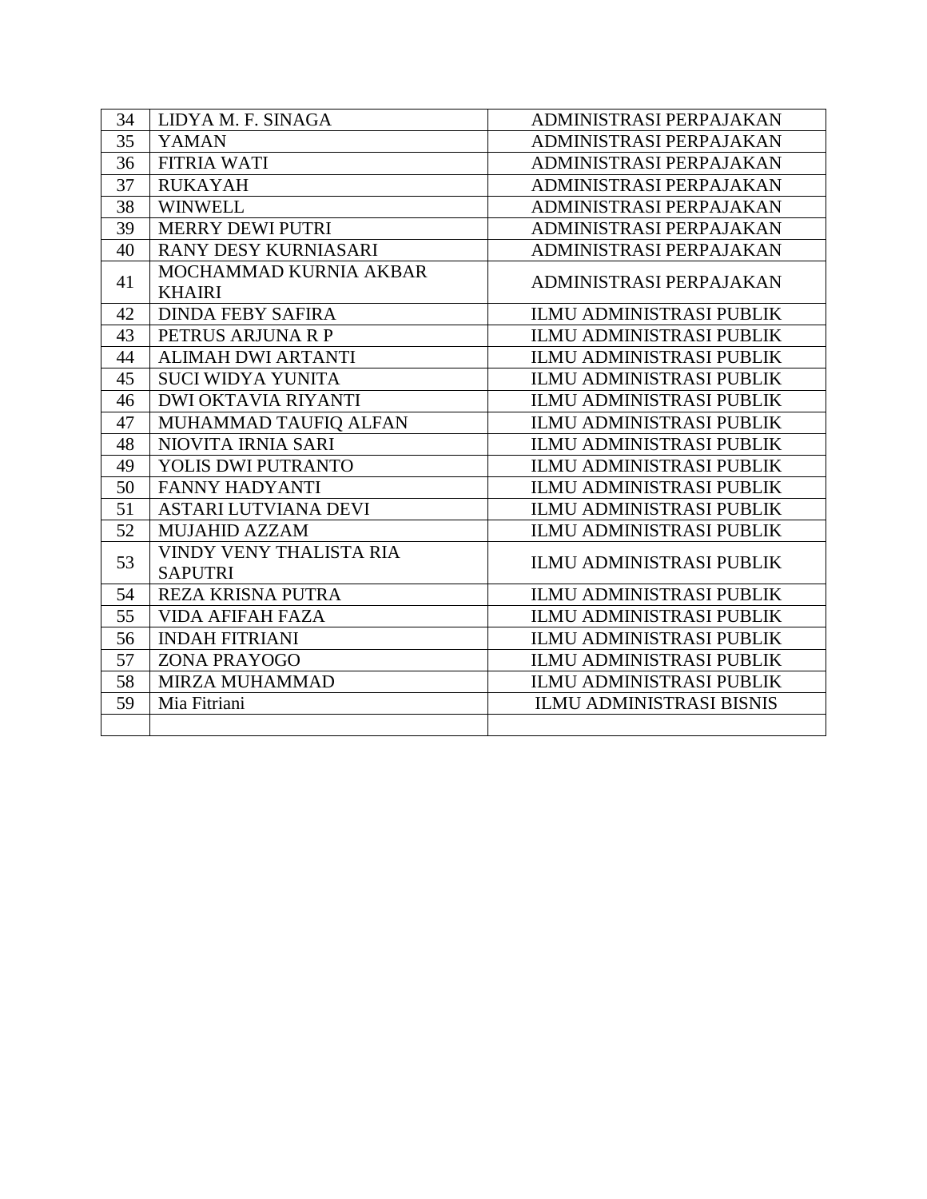| 34 | LIDYA M. F. SINAGA | ADMINISTRASI PERPAJAKAN |
|---|---|---|
| 35 | YAMAN | ADMINISTRASI PERPAJAKAN |
| 36 | FITRIA WATI | ADMINISTRASI PERPAJAKAN |
| 37 | RUKAYAH | ADMINISTRASI PERPAJAKAN |
| 38 | WINWELL | ADMINISTRASI PERPAJAKAN |
| 39 | MERRY DEWI PUTRI | ADMINISTRASI PERPAJAKAN |
| 40 | RANY DESY KURNIASARI | ADMINISTRASI PERPAJAKAN |
| 41 | MOCHAMMAD KURNIA AKBAR KHAIRI | ADMINISTRASI PERPAJAKAN |
| 42 | DINDA FEBY SAFIRA | ILMU ADMINISTRASI PUBLIK |
| 43 | PETRUS ARJUNA R P | ILMU ADMINISTRASI PUBLIK |
| 44 | ALIMAH DWI ARTANTI | ILMU ADMINISTRASI PUBLIK |
| 45 | SUCI WIDYA YUNITA | ILMU ADMINISTRASI PUBLIK |
| 46 | DWI OKTAVIA RIYANTI | ILMU ADMINISTRASI PUBLIK |
| 47 | MUHAMMAD TAUFIQ ALFAN | ILMU ADMINISTRASI PUBLIK |
| 48 | NIOVITA IRNIA SARI | ILMU ADMINISTRASI PUBLIK |
| 49 | YOLIS DWI PUTRANTO | ILMU ADMINISTRASI PUBLIK |
| 50 | FANNY HADYANTI | ILMU ADMINISTRASI PUBLIK |
| 51 | ASTARI LUTVIANA DEVI | ILMU ADMINISTRASI PUBLIK |
| 52 | MUJAHID AZZAM | ILMU ADMINISTRASI PUBLIK |
| 53 | VINDY VENY THALISTA RIA SAPUTRI | ILMU ADMINISTRASI PUBLIK |
| 54 | REZA KRISNA PUTRA | ILMU ADMINISTRASI PUBLIK |
| 55 | VIDA AFIFAH FAZA | ILMU ADMINISTRASI PUBLIK |
| 56 | INDAH FITRIANI | ILMU ADMINISTRASI PUBLIK |
| 57 | ZONA PRAYOGO | ILMU ADMINISTRASI PUBLIK |
| 58 | MIRZA MUHAMMAD | ILMU ADMINISTRASI PUBLIK |
| 59 | Mia Fitriani | ILMU ADMINISTRASI BISNIS |
| | | |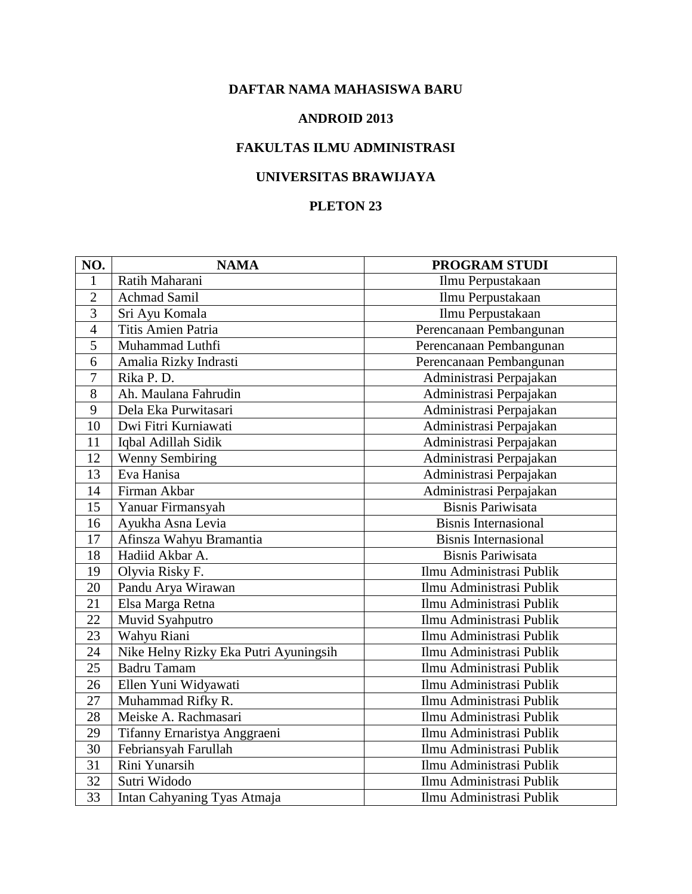**DAFTAR NAMA MAHASISWA BARU**

**ANDROID 2013**

**FAKULTAS ILMU ADMINISTRASI**

**UNIVERSITAS BRAWIJAYA**

**PLETON 23**

| NO. | NAMA | PROGRAM STUDI |
|---|---|---|
| 1 | Ratih Maharani | Ilmu Perpustakaan |
| 2 | Achmad Samil | Ilmu Perpustakaan |
| 3 | Sri Ayu Komala | Ilmu Perpustakaan |
| 4 | Titis Amien Patria | Perencanaan Pembangunan |
| 5 | Muhammad Luthfi | Perencanaan Pembangunan |
| 6 | Amalia Rizky Indrasti | Perencanaan Pembangunan |
| 7 | Rika P. D. | Administrasi Perpajakan |
| 8 | Ah. Maulana Fahrudin | Administrasi Perpajakan |
| 9 | Dela Eka Purwitasari | Administrasi Perpajakan |
| 10 | Dwi Fitri Kurniawati | Administrasi Perpajakan |
| 11 | Iqbal Adillah Sidik | Administrasi Perpajakan |
| 12 | Wenny Sembiring | Administrasi Perpajakan |
| 13 | Eva Hanisa | Administrasi Perpajakan |
| 14 | Firman Akbar | Administrasi Perpajakan |
| 15 | Yanuar Firmansyah | Bisnis Pariwisata |
| 16 | Ayukha Asna Levia | Bisnis Internasional |
| 17 | Afinsza Wahyu Bramantia | Bisnis Internasional |
| 18 | Hadiid Akbar A. | Bisnis Pariwisata |
| 19 | Olyvia Risky F. | Ilmu Administrasi Publik |
| 20 | Pandu Arya Wirawan | Ilmu Administrasi Publik |
| 21 | Elsa Marga Retna | Ilmu Administrasi Publik |
| 22 | Muvid Syahputro | Ilmu Administrasi Publik |
| 23 | Wahyu Riani | Ilmu Administrasi Publik |
| 24 | Nike Helny Rizky Eka Putri Ayuningsih | Ilmu Administrasi Publik |
| 25 | Badru Tamam | Ilmu Administrasi Publik |
| 26 | Ellen Yuni Widyawati | Ilmu Administrasi Publik |
| 27 | Muhammad Rifky R. | Ilmu Administrasi Publik |
| 28 | Meiske A. Rachmasari | Ilmu Administrasi Publik |
| 29 | Tifanny Ernaristya Anggraeni | Ilmu Administrasi Publik |
| 30 | Febriansyah Farullah | Ilmu Administrasi Publik |
| 31 | Rini Yunarsih | Ilmu Administrasi Publik |
| 32 | Sutri Widodo | Ilmu Administrasi Publik |
| 33 | Intan Cahyaning Tyas Atmaja | Ilmu Administrasi Publik |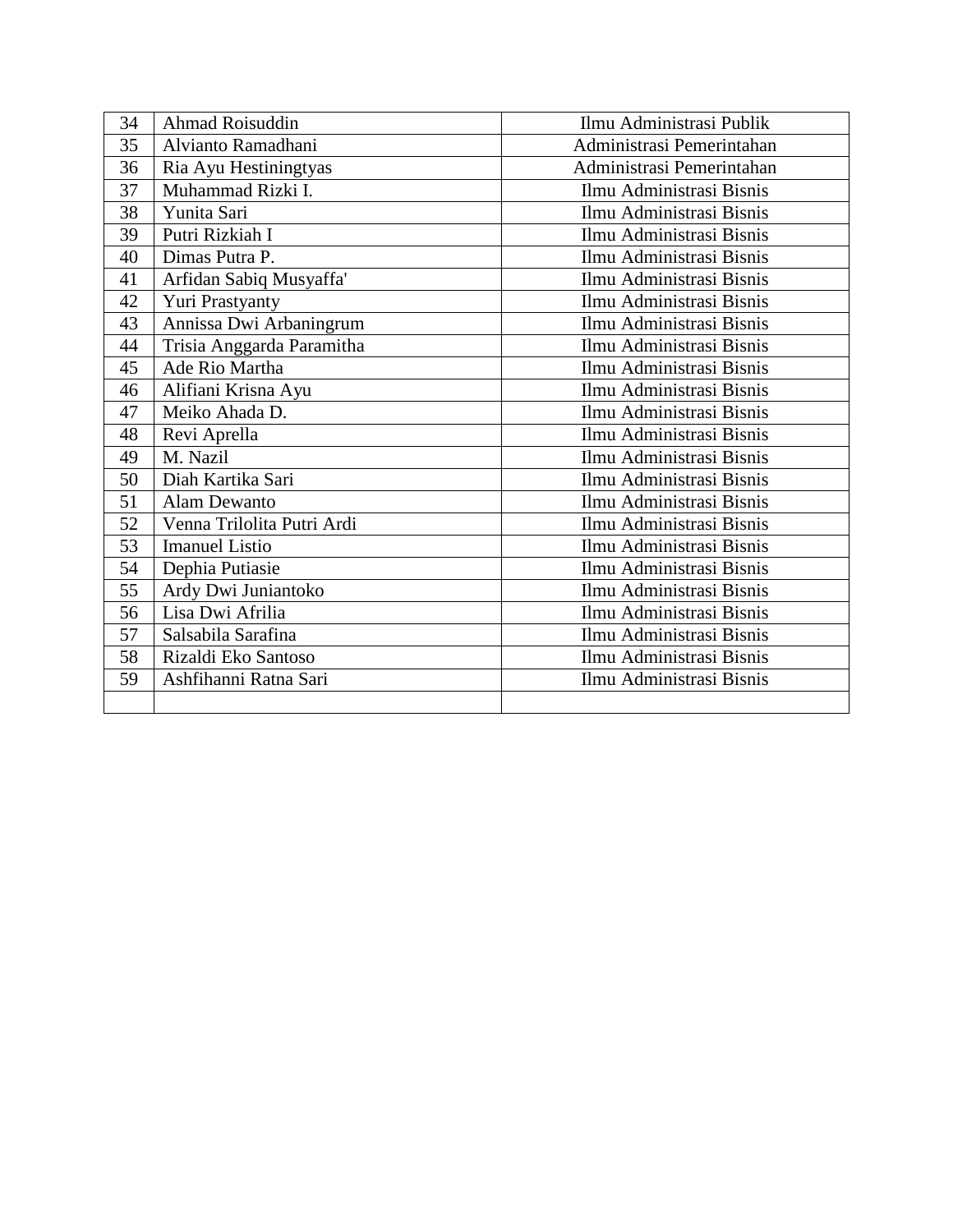| 34 | Ahmad Roisuddin | Ilmu Administrasi Publik |
|---|---|---|
| 35 | Alvianto Ramadhani | Administrasi Pemerintahan |
| 36 | Ria Ayu Hestiningtyas | Administrasi Pemerintahan |
| 37 | Muhammad Rizki I. | Ilmu Administrasi Bisnis |
| 38 | Yunita Sari | Ilmu Administrasi Bisnis |
| 39 | Putri Rizkiah I | Ilmu Administrasi Bisnis |
| 40 | Dimas Putra P. | Ilmu Administrasi Bisnis |
| 41 | Arfidan Sabiq Musyaffa' | Ilmu Administrasi Bisnis |
| 42 | Yuri Prastyanty | Ilmu Administrasi Bisnis |
| 43 | Annissa Dwi Arbaningrum | Ilmu Administrasi Bisnis |
| 44 | Trisia Anggarda Paramitha | Ilmu Administrasi Bisnis |
| 45 | Ade Rio Martha | Ilmu Administrasi Bisnis |
| 46 | Alifiani Krisna Ayu | Ilmu Administrasi Bisnis |
| 47 | Meiko Ahada D. | Ilmu Administrasi Bisnis |
| 48 | Revi Aprella | Ilmu Administrasi Bisnis |
| 49 | M. Nazil | Ilmu Administrasi Bisnis |
| 50 | Diah Kartika Sari | Ilmu Administrasi Bisnis |
| 51 | Alam Dewanto | Ilmu Administrasi Bisnis |
| 52 | Venna Trilolita Putri Ardi | Ilmu Administrasi Bisnis |
| 53 | Imanuel Listio | Ilmu Administrasi Bisnis |
| 54 | Dephia Putiasie | Ilmu Administrasi Bisnis |
| 55 | Ardy Dwi Juniantoko | Ilmu Administrasi Bisnis |
| 56 | Lisa Dwi Afrilia | Ilmu Administrasi Bisnis |
| 57 | Salsabila Sarafina | Ilmu Administrasi Bisnis |
| 58 | Rizaldi Eko Santoso | Ilmu Administrasi Bisnis |
| 59 | Ashfihanni Ratna Sari | Ilmu Administrasi Bisnis |
| | | |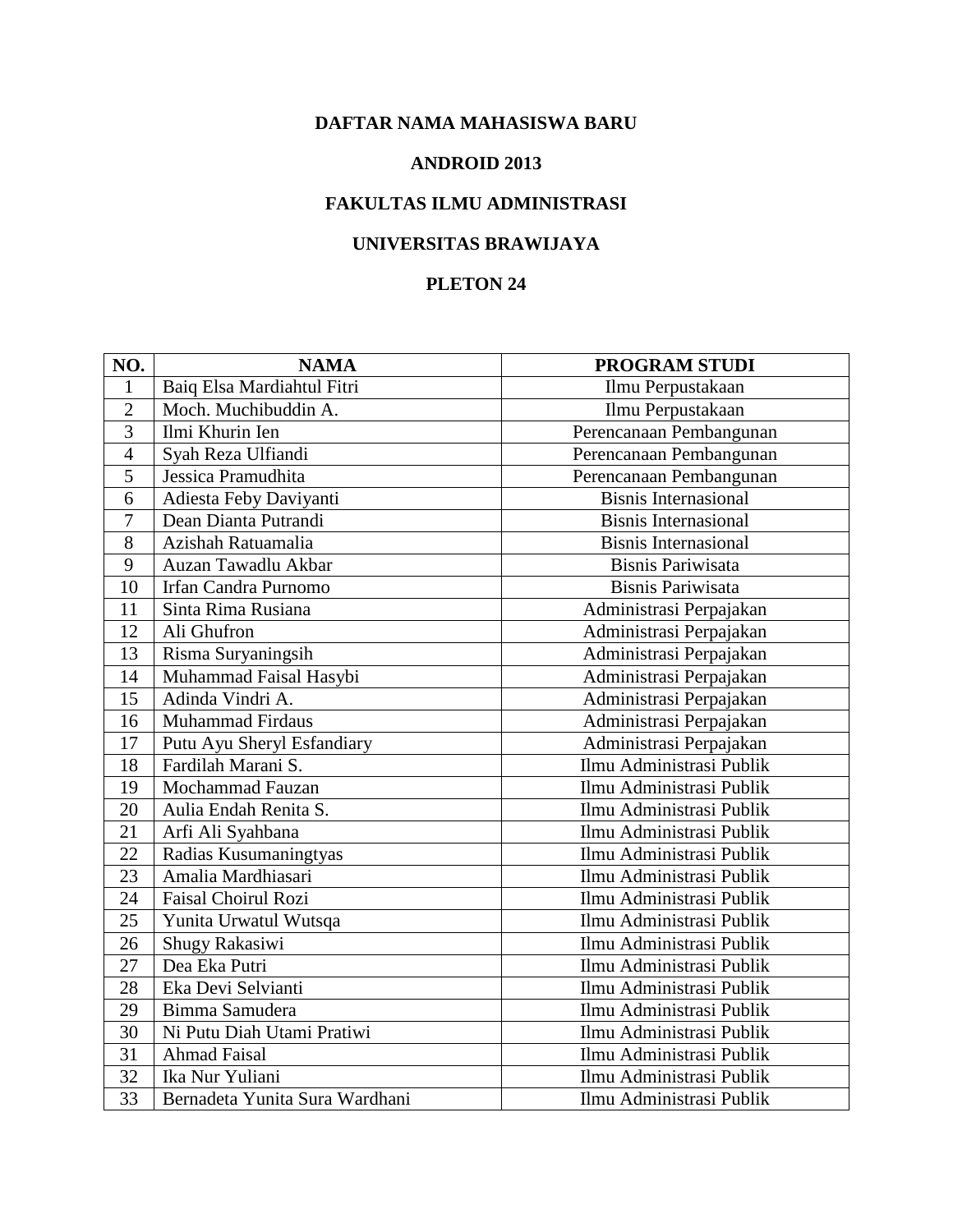**DAFTAR NAMA MAHASISWA BARU**

**ANDROID 2013**

**FAKULTAS ILMU ADMINISTRASI**

**UNIVERSITAS BRAWIJAYA**

**PLETON 24**

| NO. | NAMA | PROGRAM STUDI |
|---|---|---|
| 1 | Baiq Elsa Mardiahtul Fitri | Ilmu Perpustakaan |
| 2 | Moch. Muchibuddin A. | Ilmu Perpustakaan |
| 3 | Ilmi Khurin Ien | Perencanaan Pembangunan |
| 4 | Syah Reza Ulfiandi | Perencanaan Pembangunan |
| 5 | Jessica Pramudhita | Perencanaan Pembangunan |
| 6 | Adiesta Feby Daviyanti | Bisnis Internasional |
| 7 | Dean Dianta Putrandi | Bisnis Internasional |
| 8 | Azishah Ratuamalia | Bisnis Internasional |
| 9 | Auzan Tawadlu Akbar | Bisnis Pariwisata |
| 10 | Irfan Candra Purnomo | Bisnis Pariwisata |
| 11 | Sinta Rima Rusiana | Administrasi Perpajakan |
| 12 | Ali Ghufron | Administrasi Perpajakan |
| 13 | Risma Suryaningsih | Administrasi Perpajakan |
| 14 | Muhammad Faisal Hasybi | Administrasi Perpajakan |
| 15 | Adinda Vindri A. | Administrasi Perpajakan |
| 16 | Muhammad Firdaus | Administrasi Perpajakan |
| 17 | Putu Ayu Sheryl Esfandiary | Administrasi Perpajakan |
| 18 | Fardilah Marani S. | Ilmu Administrasi Publik |
| 19 | Mochammad Fauzan | Ilmu Administrasi Publik |
| 20 | Aulia Endah Renita S. | Ilmu Administrasi Publik |
| 21 | Arfi Ali Syahbana | Ilmu Administrasi Publik |
| 22 | Radias Kusumaningtyas | Ilmu Administrasi Publik |
| 23 | Amalia Mardhiasari | Ilmu Administrasi Publik |
| 24 | Faisal Choirul Rozi | Ilmu Administrasi Publik |
| 25 | Yunita Urwatul Wutsqa | Ilmu Administrasi Publik |
| 26 | Shugy Rakasiwi | Ilmu Administrasi Publik |
| 27 | Dea Eka Putri | Ilmu Administrasi Publik |
| 28 | Eka Devi Selvianti | Ilmu Administrasi Publik |
| 29 | Bimma Samudera | Ilmu Administrasi Publik |
| 30 | Ni Putu Diah Utami Pratiwi | Ilmu Administrasi Publik |
| 31 | Ahmad Faisal | Ilmu Administrasi Publik |
| 32 | Ika Nur Yuliani | Ilmu Administrasi Publik |
| 33 | Bernadeta Yunita Sura Wardhani | Ilmu Administrasi Publik |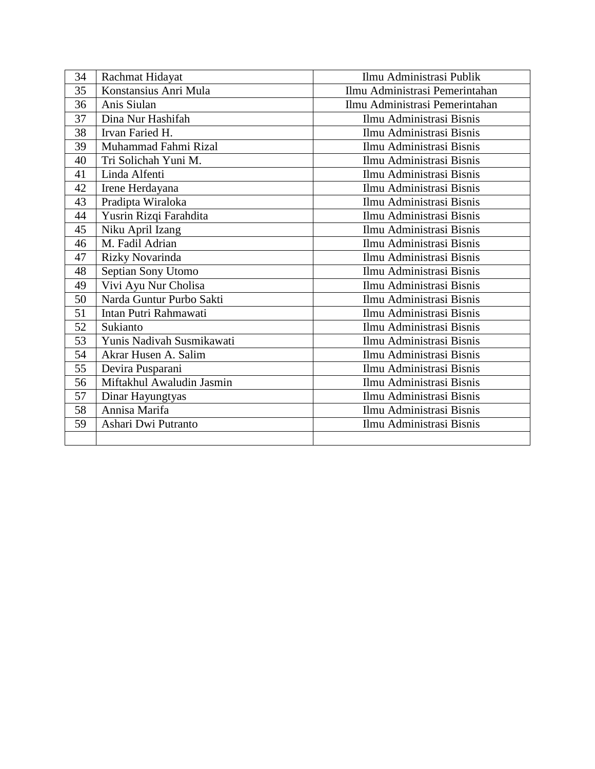| | | |
|---|---|---|
| 34 | Rachmat Hidayat | Ilmu Administrasi Publik |
| 35 | Konstansius Anri Mula | Ilmu Administrasi Pemerintahan |
| 36 | Anis Siulan | Ilmu Administrasi Pemerintahan |
| 37 | Dina Nur Hashifah | Ilmu Administrasi Bisnis |
| 38 | Irvan Faried H. | Ilmu Administrasi Bisnis |
| 39 | Muhammad Fahmi Rizal | Ilmu Administrasi Bisnis |
| 40 | Tri Solichah Yuni M. | Ilmu Administrasi Bisnis |
| 41 | Linda Alfenti | Ilmu Administrasi Bisnis |
| 42 | Irene Herdayana | Ilmu Administrasi Bisnis |
| 43 | Pradipta Wiraloka | Ilmu Administrasi Bisnis |
| 44 | Yusrin Rizqi Farahdita | Ilmu Administrasi Bisnis |
| 45 | Niku April Izang | Ilmu Administrasi Bisnis |
| 46 | M. Fadil Adrian | Ilmu Administrasi Bisnis |
| 47 | Rizky Novarinda | Ilmu Administrasi Bisnis |
| 48 | Septian Sony Utomo | Ilmu Administrasi Bisnis |
| 49 | Vivi Ayu Nur Cholisa | Ilmu Administrasi Bisnis |
| 50 | Narda Guntur Purbo Sakti | Ilmu Administrasi Bisnis |
| 51 | Intan Putri Rahmawati | Ilmu Administrasi Bisnis |
| 52 | Sukianto | Ilmu Administrasi Bisnis |
| 53 | Yunis Nadivah Susmikawati | Ilmu Administrasi Bisnis |
| 54 | Akrar Husen A. Salim | Ilmu Administrasi Bisnis |
| 55 | Devira Pusparani | Ilmu Administrasi Bisnis |
| 56 | Miftakhul Awaludin Jasmin | Ilmu Administrasi Bisnis |
| 57 | Dinar Hayungtyas | Ilmu Administrasi Bisnis |
| 58 | Annisa Marifa | Ilmu Administrasi Bisnis |
| 59 | Ashari Dwi Putranto | Ilmu Administrasi Bisnis |
| | | |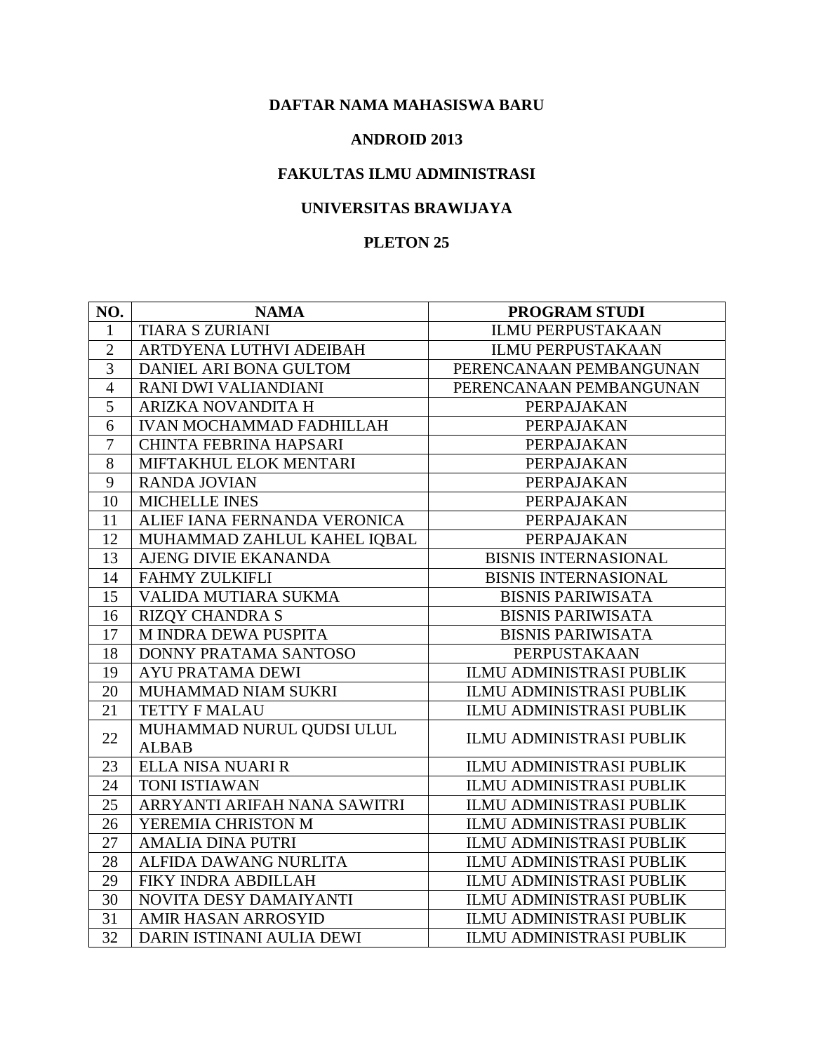**DAFTAR NAMA MAHASISWA BARU**

**ANDROID 2013**

**FAKULTAS ILMU ADMINISTRASI**

**UNIVERSITAS BRAWIJAYA**

**PLETON 25**

| NO. | NAMA | PROGRAM STUDI |
|---|---|---|
| 1 | TIARA S ZURIANI | ILMU PERPUSTAKAAN |
| 2 | ARTDYENA LUTHVI ADEIBAH | ILMU PERPUSTAKAAN |
| 3 | DANIEL ARI BONA GULTOM | PERENCANAAN PEMBANGUNAN |
| 4 | RANI DWI VALIANDIANI | PERENCANAAN PEMBANGUNAN |
| 5 | ARIZKA NOVANDITA H | PERPAJAKAN |
| 6 | IVAN MOCHAMMAD FADHILLAH | PERPAJAKAN |
| 7 | CHINTA FEBRINA HAPSARI | PERPAJAKAN |
| 8 | MIFTAKHUL ELOK MENTARI | PERPAJAKAN |
| 9 | RANDA JOVIAN | PERPAJAKAN |
| 10 | MICHELLE INES | PERPAJAKAN |
| 11 | ALIEF IANA FERNANDA VERONICA | PERPAJAKAN |
| 12 | MUHAMMAD ZAHLUL KAHEL IQBAL | PERPAJAKAN |
| 13 | AJENG DIVIE EKANANDA | BISNIS INTERNASIONAL |
| 14 | FAHMY ZULKIFLI | BISNIS INTERNASIONAL |
| 15 | VALIDA MUTIARA SUKMA | BISNIS PARIWISATA |
| 16 | RIZQY CHANDRA S | BISNIS PARIWISATA |
| 17 | M INDRA DEWA PUSPITA | BISNIS PARIWISATA |
| 18 | DONNY PRATAMA SANTOSO | PERPUSTAKAAN |
| 19 | AYU PRATAMA DEWI | ILMU ADMINISTRASI PUBLIK |
| 20 | MUHAMMAD NIAM SUKRI | ILMU ADMINISTRASI PUBLIK |
| 21 | TETTY F MALAU | ILMU ADMINISTRASI PUBLIK |
| 22 | MUHAMMAD NURUL QUDSI ULUL ALBAB | ILMU ADMINISTRASI PUBLIK |
| 23 | ELLA NISA NUARI R | ILMU ADMINISTRASI PUBLIK |
| 24 | TONI ISTIAWAN | ILMU ADMINISTRASI PUBLIK |
| 25 | ARRYANTI ARIFAH NANA SAWITRI | ILMU ADMINISTRASI PUBLIK |
| 26 | YEREMIA CHRISTON M | ILMU ADMINISTRASI PUBLIK |
| 27 | AMALIA DINA PUTRI | ILMU ADMINISTRASI PUBLIK |
| 28 | ALFIDA DAWANG NURLITA | ILMU ADMINISTRASI PUBLIK |
| 29 | FIKY INDRA ABDILLAH | ILMU ADMINISTRASI PUBLIK |
| 30 | NOVITA DESY DAMAIYANTI | ILMU ADMINISTRASI PUBLIK |
| 31 | AMIR HASAN ARROSYID | ILMU ADMINISTRASI PUBLIK |
| 32 | DARIN ISTINANI AULIA DEWI | ILMU ADMINISTRASI PUBLIK |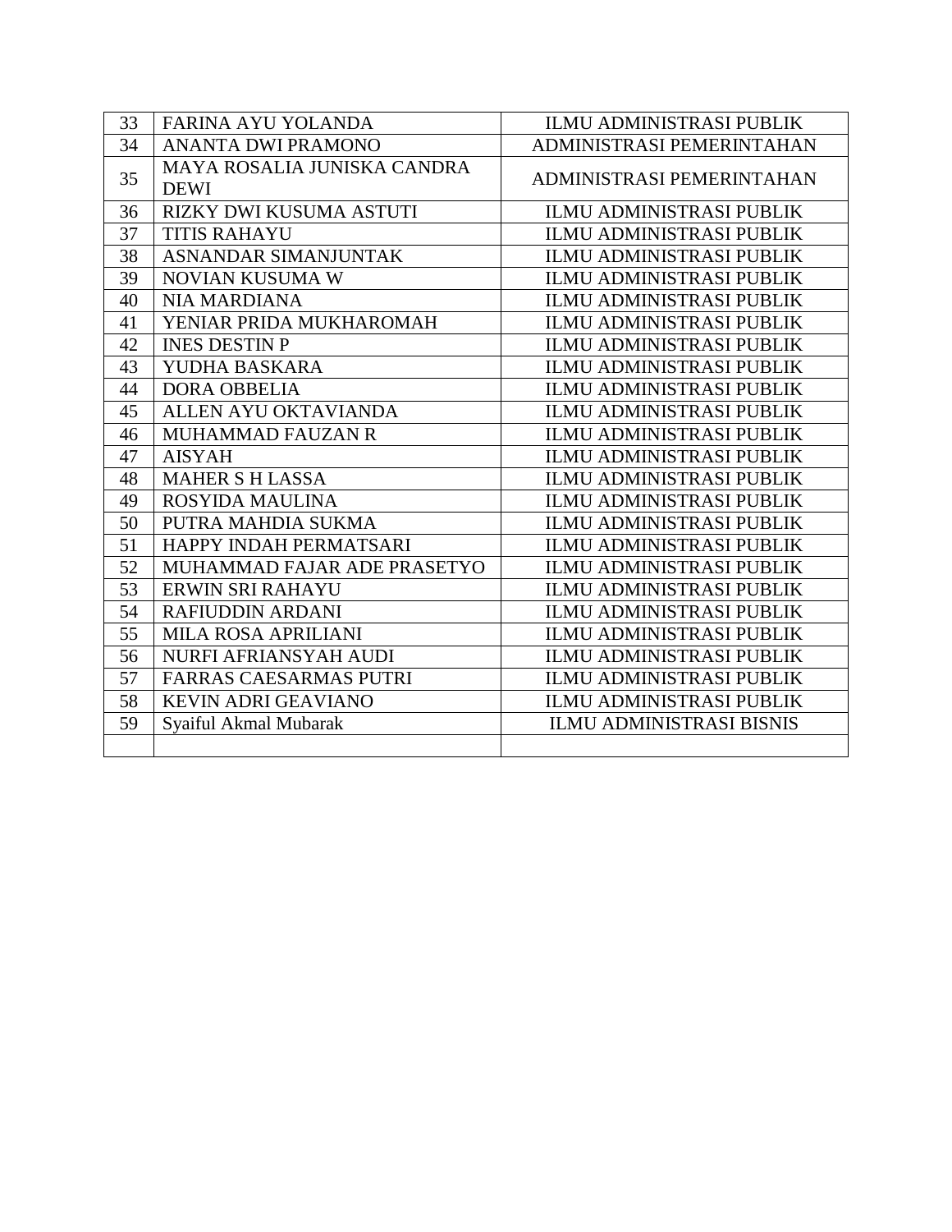| 33 | FARINA AYU YOLANDA | ILMU ADMINISTRASI PUBLIK |
|---|---|---|
| 34 | ANANTA DWI PRAMONO | ADMINISTRASI PEMERINTAHAN |
| 35 | MAYA ROSALIA JUNISKA CANDRA DEWI | ADMINISTRASI PEMERINTAHAN |
| 36 | RIZKY DWI KUSUMA ASTUTI | ILMU ADMINISTRASI PUBLIK |
| 37 | TITIS RAHAYU | ILMU ADMINISTRASI PUBLIK |
| 38 | ASNANDAR SIMANJUNTAK | ILMU ADMINISTRASI PUBLIK |
| 39 | NOVIAN KUSUMA W | ILMU ADMINISTRASI PUBLIK |
| 40 | NIA MARDIANA | ILMU ADMINISTRASI PUBLIK |
| 41 | YENIAR PRIDA MUKHAROMAH | ILMU ADMINISTRASI PUBLIK |
| 42 | INES DESTIN P | ILMU ADMINISTRASI PUBLIK |
| 43 | YUDHA BASKARA | ILMU ADMINISTRASI PUBLIK |
| 44 | DORA OBBELIA | ILMU ADMINISTRASI PUBLIK |
| 45 | ALLEN AYU OKTAVIANDA | ILMU ADMINISTRASI PUBLIK |
| 46 | MUHAMMAD FAUZAN R | ILMU ADMINISTRASI PUBLIK |
| 47 | AISYAH | ILMU ADMINISTRASI PUBLIK |
| 48 | MAHER S H LASSA | ILMU ADMINISTRASI PUBLIK |
| 49 | ROSYIDA MAULINA | ILMU ADMINISTRASI PUBLIK |
| 50 | PUTRA MAHDIA SUKMA | ILMU ADMINISTRASI PUBLIK |
| 51 | HAPPY INDAH PERMATSARI | ILMU ADMINISTRASI PUBLIK |
| 52 | MUHAMMAD FAJAR ADE PRASETYO | ILMU ADMINISTRASI PUBLIK |
| 53 | ERWIN SRI RAHAYU | ILMU ADMINISTRASI PUBLIK |
| 54 | RAFIUDDIN ARDANI | ILMU ADMINISTRASI PUBLIK |
| 55 | MILA ROSA APRILIANI | ILMU ADMINISTRASI PUBLIK |
| 56 | NURFI AFRIANSYAH AUDI | ILMU ADMINISTRASI PUBLIK |
| 57 | FARRAS CAESARMAS PUTRI | ILMU ADMINISTRASI PUBLIK |
| 58 | KEVIN ADRI GEAVIANO | ILMU ADMINISTRASI PUBLIK |
| 59 | Syaiful Akmal Mubarak | ILMU ADMINISTRASI BISNIS |
| | | |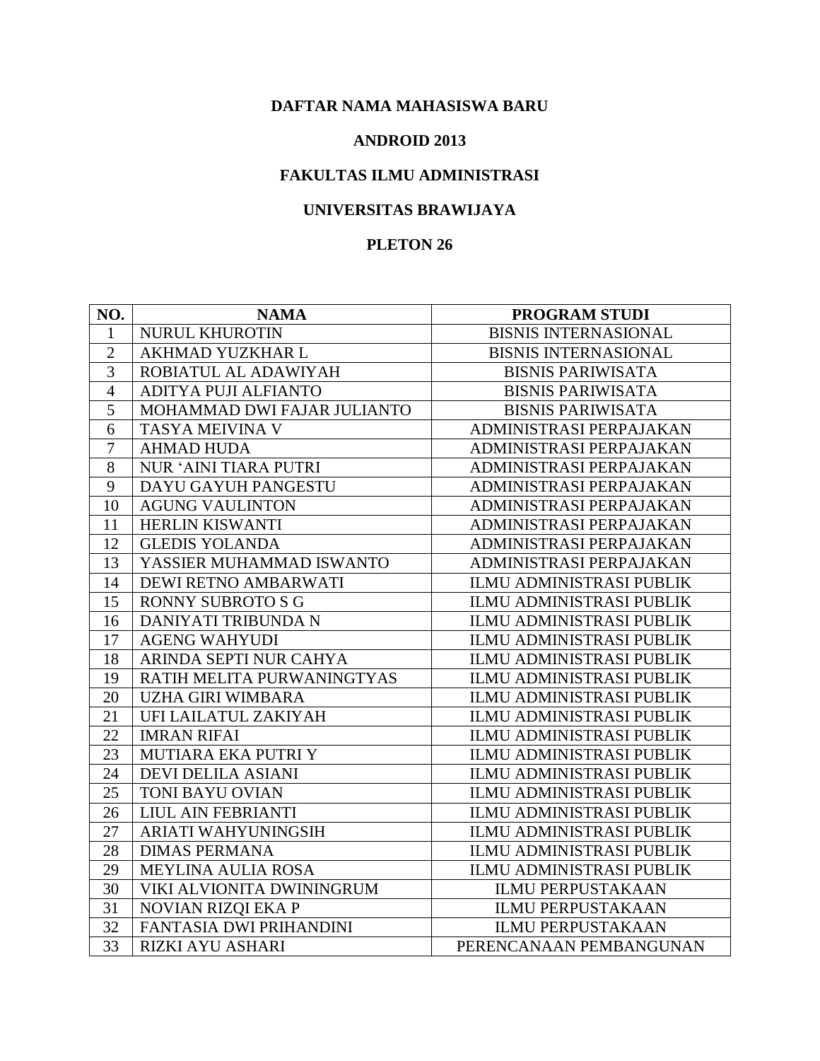**DAFTAR NAMA MAHASISWA BARU**

**ANDROID 2013**

**FAKULTAS ILMU ADMINISTRASI**

**UNIVERSITAS BRAWIJAYA**

**PLETON 26**

| NO. | NAMA | PROGRAM STUDI |
|---|---|---|
| 1 | NURUL KHUROTIN | BISNIS INTERNASIONAL |
| 2 | AKHMAD YUZKHAR L | BISNIS INTERNASIONAL |
| 3 | ROBIATUL AL ADAWIYAH | BISNIS PARIWISATA |
| 4 | ADITYA PUJI ALFIANTO | BISNIS PARIWISATA |
| 5 | MOHAMMAD DWI FAJAR JULIANTO | BISNIS PARIWISATA |
| 6 | TASYA MEIVINA V | ADMINISTRASI PERPAJAKAN |
| 7 | AHMAD HUDA | ADMINISTRASI PERPAJAKAN |
| 8 | NUR ‘AINI TIARA PUTRI | ADMINISTRASI PERPAJAKAN |
| 9 | DAYU GAYUH PANGESTU | ADMINISTRASI PERPAJAKAN |
| 10 | AGUNG VAULINTON | ADMINISTRASI PERPAJAKAN |
| 11 | HERLIN KISWANTI | ADMINISTRASI PERPAJAKAN |
| 12 | GLEDIS YOLANDA | ADMINISTRASI PERPAJAKAN |
| 13 | YASSIER MUHAMMAD ISWANTO | ADMINISTRASI PERPAJAKAN |
| 14 | DEWI RETNO AMBARWATI | ILMU ADMINISTRASI PUBLIK |
| 15 | RONNY SUBROTO S G | ILMU ADMINISTRASI PUBLIK |
| 16 | DANIYATI TRIBUNDA N | ILMU ADMINISTRASI PUBLIK |
| 17 | AGENG WAHYUDI | ILMU ADMINISTRASI PUBLIK |
| 18 | ARINDA SEPTI NUR CAHYA | ILMU ADMINISTRASI PUBLIK |
| 19 | RATIH MELITA PURWANINGTYAS | ILMU ADMINISTRASI PUBLIK |
| 20 | UZHA GIRI WIMBARA | ILMU ADMINISTRASI PUBLIK |
| 21 | UFI LAILATUL ZAKIYAH | ILMU ADMINISTRASI PUBLIK |
| 22 | IMRAN RIFAI | ILMU ADMINISTRASI PUBLIK |
| 23 | MUTIARA EKA PUTRI Y | ILMU ADMINISTRASI PUBLIK |
| 24 | DEVI DELILA ASIANI | ILMU ADMINISTRASI PUBLIK |
| 25 | TONI BAYU OVIAN | ILMU ADMINISTRASI PUBLIK |
| 26 | LIUL AIN FEBRIANTI | ILMU ADMINISTRASI PUBLIK |
| 27 | ARIATI WAHYUNINGSIH | ILMU ADMINISTRASI PUBLIK |
| 28 | DIMAS PERMANA | ILMU ADMINISTRASI PUBLIK |
| 29 | MEYLINA AULIA ROSA | ILMU ADMINISTRASI PUBLIK |
| 30 | VIKI ALVIONITA DWININGRUM | ILMU PERPUSTAKAAN |
| 31 | NOVIAN RIZQI EKA P | ILMU PERPUSTAKAAN |
| 32 | FANTASIA DWI PRIHANDINI | ILMU PERPUSTAKAAN |
| 33 | RIZKI AYU ASHARI | PERENCANAAN PEMBANGUNAN |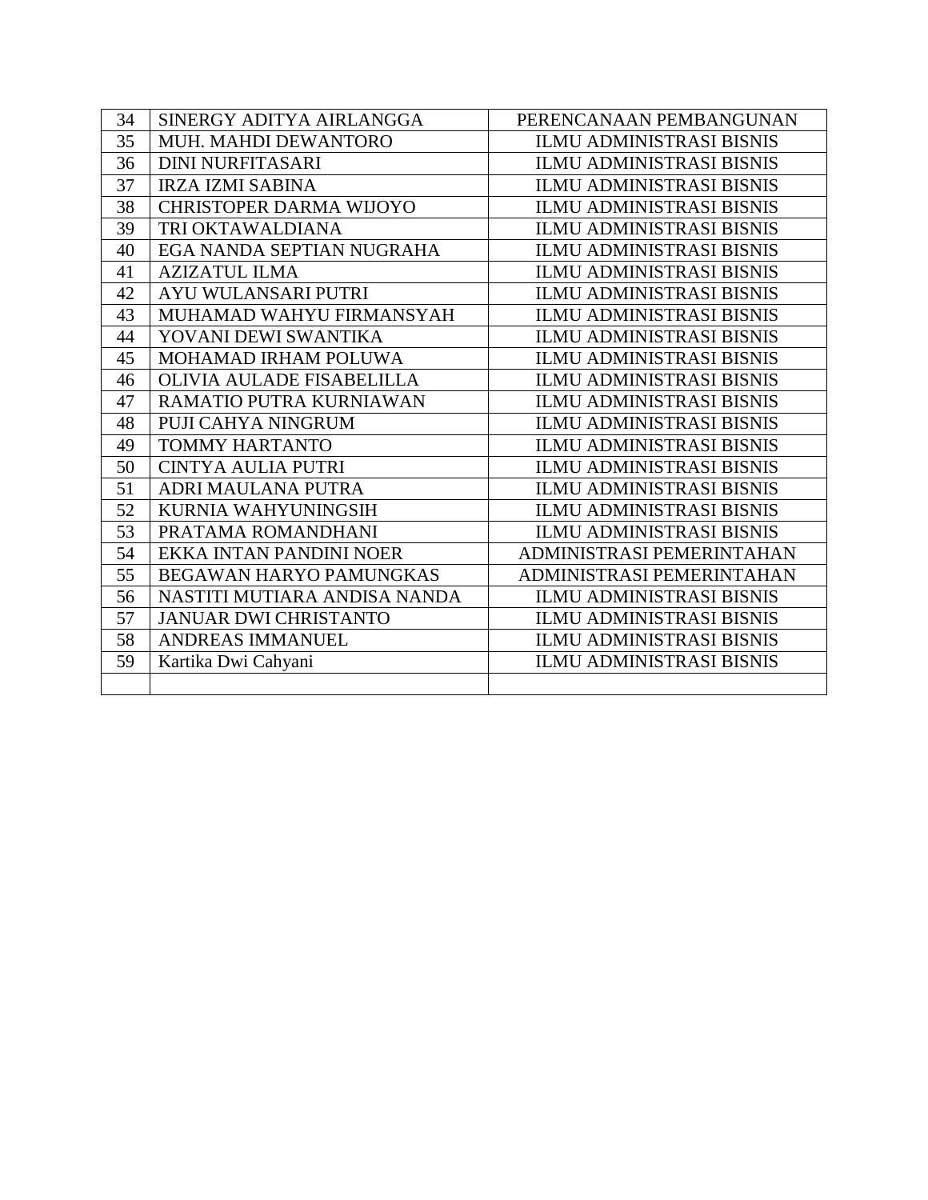| 34 | SINERGY ADITYA AIRLANGGA | PERENCANAAN PEMBANGUNAN |
|---|---|---|
| 35 | MUH. MAHDI DEWANTORO | ILMU ADMINISTRASI BISNIS |
| 36 | DINI NURFITASARI | ILMU ADMINISTRASI BISNIS |
| 37 | IRZA IZMI SABINA | ILMU ADMINISTRASI BISNIS |
| 38 | CHRISTOPER DARMA WIJOYO | ILMU ADMINISTRASI BISNIS |
| 39 | TRI OKTAWALDIANA | ILMU ADMINISTRASI BISNIS |
| 40 | EGA NANDA SEPTIAN NUGRAHA | ILMU ADMINISTRASI BISNIS |
| 41 | AZIZATUL ILMA | ILMU ADMINISTRASI BISNIS |
| 42 | AYU WULANSARI PUTRI | ILMU ADMINISTRASI BISNIS |
| 43 | MUHAMAD WAHYU FIRMANSYAH | ILMU ADMINISTRASI BISNIS |
| 44 | YOVANI DEWI SWANTIKA | ILMU ADMINISTRASI BISNIS |
| 45 | MOHAMAD IRHAM POLUWA | ILMU ADMINISTRASI BISNIS |
| 46 | OLIVIA AULADE FISABELILLA | ILMU ADMINISTRASI BISNIS |
| 47 | RAMATIO PUTRA KURNIAWAN | ILMU ADMINISTRASI BISNIS |
| 48 | PUJI CAHYA NINGRUM | ILMU ADMINISTRASI BISNIS |
| 49 | TOMMY HARTANTO | ILMU ADMINISTRASI BISNIS |
| 50 | CINTYA AULIA PUTRI | ILMU ADMINISTRASI BISNIS |
| 51 | ADRI MAULANA PUTRA | ILMU ADMINISTRASI BISNIS |
| 52 | KURNIA WAHYUNINGSIH | ILMU ADMINISTRASI BISNIS |
| 53 | PRATAMA ROMANDHANI | ILMU ADMINISTRASI BISNIS |
| 54 | EKKA INTAN PANDINI NOER | ADMINISTRASI PEMERINTAHAN |
| 55 | BEGAWAN HARYO PAMUNGKAS | ADMINISTRASI PEMERINTAHAN |
| 56 | NASTITI MUTIARA ANDISA NANDA | ILMU ADMINISTRASI BISNIS |
| 57 | JANUAR DWI CHRISTANTO | ILMU ADMINISTRASI BISNIS |
| 58 | ANDREAS IMMANUEL | ILMU ADMINISTRASI BISNIS |
| 59 | Kartika Dwi Cahyani | ILMU ADMINISTRASI BISNIS |
| | | |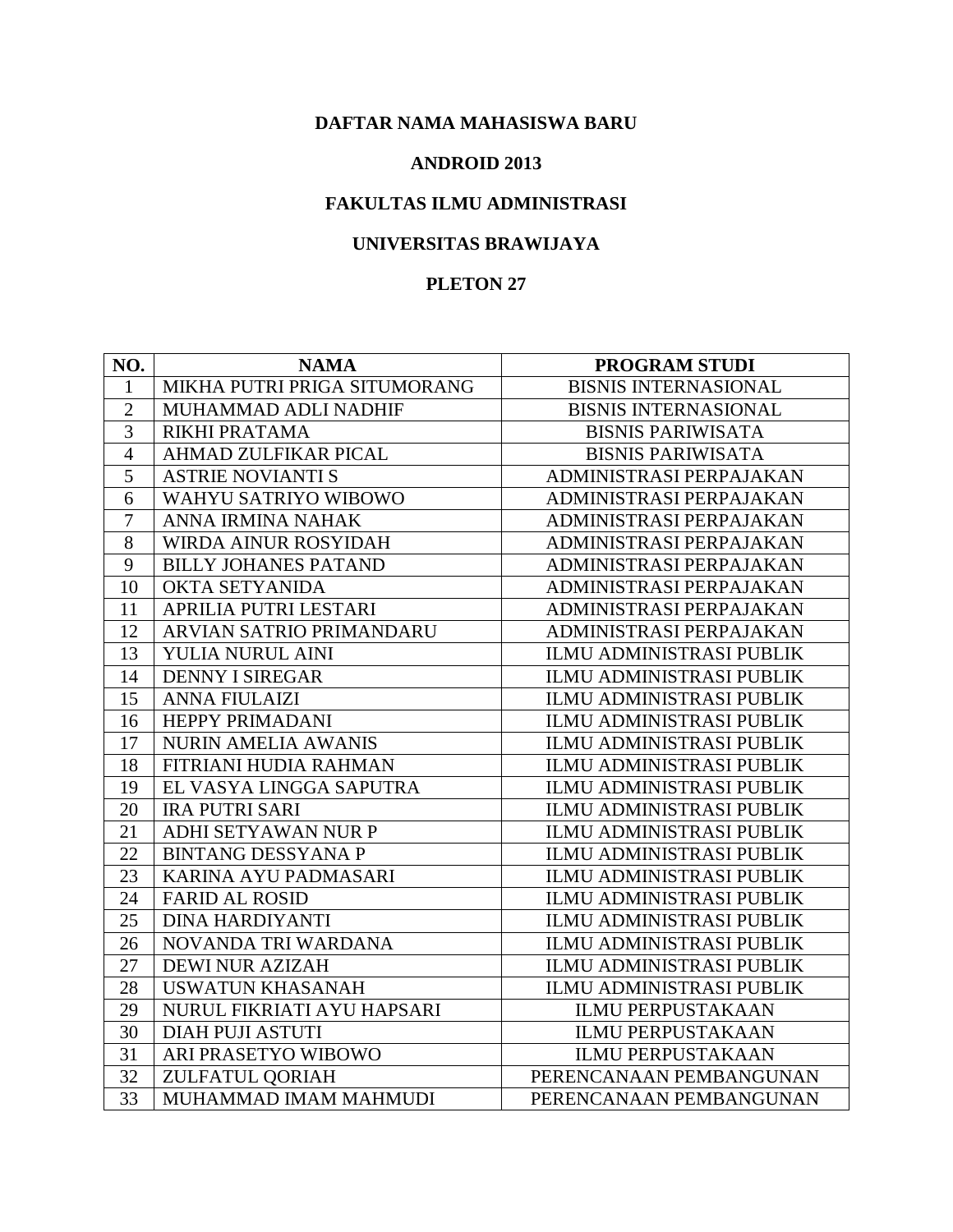**DAFTAR NAMA MAHASISWA BARU**

**ANDROID 2013**

**FAKULTAS ILMU ADMINISTRASI**

**UNIVERSITAS BRAWIJAYA**

**PLETON 27**

| NO. | NAMA | PROGRAM STUDI |
|---|---|---|
| 1 | MIKHA PUTRI PRIGA SITUMORANG | BISNIS INTERNASIONAL |
| 2 | MUHAMMAD ADLI NADHIF | BISNIS INTERNASIONAL |
| 3 | RIKHI PRATAMA | BISNIS PARIWISATA |
| 4 | AHMAD ZULFIKAR PICAL | BISNIS PARIWISATA |
| 5 | ASTRIE NOVIANTI S | ADMINISTRASI PERPAJAKAN |
| 6 | WAHYU SATRIYO WIBOWO | ADMINISTRASI PERPAJAKAN |
| 7 | ANNA IRMINA NAHAK | ADMINISTRASI PERPAJAKAN |
| 8 | WIRDA AINUR ROSYIDAH | ADMINISTRASI PERPAJAKAN |
| 9 | BILLY JOHANES PATAND | ADMINISTRASI PERPAJAKAN |
| 10 | OKTA SETYANIDA | ADMINISTRASI PERPAJAKAN |
| 11 | APRILIA PUTRI LESTARI | ADMINISTRASI PERPAJAKAN |
| 12 | ARVIAN SATRIO PRIMANDARU | ADMINISTRASI PERPAJAKAN |
| 13 | YULIA NURUL AINI | ILMU ADMINISTRASI PUBLIK |
| 14 | DENNY I SIREGAR | ILMU ADMINISTRASI PUBLIK |
| 15 | ANNA FIULAIZI | ILMU ADMINISTRASI PUBLIK |
| 16 | HEPPY PRIMADANI | ILMU ADMINISTRASI PUBLIK |
| 17 | NURIN AMELIA AWANIS | ILMU ADMINISTRASI PUBLIK |
| 18 | FITRIANI HUDIA RAHMAN | ILMU ADMINISTRASI PUBLIK |
| 19 | EL VASYA LINGGA SAPUTRA | ILMU ADMINISTRASI PUBLIK |
| 20 | IRA PUTRI SARI | ILMU ADMINISTRASI PUBLIK |
| 21 | ADHI SETYAWAN NUR P | ILMU ADMINISTRASI PUBLIK |
| 22 | BINTANG DESSYANA P | ILMU ADMINISTRASI PUBLIK |
| 23 | KARINA AYU PADMASARI | ILMU ADMINISTRASI PUBLIK |
| 24 | FARID AL ROSID | ILMU ADMINISTRASI PUBLIK |
| 25 | DINA HARDIYANTI | ILMU ADMINISTRASI PUBLIK |
| 26 | NOVANDA TRI WARDANA | ILMU ADMINISTRASI PUBLIK |
| 27 | DEWI NUR AZIZAH | ILMU ADMINISTRASI PUBLIK |
| 28 | USWATUN KHASANAH | ILMU ADMINISTRASI PUBLIK |
| 29 | NURUL FIKRIATI AYU HAPSARI | ILMU PERPUSTAKAAN |
| 30 | DIAH PUJI ASTUTI | ILMU PERPUSTAKAAN |
| 31 | ARI PRASETYO WIBOWO | ILMU PERPUSTAKAAN |
| 32 | ZULFATUL QORIAH | PERENCANAAN PEMBANGUNAN |
| 33 | MUHAMMAD IMAM MAHMUDI | PERENCANAAN PEMBANGUNAN |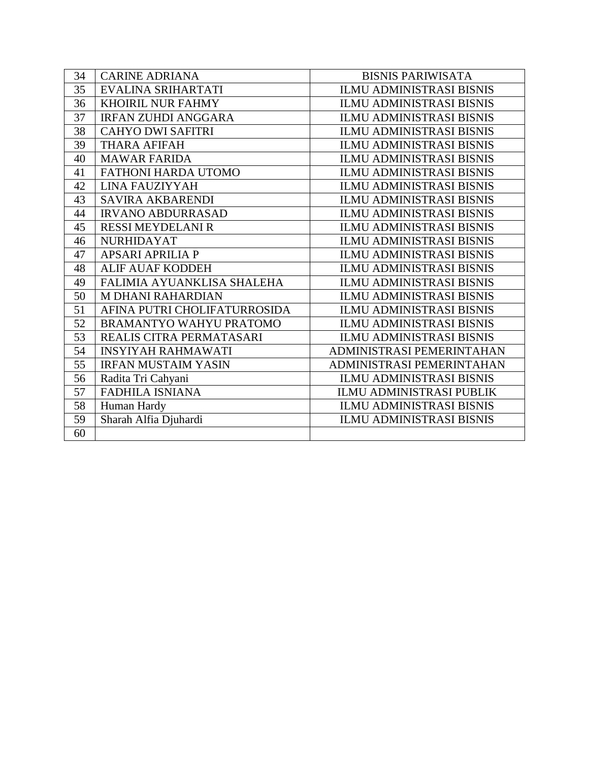| 34 | CARINE ADRIANA | BISNIS PARIWISATA |
|---|---|---|
| 35 | EVALINA SRIHARTATI | ILMU ADMINISTRASI BISNIS |
| 36 | KHOIRIL NUR FAHMY | ILMU ADMINISTRASI BISNIS |
| 37 | IRFAN ZUHDI ANGGARA | ILMU ADMINISTRASI BISNIS |
| 38 | CAHYO DWI SAFITRI | ILMU ADMINISTRASI BISNIS |
| 39 | THARA AFIFAH | ILMU ADMINISTRASI BISNIS |
| 40 | MAWAR FARIDA | ILMU ADMINISTRASI BISNIS |
| 41 | FATHONI HARDA UTOMO | ILMU ADMINISTRASI BISNIS |
| 42 | LINA FAUZIYYAH | ILMU ADMINISTRASI BISNIS |
| 43 | SAVIRA AKBARENDI | ILMU ADMINISTRASI BISNIS |
| 44 | IRVANO ABDURRASAD | ILMU ADMINISTRASI BISNIS |
| 45 | RESSI MEYDELANI R | ILMU ADMINISTRASI BISNIS |
| 46 | NURHIDAYAT | ILMU ADMINISTRASI BISNIS |
| 47 | APSARI APRILIA P | ILMU ADMINISTRASI BISNIS |
| 48 | ALIF AUAF KODDEH | ILMU ADMINISTRASI BISNIS |
| 49 | FALIMIA AYUANKLISA SHALEHA | ILMU ADMINISTRASI BISNIS |
| 50 | M DHANI RAHARDIAN | ILMU ADMINISTRASI BISNIS |
| 51 | AFINA PUTRI CHOLIFATURROSIDA | ILMU ADMINISTRASI BISNIS |
| 52 | BRAMANTYO WAHYU PRATOMO | ILMU ADMINISTRASI BISNIS |
| 53 | REALIS CITRA PERMATASARI | ILMU ADMINISTRASI BISNIS |
| 54 | INSYIYAH RAHMAWATI | ADMINISTRASI PEMERINTAHAN |
| 55 | IRFAN MUSTAIM YASIN | ADMINISTRASI PEMERINTAHAN |
| 56 | Radita Tri Cahyani | ILMU ADMINISTRASI BISNIS |
| 57 | FADHILA ISNIANA | ILMU ADMINISTRASI PUBLIK |
| 58 | Human Hardy | ILMU ADMINISTRASI BISNIS |
| 59 | Sharah Alfia Djuhardi | ILMU ADMINISTRASI BISNIS |
| 60 | | |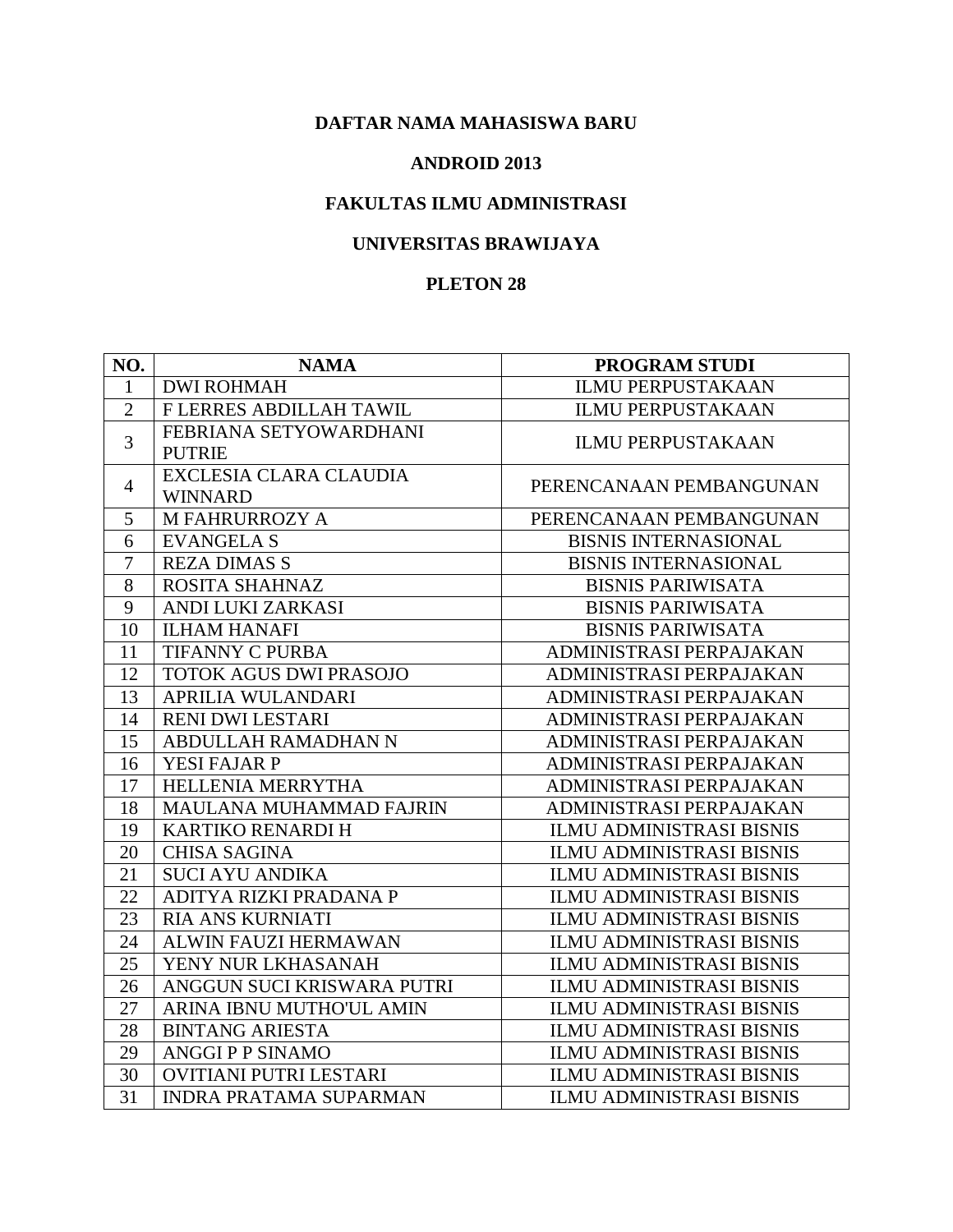**DAFTAR NAMA MAHASISWA BARU**

**ANDROID 2013**

**FAKULTAS ILMU ADMINISTRASI**

**UNIVERSITAS BRAWIJAYA**

**PLETON 28**

| NO. | NAMA | PROGRAM STUDI |
|---|---|---|
| 1 | DWI ROHMAH | ILMU PERPUSTAKAAN |
| 2 | F LERRES ABDILLAH TAWIL | ILMU PERPUSTAKAAN |
| 3 | FEBRIANA SETYOWARDHANI PUTRIE | ILMU PERPUSTAKAAN |
| 4 | EXCLESIA CLARA CLAUDIA WINNARD | PERENCANAAN PEMBANGUNAN |
| 5 | M FAHRURROZY A | PERENCANAAN PEMBANGUNAN |
| 6 | EVANGELA S | BISNIS INTERNASIONAL |
| 7 | REZA DIMAS S | BISNIS INTERNASIONAL |
| 8 | ROSITA SHAHNAZ | BISNIS PARIWISATA |
| 9 | ANDI LUKI ZARKASI | BISNIS PARIWISATA |
| 10 | ILHAM HANAFI | BISNIS PARIWISATA |
| 11 | TIFANNY C PURBA | ADMINISTRASI PERPAJAKAN |
| 12 | TOTOK AGUS DWI PRASOJO | ADMINISTRASI PERPAJAKAN |
| 13 | APRILIA WULANDARI | ADMINISTRASI PERPAJAKAN |
| 14 | RENI DWI LESTARI | ADMINISTRASI PERPAJAKAN |
| 15 | ABDULLAH RAMADHAN N | ADMINISTRASI PERPAJAKAN |
| 16 | YESI FAJAR P | ADMINISTRASI PERPAJAKAN |
| 17 | HELLENIA MERRYTHA | ADMINISTRASI PERPAJAKAN |
| 18 | MAULANA MUHAMMAD FAJRIN | ADMINISTRASI PERPAJAKAN |
| 19 | KARTIKO RENARDI H | ILMU ADMINISTRASI BISNIS |
| 20 | CHISA SAGINA | ILMU ADMINISTRASI BISNIS |
| 21 | SUCI AYU ANDIKA | ILMU ADMINISTRASI BISNIS |
| 22 | ADITYA RIZKI PRADANA P | ILMU ADMINISTRASI BISNIS |
| 23 | RIA ANS KURNIATI | ILMU ADMINISTRASI BISNIS |
| 24 | ALWIN FAUZI HERMAWAN | ILMU ADMINISTRASI BISNIS |
| 25 | YENY NUR LKHASANAH | ILMU ADMINISTRASI BISNIS |
| 26 | ANGGUN SUCI KRISWARA PUTRI | ILMU ADMINISTRASI BISNIS |
| 27 | ARINA IBNU MUTHO'UL AMIN | ILMU ADMINISTRASI BISNIS |
| 28 | BINTANG ARIESTA | ILMU ADMINISTRASI BISNIS |
| 29 | ANGGI P P SINAMO | ILMU ADMINISTRASI BISNIS |
| 30 | OVITIANI PUTRI LESTARI | ILMU ADMINISTRASI BISNIS |
| 31 | INDRA PRATAMA SUPARMAN | ILMU ADMINISTRASI BISNIS |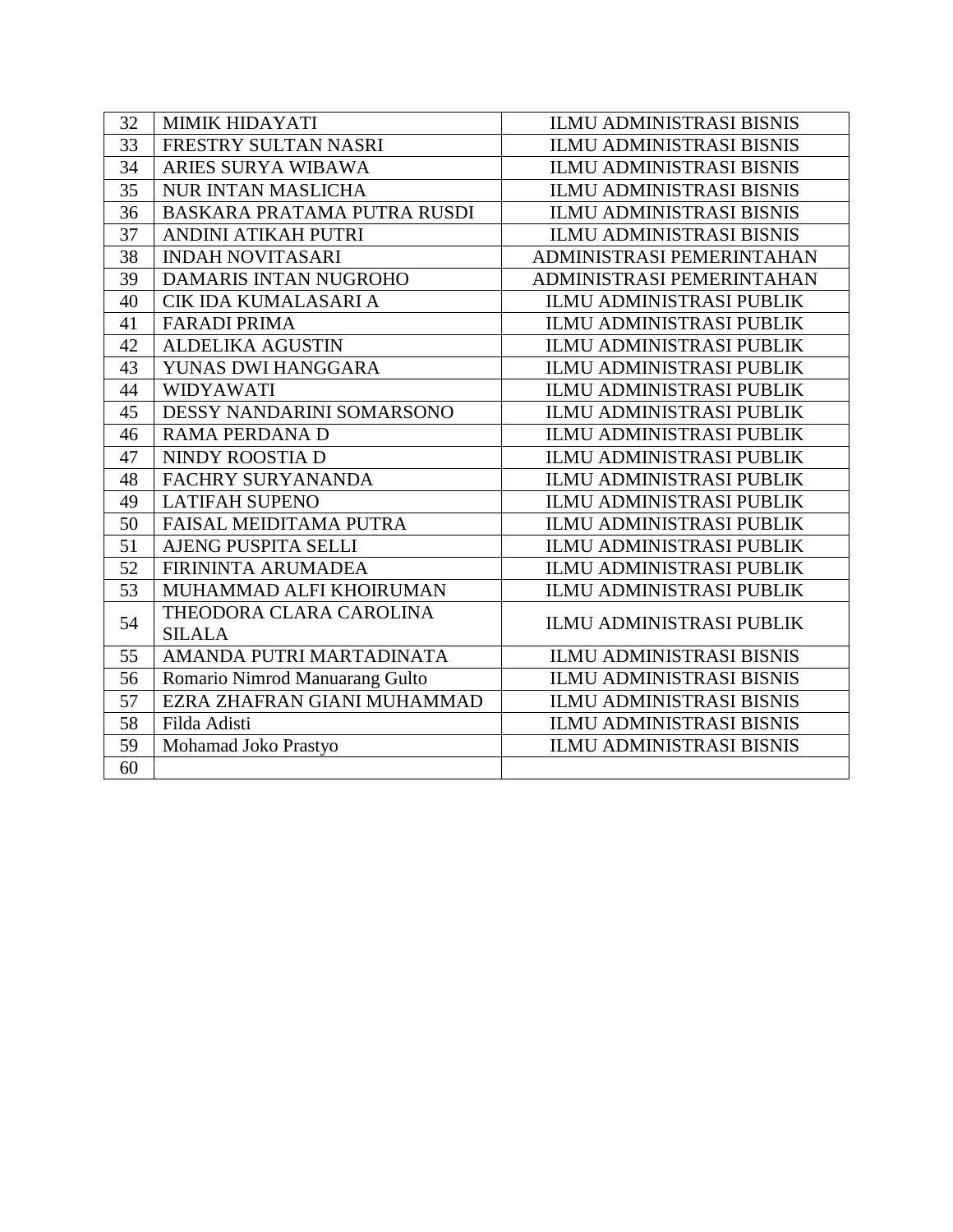| 32 | MIMIK HIDAYATI | ILMU ADMINISTRASI BISNIS |
|---|---|---|
| 33 | FRESTRY SULTAN NASRI | ILMU ADMINISTRASI BISNIS |
| 34 | ARIES SURYA WIBAWA | ILMU ADMINISTRASI BISNIS |
| 35 | NUR INTAN MASLICHA | ILMU ADMINISTRASI BISNIS |
| 36 | BASKARA PRATAMA PUTRA RUSDI | ILMU ADMINISTRASI BISNIS |
| 37 | ANDINI ATIKAH PUTRI | ILMU ADMINISTRASI BISNIS |
| 38 | INDAH NOVITASARI | ADMINISTRASI PEMERINTAHAN |
| 39 | DAMARIS INTAN NUGROHO | ADMINISTRASI PEMERINTAHAN |
| 40 | CIK IDA KUMALASARI A | ILMU ADMINISTRASI PUBLIK |
| 41 | FARADI PRIMA | ILMU ADMINISTRASI PUBLIK |
| 42 | ALDELIKA AGUSTIN | ILMU ADMINISTRASI PUBLIK |
| 43 | YUNAS DWI HANGGARA | ILMU ADMINISTRASI PUBLIK |
| 44 | WIDYAWATI | ILMU ADMINISTRASI PUBLIK |
| 45 | DESSY NANDARINI SOMARSONO | ILMU ADMINISTRASI PUBLIK |
| 46 | RAMA PERDANA D | ILMU ADMINISTRASI PUBLIK |
| 47 | NINDY ROOSTIA D | ILMU ADMINISTRASI PUBLIK |
| 48 | FACHRY SURYANANDA | ILMU ADMINISTRASI PUBLIK |
| 49 | LATIFAH SUPENO | ILMU ADMINISTRASI PUBLIK |
| 50 | FAISAL MEIDITAMA PUTRA | ILMU ADMINISTRASI PUBLIK |
| 51 | AJENG PUSPITA SELLI | ILMU ADMINISTRASI PUBLIK |
| 52 | FIRININTA ARUMADEA | ILMU ADMINISTRASI PUBLIK |
| 53 | MUHAMMAD ALFI KHOIRUMAN | ILMU ADMINISTRASI PUBLIK |
| 54 | THEODORA CLARA CAROLINA SILALA | ILMU ADMINISTRASI PUBLIK |
| 55 | AMANDA PUTRI MARTADINATA | ILMU ADMINISTRASI BISNIS |
| 56 | Romario Nimrod Manuarang Gulto | ILMU ADMINISTRASI BISNIS |
| 57 | EZRA ZHAFRAN GIANI MUHAMMAD | ILMU ADMINISTRASI BISNIS |
| 58 | Filda Adisti | ILMU ADMINISTRASI BISNIS |
| 59 | Mohamad Joko Prastyo | ILMU ADMINISTRASI BISNIS |
| 60 | | |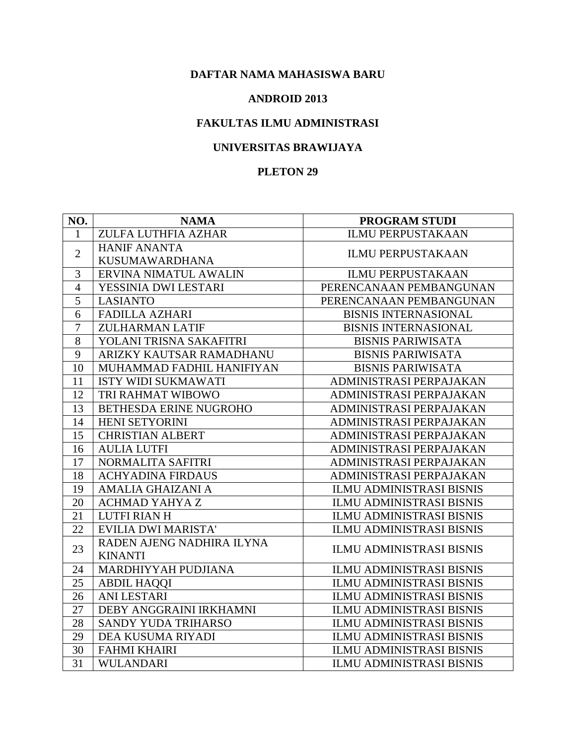**DAFTAR NAMA MAHASISWA BARU**

**ANDROID 2013**

**FAKULTAS ILMU ADMINISTRASI**

**UNIVERSITAS BRAWIJAYA**

**PLETON 29**

| NO. | NAMA | PROGRAM STUDI |
|---|---|---|
| 1 | ZULFA LUTHFIA AZHAR | ILMU PERPUSTAKAAN |
| 2 | HANIF ANANTA KUSUMAWARDHANA | ILMU PERPUSTAKAAN |
| 3 | ERVINA NIMATUL AWALIN | ILMU PERPUSTAKAAN |
| 4 | YESSINIA DWI LESTARI | PERENCANAAN PEMBANGUNAN |
| 5 | LASIANTO | PERENCANAAN PEMBANGUNAN |
| 6 | FADILLA AZHARI | BISNIS INTERNASIONAL |
| 7 | ZULHARMAN LATIF | BISNIS INTERNASIONAL |
| 8 | YOLANI TRISNA SAKAFITRI | BISNIS PARIWISATA |
| 9 | ARIZKY KAUTSAR RAMADHANU | BISNIS PARIWISATA |
| 10 | MUHAMMAD FADHIL HANIFIYAN | BISNIS PARIWISATA |
| 11 | ISTY WIDI SUKMAWATI | ADMINISTRASI PERPAJAKAN |
| 12 | TRI RAHMAT WIBOWO | ADMINISTRASI PERPAJAKAN |
| 13 | BETHESDA ERINE NUGROHO | ADMINISTRASI PERPAJAKAN |
| 14 | HENI SETYORINI | ADMINISTRASI PERPAJAKAN |
| 15 | CHRISTIAN ALBERT | ADMINISTRASI PERPAJAKAN |
| 16 | AULIA LUTFI | ADMINISTRASI PERPAJAKAN |
| 17 | NORMALITA SAFITRI | ADMINISTRASI PERPAJAKAN |
| 18 | ACHYADINA FIRDAUS | ADMINISTRASI PERPAJAKAN |
| 19 | AMALIA GHAIZANI A | ILMU ADMINISTRASI BISNIS |
| 20 | ACHMAD YAHYA Z | ILMU ADMINISTRASI BISNIS |
| 21 | LUTFI RIAN H | ILMU ADMINISTRASI BISNIS |
| 22 | EVILIA DWI MARISTA' | ILMU ADMINISTRASI BISNIS |
| 23 | RADEN AJENG NADHIRA ILYNA KINANTI | ILMU ADMINISTRASI BISNIS |
| 24 | MARDHIYYAH PUDJIANA | ILMU ADMINISTRASI BISNIS |
| 25 | ABDIL HAQQI | ILMU ADMINISTRASI BISNIS |
| 26 | ANI LESTARI | ILMU ADMINISTRASI BISNIS |
| 27 | DEBY ANGGRAINI IRKHAMNI | ILMU ADMINISTRASI BISNIS |
| 28 | SANDY YUDA TRIHARSO | ILMU ADMINISTRASI BISNIS |
| 29 | DEA KUSUMA RIYADI | ILMU ADMINISTRASI BISNIS |
| 30 | FAHMI KHAIRI | ILMU ADMINISTRASI BISNIS |
| 31 | WULANDARI | ILMU ADMINISTRASI BISNIS |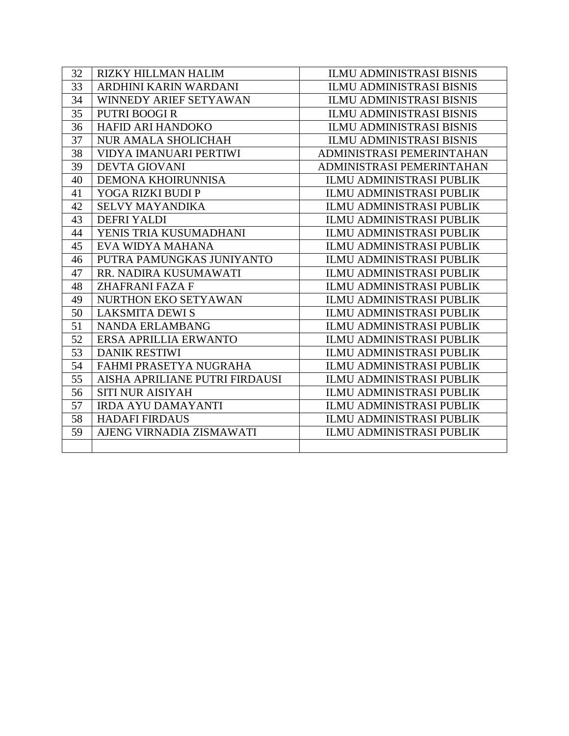| | | |
|---|---|---|
| 32 | RIZKY HILLMAN HALIM | ILMU ADMINISTRASI BISNIS |
| 33 | ARDHINI KARIN WARDANI | ILMU ADMINISTRASI BISNIS |
| 34 | WINNEDY ARIEF SETYAWAN | ILMU ADMINISTRASI BISNIS |
| 35 | PUTRI BOOGI R | ILMU ADMINISTRASI BISNIS |
| 36 | HAFID ARI HANDOKO | ILMU ADMINISTRASI BISNIS |
| 37 | NUR AMALA SHOLICHAH | ILMU ADMINISTRASI BISNIS |
| 38 | VIDYA IMANUARI PERTIWI | ADMINISTRASI PEMERINTAHAN |
| 39 | DEVTA GIOVANI | ADMINISTRASI PEMERINTAHAN |
| 40 | DEMONA KHOIRUNNISA | ILMU ADMINISTRASI PUBLIK |
| 41 | YOGA RIZKI BUDI P | ILMU ADMINISTRASI PUBLIK |
| 42 | SELVY MAYANDIKA | ILMU ADMINISTRASI PUBLIK |
| 43 | DEFRI YALDI | ILMU ADMINISTRASI PUBLIK |
| 44 | YENIS TRIA KUSUMADHANI | ILMU ADMINISTRASI PUBLIK |
| 45 | EVA WIDYA MAHANA | ILMU ADMINISTRASI PUBLIK |
| 46 | PUTRA PAMUNGKAS JUNIYANTO | ILMU ADMINISTRASI PUBLIK |
| 47 | RR. NADIRA KUSUMAWATI | ILMU ADMINISTRASI PUBLIK |
| 48 | ZHAFRANI FAZA F | ILMU ADMINISTRASI PUBLIK |
| 49 | NURTHON EKO SETYAWAN | ILMU ADMINISTRASI PUBLIK |
| 50 | LAKSMITA DEWI S | ILMU ADMINISTRASI PUBLIK |
| 51 | NANDA ERLAMBANG | ILMU ADMINISTRASI PUBLIK |
| 52 | ERSA APRILLIA ERWANTO | ILMU ADMINISTRASI PUBLIK |
| 53 | DANIK RESTIWI | ILMU ADMINISTRASI PUBLIK |
| 54 | FAHMI PRASETYA NUGRAHA | ILMU ADMINISTRASI PUBLIK |
| 55 | AISHA APRILIANE PUTRI FIRDAUSI | ILMU ADMINISTRASI PUBLIK |
| 56 | SITI NUR AISIYAH | ILMU ADMINISTRASI PUBLIK |
| 57 | IRDA AYU DAMAYANTI | ILMU ADMINISTRASI PUBLIK |
| 58 | HADAFI FIRDAUS | ILMU ADMINISTRASI PUBLIK |
| 59 | AJENG VIRNADIA ZISMAWATI | ILMU ADMINISTRASI PUBLIK |
| | | |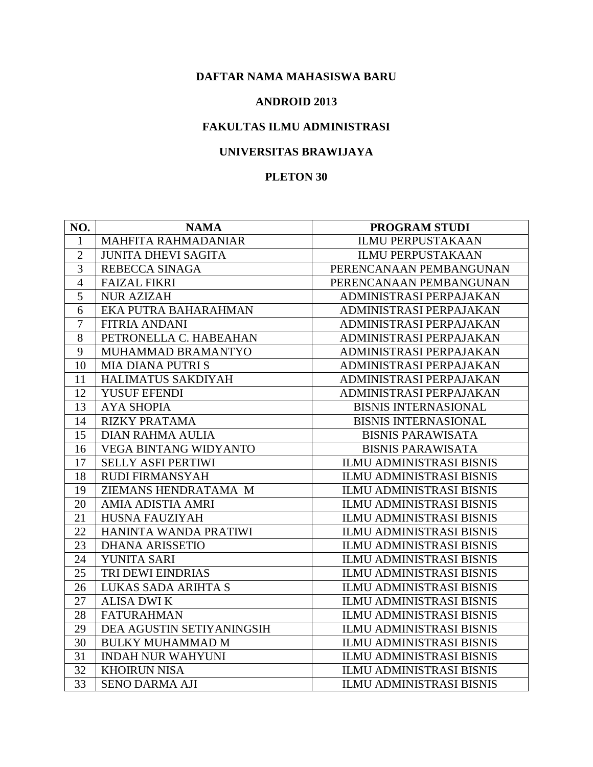**DAFTAR NAMA MAHASISWA BARU**

**ANDROID 2013**

**FAKULTAS ILMU ADMINISTRASI**

**UNIVERSITAS BRAWIJAYA**

**PLETON 30**

| NO. | NAMA | PROGRAM STUDI |
|---|---|---|
| 1 | MAHFITA RAHMADANIAR | ILMU PERPUSTAKAAN |
| 2 | JUNITA DHEVI SAGITA | ILMU PERPUSTAKAAN |
| 3 | REBECCA SINAGA | PERENCANAAN PEMBANGUNAN |
| 4 | FAIZAL FIKRI | PERENCANAAN PEMBANGUNAN |
| 5 | NUR AZIZAH | ADMINISTRASI PERPAJAKAN |
| 6 | EKA PUTRA BAHARAHMAN | ADMINISTRASI PERPAJAKAN |
| 7 | FITRIA ANDANI | ADMINISTRASI PERPAJAKAN |
| 8 | PETRONELLA C. HABEAHAN | ADMINISTRASI PERPAJAKAN |
| 9 | MUHAMMAD BRAMANTYO | ADMINISTRASI PERPAJAKAN |
| 10 | MIA DIANA PUTRI S | ADMINISTRASI PERPAJAKAN |
| 11 | HALIMATUS SAKDIYAH | ADMINISTRASI PERPAJAKAN |
| 12 | YUSUF EFENDI | ADMINISTRASI PERPAJAKAN |
| 13 | AYA SHOPIA | BISNIS INTERNASIONAL |
| 14 | RIZKY PRATAMA | BISNIS INTERNASIONAL |
| 15 | DIAN RAHMA AULIA | BISNIS PARAWISATA |
| 16 | VEGA BINTANG WIDYANTO | BISNIS PARAWISATA |
| 17 | SELLY ASFI PERTIWI | ILMU ADMINISTRASI BISNIS |
| 18 | RUDI FIRMANSYAH | ILMU ADMINISTRASI BISNIS |
| 19 | ZIEMANS HENDRATAMA M | ILMU ADMINISTRASI BISNIS |
| 20 | AMIA ADISTIA AMRI | ILMU ADMINISTRASI BISNIS |
| 21 | HUSNA FAUZIYAH | ILMU ADMINISTRASI BISNIS |
| 22 | HANINTA WANDA PRATIWI | ILMU ADMINISTRASI BISNIS |
| 23 | DHANA ARISSETIO | ILMU ADMINISTRASI BISNIS |
| 24 | YUNITA SARI | ILMU ADMINISTRASI BISNIS |
| 25 | TRI DEWI EINDRIAS | ILMU ADMINISTRASI BISNIS |
| 26 | LUKAS SADA ARIHTA S | ILMU ADMINISTRASI BISNIS |
| 27 | ALISA DWI K | ILMU ADMINISTRASI BISNIS |
| 28 | FATURAHMAN | ILMU ADMINISTRASI BISNIS |
| 29 | DEA AGUSTIN SETIYANINGSIH | ILMU ADMINISTRASI BISNIS |
| 30 | BULKY MUHAMMAD M | ILMU ADMINISTRASI BISNIS |
| 31 | INDAH NUR WAHYUNI | ILMU ADMINISTRASI BISNIS |
| 32 | KHOIRUN NISA | ILMU ADMINISTRASI BISNIS |
| 33 | SENO DARMA AJI | ILMU ADMINISTRASI BISNIS |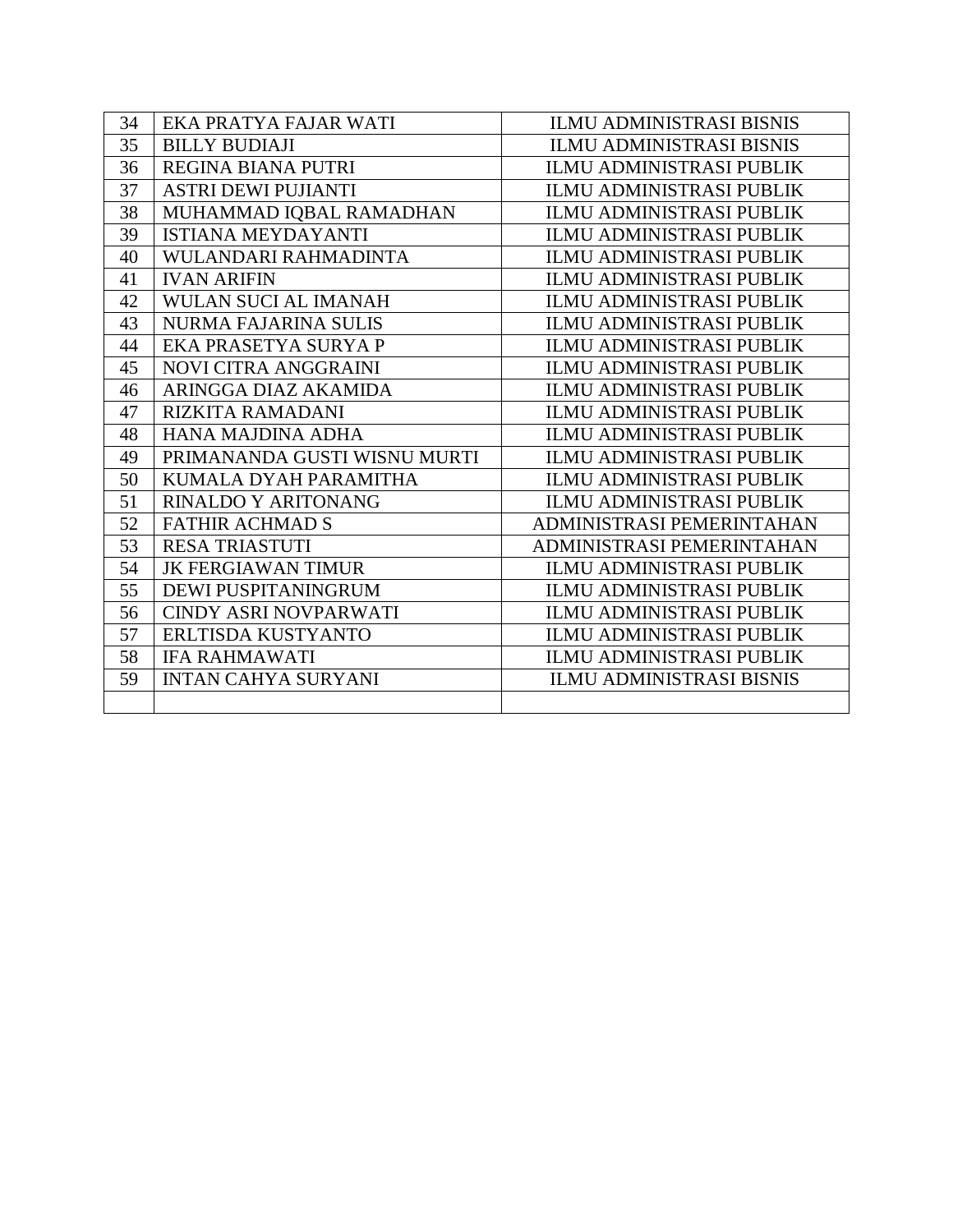| | | |
|---|---|---|
| 34 | EKA PRATYA FAJAR WATI | ILMU ADMINISTRASI BISNIS |
| 35 | BILLY BUDIAJI | ILMU ADMINISTRASI BISNIS |
| 36 | REGINA BIANA PUTRI | ILMU ADMINISTRASI PUBLIK |
| 37 | ASTRI DEWI PUJIANTI | ILMU ADMINISTRASI PUBLIK |
| 38 | MUHAMMAD IQBAL RAMADHAN | ILMU ADMINISTRASI PUBLIK |
| 39 | ISTIANA MEYDAYANTI | ILMU ADMINISTRASI PUBLIK |
| 40 | WULANDARI RAHMADINTA | ILMU ADMINISTRASI PUBLIK |
| 41 | IVAN ARIFIN | ILMU ADMINISTRASI PUBLIK |
| 42 | WULAN SUCI AL IMANAH | ILMU ADMINISTRASI PUBLIK |
| 43 | NURMA FAJARINA SULIS | ILMU ADMINISTRASI PUBLIK |
| 44 | EKA PRASETYA SURYA P | ILMU ADMINISTRASI PUBLIK |
| 45 | NOVI CITRA ANGGRAINI | ILMU ADMINISTRASI PUBLIK |
| 46 | ARINGGA DIAZ AKAMIDA | ILMU ADMINISTRASI PUBLIK |
| 47 | RIZKITA RAMADANI | ILMU ADMINISTRASI PUBLIK |
| 48 | HANA MAJDINA ADHA | ILMU ADMINISTRASI PUBLIK |
| 49 | PRIMANANDA GUSTI WISNU MURTI | ILMU ADMINISTRASI PUBLIK |
| 50 | KUMALA DYAH PARAMITHA | ILMU ADMINISTRASI PUBLIK |
| 51 | RINALDO Y ARITONANG | ILMU ADMINISTRASI PUBLIK |
| 52 | FATHIR ACHMAD S | ADMINISTRASI PEMERINTAHAN |
| 53 | RESA TRIASTUTI | ADMINISTRASI PEMERINTAHAN |
| 54 | JK FERGIAWAN TIMUR | ILMU ADMINISTRASI PUBLIK |
| 55 | DEWI PUSPITANINGRUM | ILMU ADMINISTRASI PUBLIK |
| 56 | CINDY ASRI NOVPARWATI | ILMU ADMINISTRASI PUBLIK |
| 57 | ERLTISDA KUSTYANTO | ILMU ADMINISTRASI PUBLIK |
| 58 | IFA RAHMAWATI | ILMU ADMINISTRASI PUBLIK |
| 59 | INTAN CAHYA SURYANI | ILMU ADMINISTRASI BISNIS |
| | | |